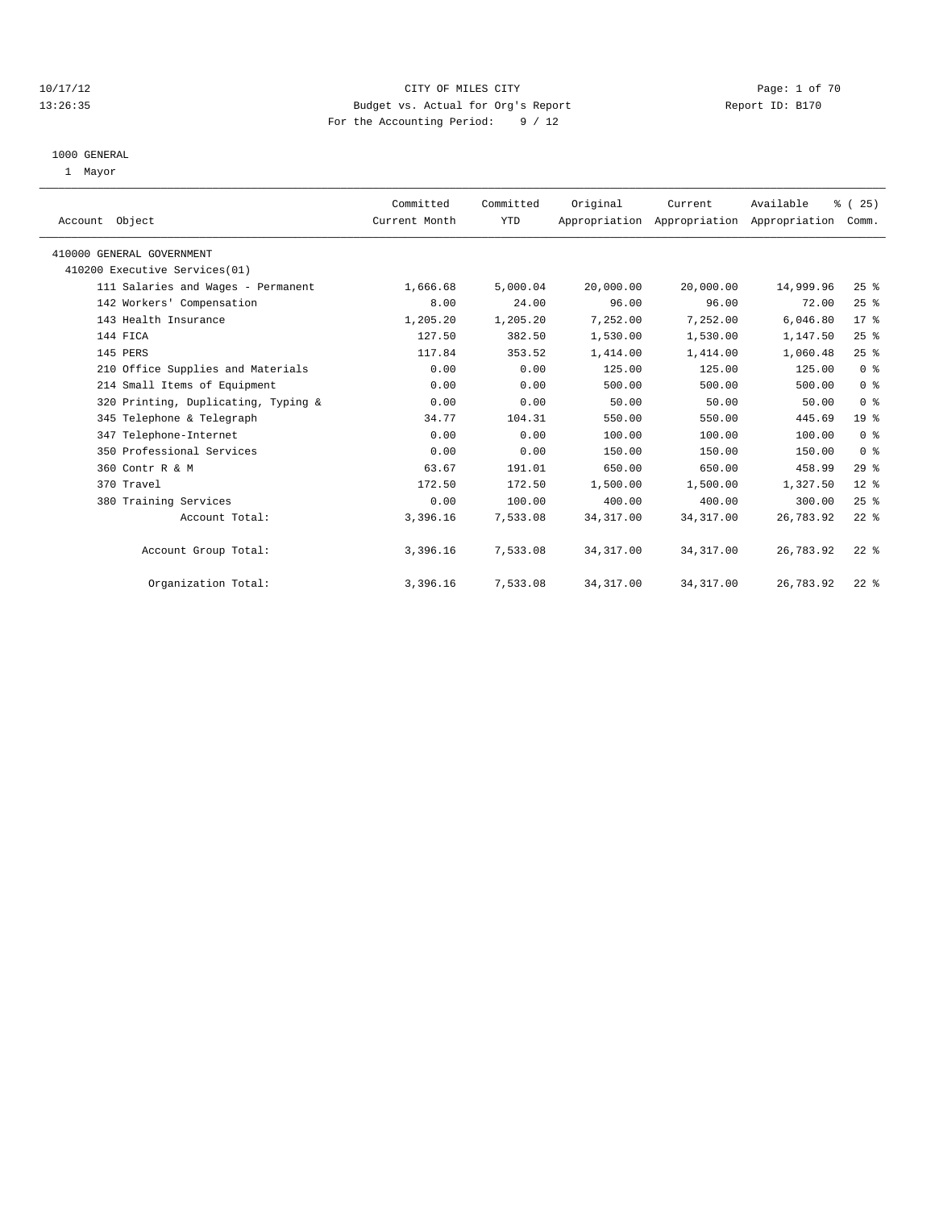10/17/12
13:26:35

# CITY OF MILES CITY

Budget vs. Actual for Org's Report

Report ID: B170

For the Accounting Period: 9 / 12

1000 GENERAL

1 Mayor

| Account Object | Committed Current Month | Committed YTD | Original Appropriation | Current Appropriation | Available Appropriation | % ( 25) Comm. |
|---|---|---|---|---|---|---|
| 410000 GENERAL GOVERNMENT | | | | | | |
| 410200 Executive Services(01) | | | | | | |
| 111 Salaries and Wages - Permanent | 1,666.68 | 5,000.04 | 20,000.00 | 20,000.00 | 14,999.96 | 25 % |
| 142 Workers' Compensation | 8.00 | 24.00 | 96.00 | 96.00 | 72.00 | 25 % |
| 143 Health Insurance | 1,205.20 | 1,205.20 | 7,252.00 | 7,252.00 | 6,046.80 | 17 % |
| 144 FICA | 127.50 | 382.50 | 1,530.00 | 1,530.00 | 1,147.50 | 25 % |
| 145 PERS | 117.84 | 353.52 | 1,414.00 | 1,414.00 | 1,060.48 | 25 % |
| 210 Office Supplies and Materials | 0.00 | 0.00 | 125.00 | 125.00 | 125.00 | 0 % |
| 214 Small Items of Equipment | 0.00 | 0.00 | 500.00 | 500.00 | 500.00 | 0 % |
| 320 Printing, Duplicating, Typing & | 0.00 | 0.00 | 50.00 | 50.00 | 50.00 | 0 % |
| 345 Telephone & Telegraph | 34.77 | 104.31 | 550.00 | 550.00 | 445.69 | 19 % |
| 347 Telephone-Internet | 0.00 | 0.00 | 100.00 | 100.00 | 100.00 | 0 % |
| 350 Professional Services | 0.00 | 0.00 | 150.00 | 150.00 | 150.00 | 0 % |
| 360 Contr R & M | 63.67 | 191.01 | 650.00 | 650.00 | 458.99 | 29 % |
| 370 Travel | 172.50 | 172.50 | 1,500.00 | 1,500.00 | 1,327.50 | 12 % |
| 380 Training Services | 0.00 | 100.00 | 400.00 | 400.00 | 300.00 | 25 % |
| Account Total: | 3,396.16 | 7,533.08 | 34,317.00 | 34,317.00 | 26,783.92 | 22 % |
| Account Group Total: | 3,396.16 | 7,533.08 | 34,317.00 | 34,317.00 | 26,783.92 | 22 % |
| Organization Total: | 3,396.16 | 7,533.08 | 34,317.00 | 34,317.00 | 26,783.92 | 22 % |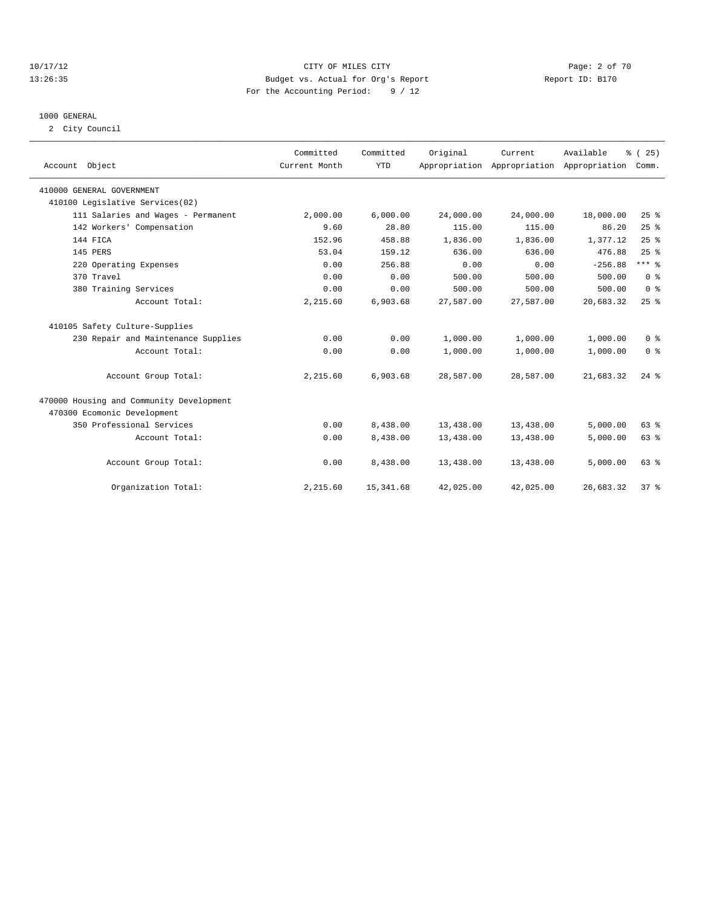CITY OF MILES CITY

Budget vs. Actual for Org's Report

For the Accounting Period: 9 / 12

Report ID: B170

10/17/12
13:26:35

1000 GENERAL

2 City Council

| Account Object | Committed Current Month | Committed YTD | Original Appropriation | Current Appropriation | Available Appropriation | % ( 25) Comm. |
|---|---|---|---|---|---|---|
| 410000 GENERAL GOVERNMENT | | | | | | |
| 410100 Legislative Services(02) | | | | | | |
| 111 Salaries and Wages - Permanent | 2,000.00 | 6,000.00 | 24,000.00 | 24,000.00 | 18,000.00 | 25 % |
| 142 Workers' Compensation | 9.60 | 28.80 | 115.00 | 115.00 | 86.20 | 25 % |
| 144 FICA | 152.96 | 458.88 | 1,836.00 | 1,836.00 | 1,377.12 | 25 % |
| 145 PERS | 53.04 | 159.12 | 636.00 | 636.00 | 476.88 | 25 % |
| 220 Operating Expenses | 0.00 | 256.88 | 0.00 | 0.00 | -256.88 | *** % |
| 370 Travel | 0.00 | 0.00 | 500.00 | 500.00 | 500.00 | 0 % |
| 380 Training Services | 0.00 | 0.00 | 500.00 | 500.00 | 500.00 | 0 % |
| Account Total: | 2,215.60 | 6,903.68 | 27,587.00 | 27,587.00 | 20,683.32 | 25 % |
| 410105 Safety Culture-Supplies | | | | | | |
| 230 Repair and Maintenance Supplies | 0.00 | 0.00 | 1,000.00 | 1,000.00 | 1,000.00 | 0 % |
| Account Total: | 0.00 | 0.00 | 1,000.00 | 1,000.00 | 1,000.00 | 0 % |
| Account Group Total: | 2,215.60 | 6,903.68 | 28,587.00 | 28,587.00 | 21,683.32 | 24 % |
| 470000 Housing and Community Development | | | | | | |
| 470300 Ecomonic Development | | | | | | |
| 350 Professional Services | 0.00 | 8,438.00 | 13,438.00 | 13,438.00 | 5,000.00 | 63 % |
| Account Total: | 0.00 | 8,438.00 | 13,438.00 | 13,438.00 | 5,000.00 | 63 % |
| Account Group Total: | 0.00 | 8,438.00 | 13,438.00 | 13,438.00 | 5,000.00 | 63 % |
| Organization Total: | 2,215.60 | 15,341.68 | 42,025.00 | 42,025.00 | 26,683.32 | 37 % |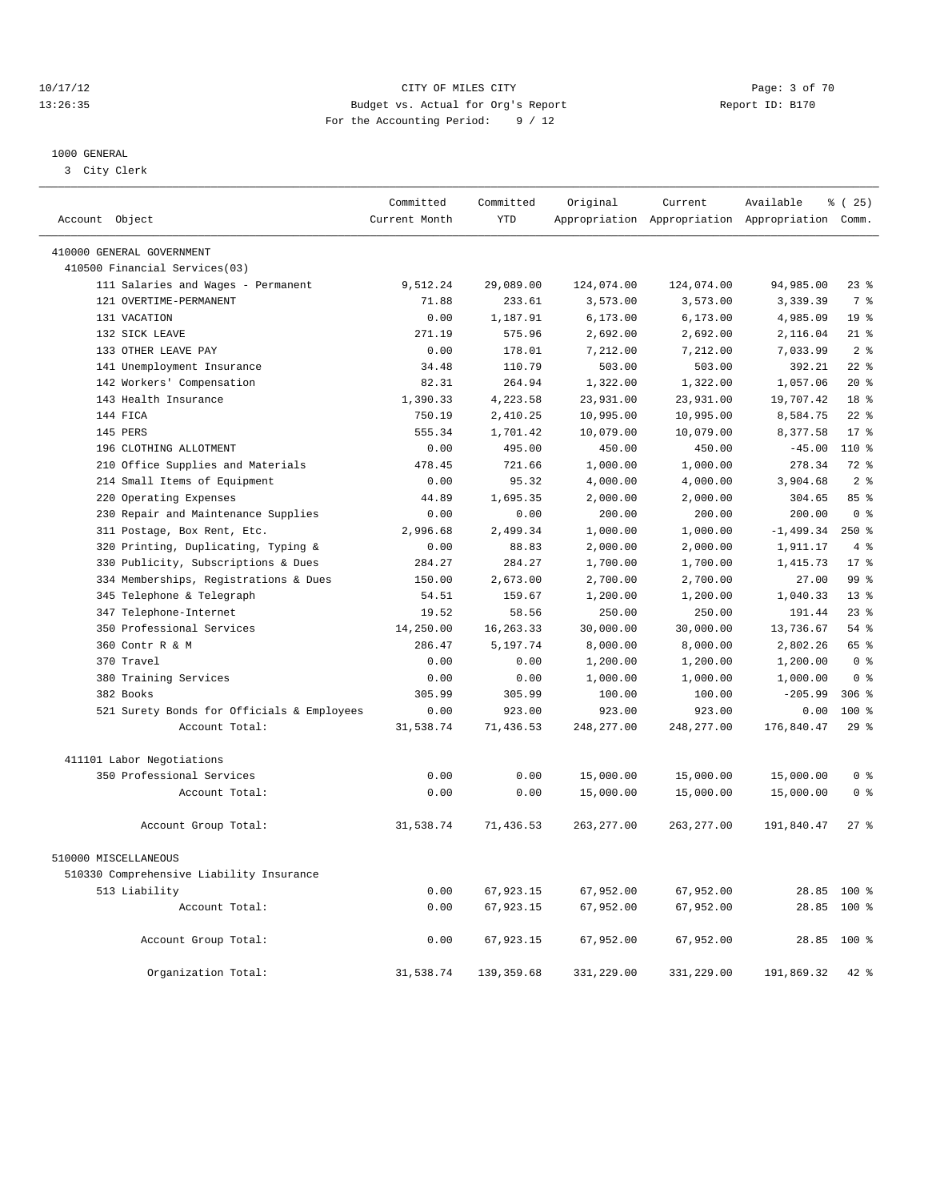CITY OF MILES CITY
Budget vs. Actual for Org's Report
For the Accounting Period: 9 / 12

10/17/12
13:26:35

Report ID: B170

1000 GENERAL
3 City Clerk

| Account Object | Committed Current Month | Committed YTD | Original Appropriation | Current Appropriation | Available Appropriation | % ( 25) Comm. |
|---|---|---|---|---|---|---|
| 410000 GENERAL GOVERNMENT | | | | | | |
| 410500 Financial Services(03) | | | | | | |
| 111 Salaries and Wages - Permanent | 9,512.24 | 29,089.00 | 124,074.00 | 124,074.00 | 94,985.00 | 23 % |
| 121 OVERTIME-PERMANENT | 71.88 | 233.61 | 3,573.00 | 3,573.00 | 3,339.39 | 7 % |
| 131 VACATION | 0.00 | 1,187.91 | 6,173.00 | 6,173.00 | 4,985.09 | 19 % |
| 132 SICK LEAVE | 271.19 | 575.96 | 2,692.00 | 2,692.00 | 2,116.04 | 21 % |
| 133 OTHER LEAVE PAY | 0.00 | 178.01 | 7,212.00 | 7,212.00 | 7,033.99 | 2 % |
| 141 Unemployment Insurance | 34.48 | 110.79 | 503.00 | 503.00 | 392.21 | 22 % |
| 142 Workers' Compensation | 82.31 | 264.94 | 1,322.00 | 1,322.00 | 1,057.06 | 20 % |
| 143 Health Insurance | 1,390.33 | 4,223.58 | 23,931.00 | 23,931.00 | 19,707.42 | 18 % |
| 144 FICA | 750.19 | 2,410.25 | 10,995.00 | 10,995.00 | 8,584.75 | 22 % |
| 145 PERS | 555.34 | 1,701.42 | 10,079.00 | 10,079.00 | 8,377.58 | 17 % |
| 196 CLOTHING ALLOTMENT | 0.00 | 495.00 | 450.00 | 450.00 | -45.00 | 110 % |
| 210 Office Supplies and Materials | 478.45 | 721.66 | 1,000.00 | 1,000.00 | 278.34 | 72 % |
| 214 Small Items of Equipment | 0.00 | 95.32 | 4,000.00 | 4,000.00 | 3,904.68 | 2 % |
| 220 Operating Expenses | 44.89 | 1,695.35 | 2,000.00 | 2,000.00 | 304.65 | 85 % |
| 230 Repair and Maintenance Supplies | 0.00 | 0.00 | 200.00 | 200.00 | 200.00 | 0 % |
| 311 Postage, Box Rent, Etc. | 2,996.68 | 2,499.34 | 1,000.00 | 1,000.00 | -1,499.34 | 250 % |
| 320 Printing, Duplicating, Typing & | 0.00 | 88.83 | 2,000.00 | 2,000.00 | 1,911.17 | 4 % |
| 330 Publicity, Subscriptions & Dues | 284.27 | 284.27 | 1,700.00 | 1,700.00 | 1,415.73 | 17 % |
| 334 Memberships, Registrations & Dues | 150.00 | 2,673.00 | 2,700.00 | 2,700.00 | 27.00 | 99 % |
| 345 Telephone & Telegraph | 54.51 | 159.67 | 1,200.00 | 1,200.00 | 1,040.33 | 13 % |
| 347 Telephone-Internet | 19.52 | 58.56 | 250.00 | 250.00 | 191.44 | 23 % |
| 350 Professional Services | 14,250.00 | 16,263.33 | 30,000.00 | 30,000.00 | 13,736.67 | 54 % |
| 360 Contr R & M | 286.47 | 5,197.74 | 8,000.00 | 8,000.00 | 2,802.26 | 65 % |
| 370 Travel | 0.00 | 0.00 | 1,200.00 | 1,200.00 | 1,200.00 | 0 % |
| 380 Training Services | 0.00 | 0.00 | 1,000.00 | 1,000.00 | 1,000.00 | 0 % |
| 382 Books | 305.99 | 305.99 | 100.00 | 100.00 | -205.99 | 306 % |
| 521 Surety Bonds for Officials & Employees | 0.00 | 923.00 | 923.00 | 923.00 | 0.00 | 100 % |
| Account Total: | 31,538.74 | 71,436.53 | 248,277.00 | 248,277.00 | 176,840.47 | 29 % |
| 411101 Labor Negotiations | | | | | | |
| 350 Professional Services | 0.00 | 0.00 | 15,000.00 | 15,000.00 | 15,000.00 | 0 % |
| Account Total: | 0.00 | 0.00 | 15,000.00 | 15,000.00 | 15,000.00 | 0 % |
| Account Group Total: | 31,538.74 | 71,436.53 | 263,277.00 | 263,277.00 | 191,840.47 | 27 % |
| 510000 MISCELLANEOUS | | | | | | |
| 510330 Comprehensive Liability Insurance | | | | | | |
| 513 Liability | 0.00 | 67,923.15 | 67,952.00 | 67,952.00 | 28.85 | 100 % |
| Account Total: | 0.00 | 67,923.15 | 67,952.00 | 67,952.00 | 28.85 | 100 % |
| Account Group Total: | 0.00 | 67,923.15 | 67,952.00 | 67,952.00 | 28.85 | 100 % |
| Organization Total: | 31,538.74 | 139,359.68 | 331,229.00 | 331,229.00 | 191,869.32 | 42 % |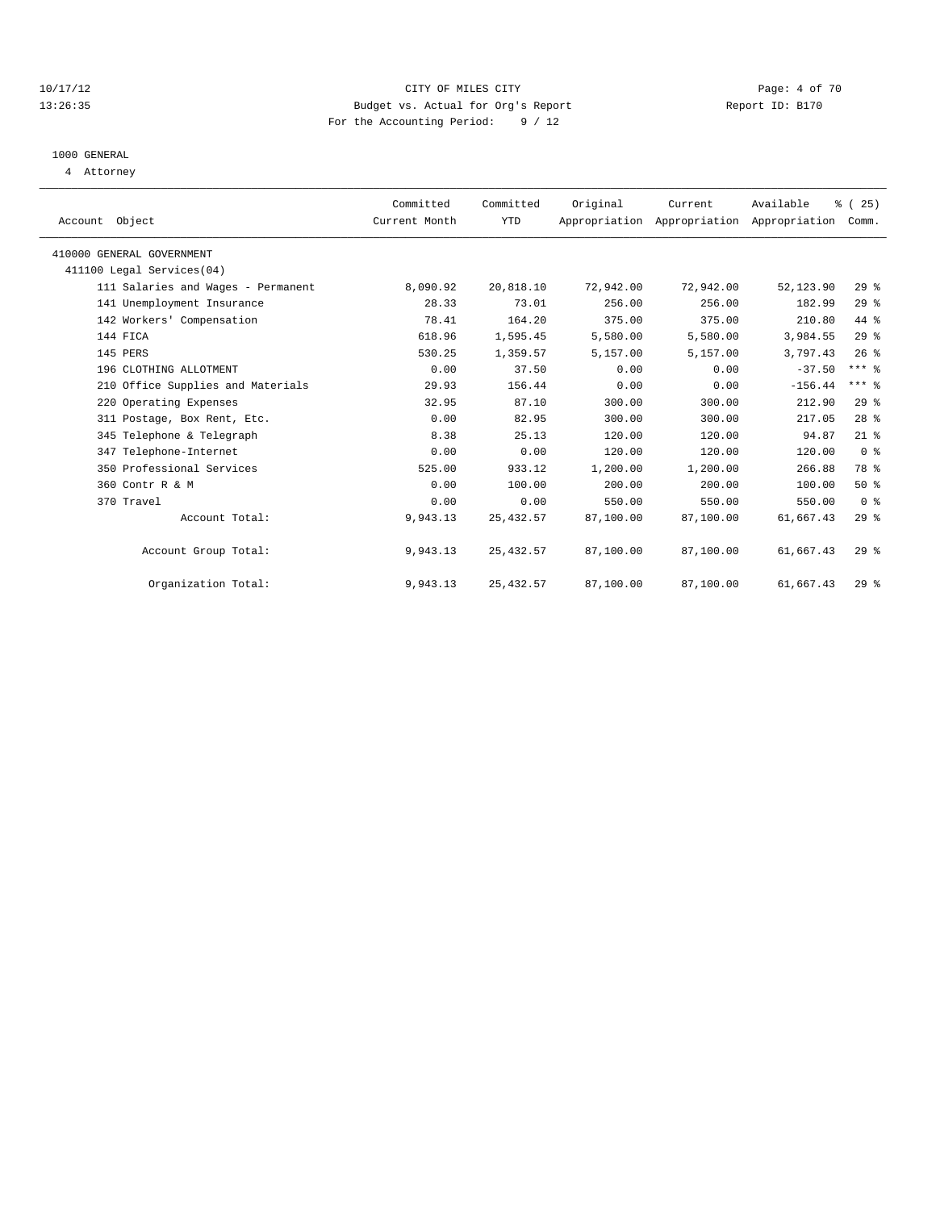CITY OF MILES CITY
Budget vs. Actual for Org's Report
For the Accounting Period: 9 / 12

10/17/12
13:26:35

Report ID: B170

1000 GENERAL
4 Attorney

| Account Object | Committed Current Month | Committed YTD | Original Appropriation | Current Appropriation | Available Appropriation | % ( 25) Comm. |
|---|---|---|---|---|---|---|
| 410000 GENERAL GOVERNMENT | | | | | | |
| 411100 Legal Services(04) | | | | | | |
| 111 Salaries and Wages - Permanent | 8,090.92 | 20,818.10 | 72,942.00 | 72,942.00 | 52,123.90 | 29 % |
| 141 Unemployment Insurance | 28.33 | 73.01 | 256.00 | 256.00 | 182.99 | 29 % |
| 142 Workers' Compensation | 78.41 | 164.20 | 375.00 | 375.00 | 210.80 | 44 % |
| 144 FICA | 618.96 | 1,595.45 | 5,580.00 | 5,580.00 | 3,984.55 | 29 % |
| 145 PERS | 530.25 | 1,359.57 | 5,157.00 | 5,157.00 | 3,797.43 | 26 % |
| 196 CLOTHING ALLOTMENT | 0.00 | 37.50 | 0.00 | 0.00 | -37.50 | *** % |
| 210 Office Supplies and Materials | 29.93 | 156.44 | 0.00 | 0.00 | -156.44 | *** % |
| 220 Operating Expenses | 32.95 | 87.10 | 300.00 | 300.00 | 212.90 | 29 % |
| 311 Postage, Box Rent, Etc. | 0.00 | 82.95 | 300.00 | 300.00 | 217.05 | 28 % |
| 345 Telephone & Telegraph | 8.38 | 25.13 | 120.00 | 120.00 | 94.87 | 21 % |
| 347 Telephone-Internet | 0.00 | 0.00 | 120.00 | 120.00 | 120.00 | 0 % |
| 350 Professional Services | 525.00 | 933.12 | 1,200.00 | 1,200.00 | 266.88 | 78 % |
| 360 Contr R & M | 0.00 | 100.00 | 200.00 | 200.00 | 100.00 | 50 % |
| 370 Travel | 0.00 | 0.00 | 550.00 | 550.00 | 550.00 | 0 % |
| Account Total: | 9,943.13 | 25,432.57 | 87,100.00 | 87,100.00 | 61,667.43 | 29 % |
| Account Group Total: | 9,943.13 | 25,432.57 | 87,100.00 | 87,100.00 | 61,667.43 | 29 % |
| Organization Total: | 9,943.13 | 25,432.57 | 87,100.00 | 87,100.00 | 61,667.43 | 29 % |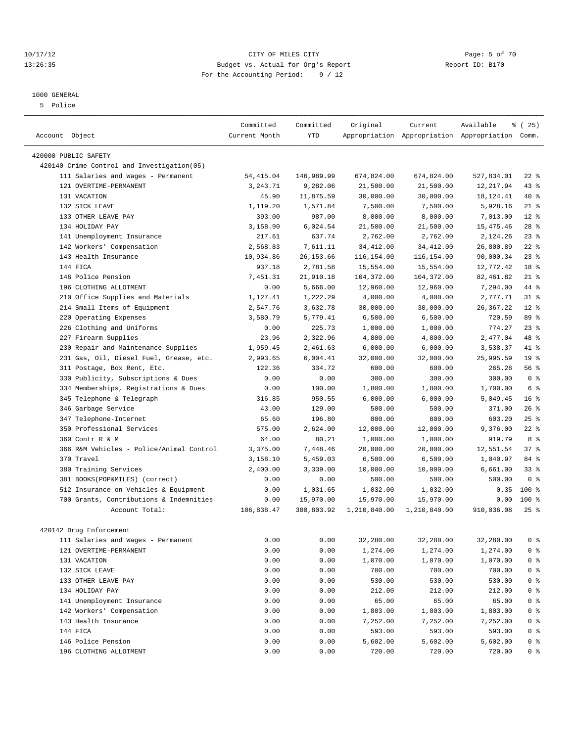CITY OF MILES CITY
Budget vs. Actual for Org's Report
For the Accounting Period: 9 / 12

1000 GENERAL
5 Police

| Account Object | Committed Current Month | Committed YTD | Original Appropriation | Current Appropriation | Available Appropriation | % ( 25) Comm. |
|---|---|---|---|---|---|---|
| 420000 PUBLIC SAFETY | | | | | | |
| 420140 Crime Control and Investigation(05) | | | | | | |
| 111 Salaries and Wages - Permanent | 54,415.04 | 146,989.99 | 674,824.00 | 674,824.00 | 527,834.01 | 22 % |
| 121 OVERTIME-PERMANENT | 3,243.71 | 9,282.06 | 21,500.00 | 21,500.00 | 12,217.94 | 43 % |
| 131 VACATION | 45.90 | 11,875.59 | 30,000.00 | 30,000.00 | 18,124.41 | 40 % |
| 132 SICK LEAVE | 1,119.20 | 1,571.84 | 7,500.00 | 7,500.00 | 5,928.16 | 21 % |
| 133 OTHER LEAVE PAY | 393.00 | 987.00 | 8,000.00 | 8,000.00 | 7,013.00 | 12 % |
| 134 HOLIDAY PAY | 3,158.90 | 6,024.54 | 21,500.00 | 21,500.00 | 15,475.46 | 28 % |
| 141 Unemployment Insurance | 217.61 | 637.74 | 2,762.00 | 2,762.00 | 2,124.26 | 23 % |
| 142 Workers' Compensation | 2,568.83 | 7,611.11 | 34,412.00 | 34,412.00 | 26,800.89 | 22 % |
| 143 Health Insurance | 10,934.86 | 26,153.66 | 116,154.00 | 116,154.00 | 90,000.34 | 23 % |
| 144 FICA | 937.18 | 2,781.58 | 15,554.00 | 15,554.00 | 12,772.42 | 18 % |
| 146 Police Pension | 7,451.31 | 21,910.18 | 104,372.00 | 104,372.00 | 82,461.82 | 21 % |
| 196 CLOTHING ALLOTMENT | 0.00 | 5,666.00 | 12,960.00 | 12,960.00 | 7,294.00 | 44 % |
| 210 Office Supplies and Materials | 1,127.41 | 1,222.29 | 4,000.00 | 4,000.00 | 2,777.71 | 31 % |
| 214 Small Items of Equipment | 2,547.76 | 3,632.78 | 30,000.00 | 30,000.00 | 26,367.22 | 12 % |
| 220 Operating Expenses | 3,580.79 | 5,779.41 | 6,500.00 | 6,500.00 | 720.59 | 89 % |
| 226 Clothing and Uniforms | 0.00 | 225.73 | 1,000.00 | 1,000.00 | 774.27 | 23 % |
| 227 Firearm Supplies | 23.96 | 2,322.96 | 4,800.00 | 4,800.00 | 2,477.04 | 48 % |
| 230 Repair and Maintenance Supplies | 1,959.45 | 2,461.63 | 6,000.00 | 6,000.00 | 3,538.37 | 41 % |
| 231 Gas, Oil, Diesel Fuel, Grease, etc. | 2,993.65 | 6,004.41 | 32,000.00 | 32,000.00 | 25,995.59 | 19 % |
| 311 Postage, Box Rent, Etc. | 122.36 | 334.72 | 600.00 | 600.00 | 265.28 | 56 % |
| 330 Publicity, Subscriptions & Dues | 0.00 | 0.00 | 300.00 | 300.00 | 300.00 | 0 % |
| 334 Memberships, Registrations & Dues | 0.00 | 100.00 | 1,800.00 | 1,800.00 | 1,700.00 | 6 % |
| 345 Telephone & Telegraph | 316.85 | 950.55 | 6,000.00 | 6,000.00 | 5,049.45 | 16 % |
| 346 Garbage Service | 43.00 | 129.00 | 500.00 | 500.00 | 371.00 | 26 % |
| 347 Telephone-Internet | 65.60 | 196.80 | 800.00 | 800.00 | 603.20 | 25 % |
| 350 Professional Services | 575.00 | 2,624.00 | 12,000.00 | 12,000.00 | 9,376.00 | 22 % |
| 360 Contr R & M | 64.00 | 80.21 | 1,000.00 | 1,000.00 | 919.79 | 8 % |
| 366 R&M Vehicles - Police/Animal Control | 3,375.00 | 7,448.46 | 20,000.00 | 20,000.00 | 12,551.54 | 37 % |
| 370 Travel | 3,158.10 | 5,459.03 | 6,500.00 | 6,500.00 | 1,040.97 | 84 % |
| 380 Training Services | 2,400.00 | 3,339.00 | 10,000.00 | 10,000.00 | 6,661.00 | 33 % |
| 381 BOOKS(POP&MILES) (correct) | 0.00 | 0.00 | 500.00 | 500.00 | 500.00 | 0 % |
| 512 Insurance on Vehicles & Equipment | 0.00 | 1,031.65 | 1,032.00 | 1,032.00 | 0.35 | 100 % |
| 700 Grants, Contributions & Indemnities | 0.00 | 15,970.00 | 15,970.00 | 15,970.00 | 0.00 | 100 % |
| Account Total: | 106,838.47 | 300,803.92 | 1,210,840.00 | 1,210,840.00 | 910,036.08 | 25 % |
| 420142 Drug Enforcement | | | | | | |
| 111 Salaries and Wages - Permanent | 0.00 | 0.00 | 32,280.00 | 32,280.00 | 32,280.00 | 0 % |
| 121 OVERTIME-PERMANENT | 0.00 | 0.00 | 1,274.00 | 1,274.00 | 1,274.00 | 0 % |
| 131 VACATION | 0.00 | 0.00 | 1,070.00 | 1,070.00 | 1,070.00 | 0 % |
| 132 SICK LEAVE | 0.00 | 0.00 | 700.00 | 700.00 | 700.00 | 0 % |
| 133 OTHER LEAVE PAY | 0.00 | 0.00 | 530.00 | 530.00 | 530.00 | 0 % |
| 134 HOLIDAY PAY | 0.00 | 0.00 | 212.00 | 212.00 | 212.00 | 0 % |
| 141 Unemployment Insurance | 0.00 | 0.00 | 65.00 | 65.00 | 65.00 | 0 % |
| 142 Workers' Compensation | 0.00 | 0.00 | 1,803.00 | 1,803.00 | 1,803.00 | 0 % |
| 143 Health Insurance | 0.00 | 0.00 | 7,252.00 | 7,252.00 | 7,252.00 | 0 % |
| 144 FICA | 0.00 | 0.00 | 593.00 | 593.00 | 593.00 | 0 % |
| 146 Police Pension | 0.00 | 0.00 | 5,602.00 | 5,602.00 | 5,602.00 | 0 % |
| 196 CLOTHING ALLOTMENT | 0.00 | 0.00 | 720.00 | 720.00 | 720.00 | 0 % |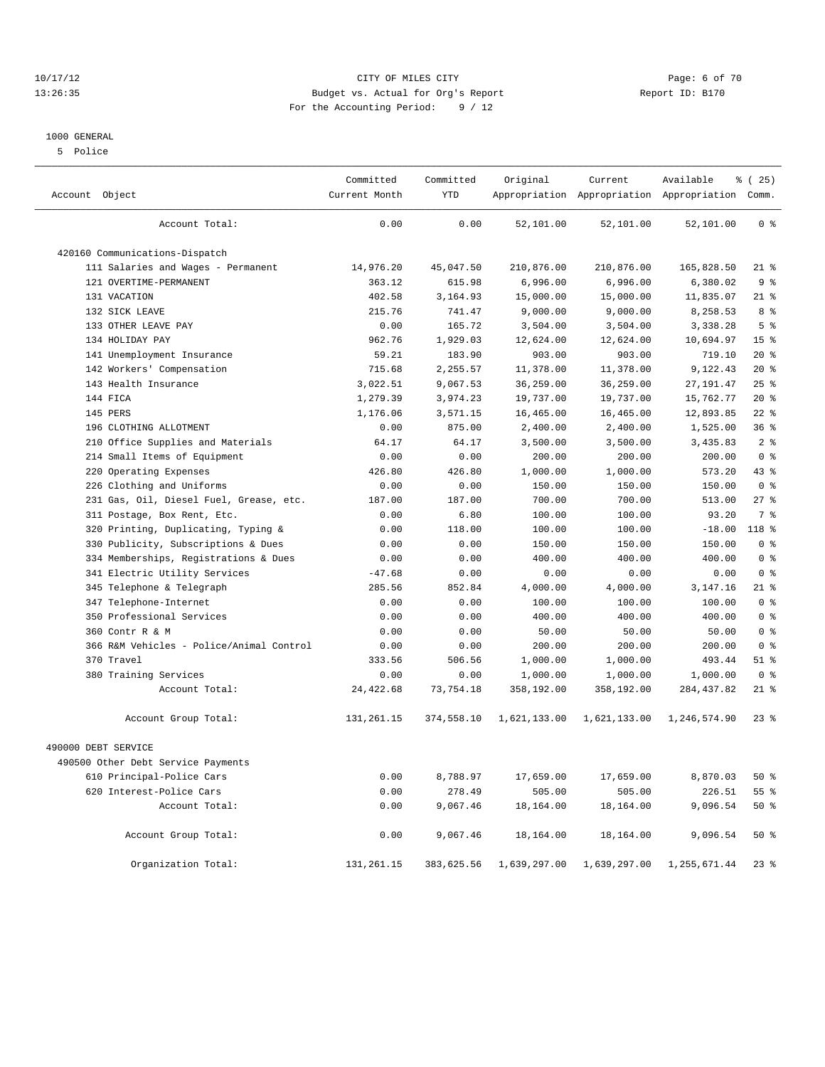CITY OF MILES CITY
Budget vs. Actual for Org's Report
For the Accounting Period: 9 / 12

1000 GENERAL
5 Police

| Account Object | Committed Current Month | Committed YTD | Original Appropriation | Current Appropriation | Available Appropriation | % ( 25) Comm. |
|---|---|---|---|---|---|---|
| Account Total: | 0.00 | 0.00 | 52,101.00 | 52,101.00 | 52,101.00 | 0 % |
| 420160 Communications-Dispatch | | | | | | |
| 111 Salaries and Wages - Permanent | 14,976.20 | 45,047.50 | 210,876.00 | 210,876.00 | 165,828.50 | 21 % |
| 121 OVERTIME-PERMANENT | 363.12 | 615.98 | 6,996.00 | 6,996.00 | 6,380.02 | 9 % |
| 131 VACATION | 402.58 | 3,164.93 | 15,000.00 | 15,000.00 | 11,835.07 | 21 % |
| 132 SICK LEAVE | 215.76 | 741.47 | 9,000.00 | 9,000.00 | 8,258.53 | 8 % |
| 133 OTHER LEAVE PAY | 0.00 | 165.72 | 3,504.00 | 3,504.00 | 3,338.28 | 5 % |
| 134 HOLIDAY PAY | 962.76 | 1,929.03 | 12,624.00 | 12,624.00 | 10,694.97 | 15 % |
| 141 Unemployment Insurance | 59.21 | 183.90 | 903.00 | 903.00 | 719.10 | 20 % |
| 142 Workers' Compensation | 715.68 | 2,255.57 | 11,378.00 | 11,378.00 | 9,122.43 | 20 % |
| 143 Health Insurance | 3,022.51 | 9,067.53 | 36,259.00 | 36,259.00 | 27,191.47 | 25 % |
| 144 FICA | 1,279.39 | 3,974.23 | 19,737.00 | 19,737.00 | 15,762.77 | 20 % |
| 145 PERS | 1,176.06 | 3,571.15 | 16,465.00 | 16,465.00 | 12,893.85 | 22 % |
| 196 CLOTHING ALLOTMENT | 0.00 | 875.00 | 2,400.00 | 2,400.00 | 1,525.00 | 36 % |
| 210 Office Supplies and Materials | 64.17 | 64.17 | 3,500.00 | 3,500.00 | 3,435.83 | 2 % |
| 214 Small Items of Equipment | 0.00 | 0.00 | 200.00 | 200.00 | 200.00 | 0 % |
| 220 Operating Expenses | 426.80 | 426.80 | 1,000.00 | 1,000.00 | 573.20 | 43 % |
| 226 Clothing and Uniforms | 0.00 | 0.00 | 150.00 | 150.00 | 150.00 | 0 % |
| 231 Gas, Oil, Diesel Fuel, Grease, etc. | 187.00 | 187.00 | 700.00 | 700.00 | 513.00 | 27 % |
| 311 Postage, Box Rent, Etc. | 0.00 | 6.80 | 100.00 | 100.00 | 93.20 | 7 % |
| 320 Printing, Duplicating, Typing & | 0.00 | 118.00 | 100.00 | 100.00 | -18.00 | 118 % |
| 330 Publicity, Subscriptions & Dues | 0.00 | 0.00 | 150.00 | 150.00 | 150.00 | 0 % |
| 334 Memberships, Registrations & Dues | 0.00 | 0.00 | 400.00 | 400.00 | 400.00 | 0 % |
| 341 Electric Utility Services | -47.68 | 0.00 | 0.00 | 0.00 | 0.00 | 0 % |
| 345 Telephone & Telegraph | 285.56 | 852.84 | 4,000.00 | 4,000.00 | 3,147.16 | 21 % |
| 347 Telephone-Internet | 0.00 | 0.00 | 100.00 | 100.00 | 100.00 | 0 % |
| 350 Professional Services | 0.00 | 0.00 | 400.00 | 400.00 | 400.00 | 0 % |
| 360 Contr R & M | 0.00 | 0.00 | 50.00 | 50.00 | 50.00 | 0 % |
| 366 R&M Vehicles - Police/Animal Control | 0.00 | 0.00 | 200.00 | 200.00 | 200.00 | 0 % |
| 370 Travel | 333.56 | 506.56 | 1,000.00 | 1,000.00 | 493.44 | 51 % |
| 380 Training Services | 0.00 | 0.00 | 1,000.00 | 1,000.00 | 1,000.00 | 0 % |
| Account Total: | 24,422.68 | 73,754.18 | 358,192.00 | 358,192.00 | 284,437.82 | 21 % |
| Account Group Total: | 131,261.15 | 374,558.10 | 1,621,133.00 | 1,621,133.00 | 1,246,574.90 | 23 % |
| 490000 DEBT SERVICE | | | | | | |
| 490500 Other Debt Service Payments | | | | | | |
| 610 Principal-Police Cars | 0.00 | 8,788.97 | 17,659.00 | 17,659.00 | 8,870.03 | 50 % |
| 620 Interest-Police Cars | 0.00 | 278.49 | 505.00 | 505.00 | 226.51 | 55 % |
| Account Total: | 0.00 | 9,067.46 | 18,164.00 | 18,164.00 | 9,096.54 | 50 % |
| Account Group Total: | 0.00 | 9,067.46 | 18,164.00 | 18,164.00 | 9,096.54 | 50 % |
| Organization Total: | 131,261.15 | 383,625.56 | 1,639,297.00 | 1,639,297.00 | 1,255,671.44 | 23 % |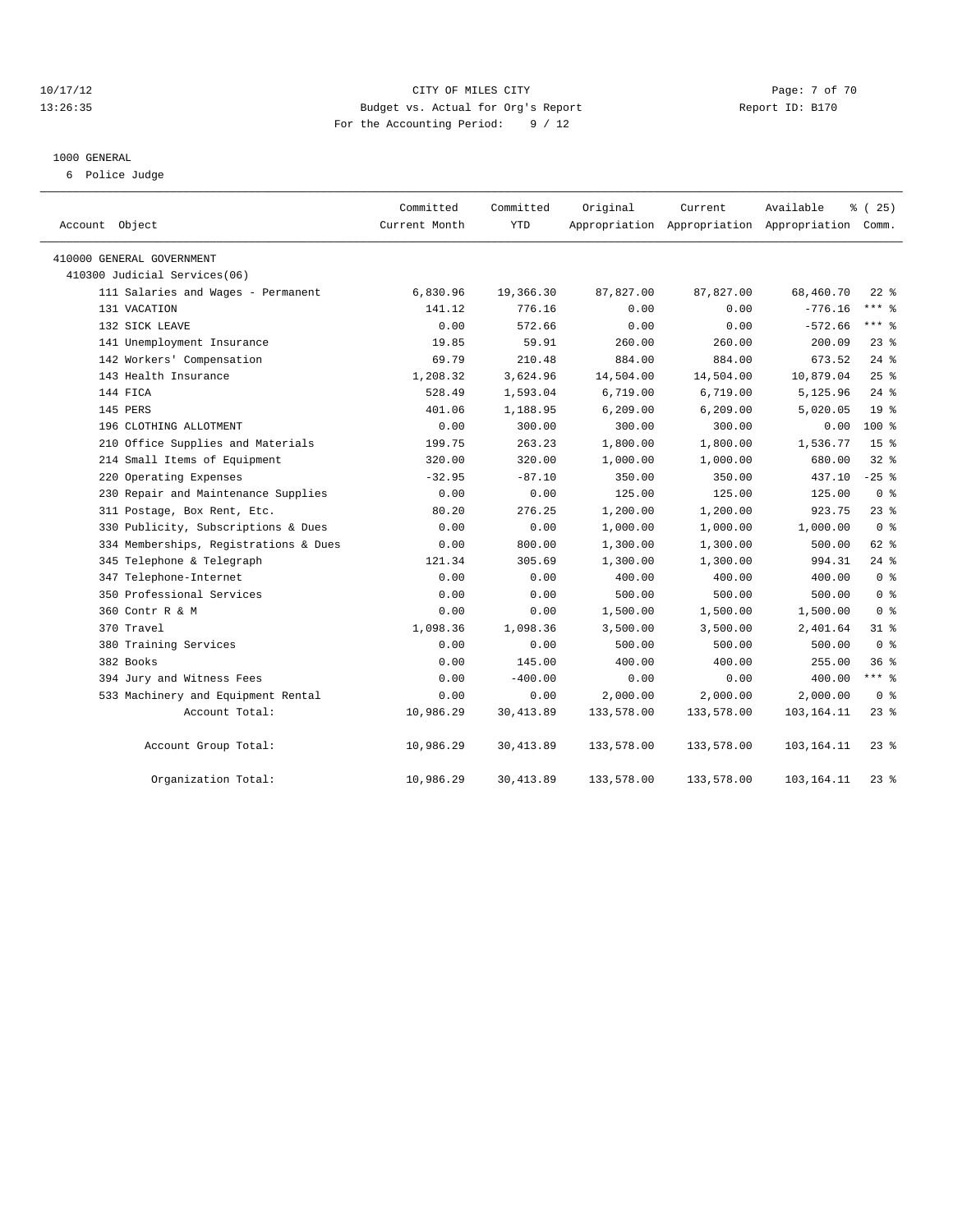CITY OF MILES CITY
Budget vs. Actual for Org's Report
Report ID: B170
For the Accounting Period: 9 / 12

10/17/12
13:26:35

1000 GENERAL

6 Police Judge

| Account Object | Committed Current Month | Committed YTD | Original Appropriation | Current Appropriation | Available Appropriation | % ( 25) Comm. |
|---|---|---|---|---|---|---|
| 410000 GENERAL GOVERNMENT | | | | | | |
| 410300 Judicial Services(06) | | | | | | |
| 111 Salaries and Wages - Permanent | 6,830.96 | 19,366.30 | 87,827.00 | 87,827.00 | 68,460.70 | 22 % |
| 131 VACATION | 141.12 | 776.16 | 0.00 | 0.00 | -776.16 | *** % |
| 132 SICK LEAVE | 0.00 | 572.66 | 0.00 | 0.00 | -572.66 | *** % |
| 141 Unemployment Insurance | 19.85 | 59.91 | 260.00 | 260.00 | 200.09 | 23 % |
| 142 Workers' Compensation | 69.79 | 210.48 | 884.00 | 884.00 | 673.52 | 24 % |
| 143 Health Insurance | 1,208.32 | 3,624.96 | 14,504.00 | 14,504.00 | 10,879.04 | 25 % |
| 144 FICA | 528.49 | 1,593.04 | 6,719.00 | 6,719.00 | 5,125.96 | 24 % |
| 145 PERS | 401.06 | 1,188.95 | 6,209.00 | 6,209.00 | 5,020.05 | 19 % |
| 196 CLOTHING ALLOTMENT | 0.00 | 300.00 | 300.00 | 300.00 | 0.00 | 100 % |
| 210 Office Supplies and Materials | 199.75 | 263.23 | 1,800.00 | 1,800.00 | 1,536.77 | 15 % |
| 214 Small Items of Equipment | 320.00 | 320.00 | 1,000.00 | 1,000.00 | 680.00 | 32 % |
| 220 Operating Expenses | -32.95 | -87.10 | 350.00 | 350.00 | 437.10 | -25 % |
| 230 Repair and Maintenance Supplies | 0.00 | 0.00 | 125.00 | 125.00 | 125.00 | 0 % |
| 311 Postage, Box Rent, Etc. | 80.20 | 276.25 | 1,200.00 | 1,200.00 | 923.75 | 23 % |
| 330 Publicity, Subscriptions & Dues | 0.00 | 0.00 | 1,000.00 | 1,000.00 | 1,000.00 | 0 % |
| 334 Memberships, Registrations & Dues | 0.00 | 800.00 | 1,300.00 | 1,300.00 | 500.00 | 62 % |
| 345 Telephone & Telegraph | 121.34 | 305.69 | 1,300.00 | 1,300.00 | 994.31 | 24 % |
| 347 Telephone-Internet | 0.00 | 0.00 | 400.00 | 400.00 | 400.00 | 0 % |
| 350 Professional Services | 0.00 | 0.00 | 500.00 | 500.00 | 500.00 | 0 % |
| 360 Contr R & M | 0.00 | 0.00 | 1,500.00 | 1,500.00 | 1,500.00 | 0 % |
| 370 Travel | 1,098.36 | 1,098.36 | 3,500.00 | 3,500.00 | 2,401.64 | 31 % |
| 380 Training Services | 0.00 | 0.00 | 500.00 | 500.00 | 500.00 | 0 % |
| 382 Books | 0.00 | 145.00 | 400.00 | 400.00 | 255.00 | 36 % |
| 394 Jury and Witness Fees | 0.00 | -400.00 | 0.00 | 0.00 | 400.00 | *** % |
| 533 Machinery and Equipment Rental | 0.00 | 0.00 | 2,000.00 | 2,000.00 | 2,000.00 | 0 % |
| Account Total: | 10,986.29 | 30,413.89 | 133,578.00 | 133,578.00 | 103,164.11 | 23 % |
| Account Group Total: | 10,986.29 | 30,413.89 | 133,578.00 | 133,578.00 | 103,164.11 | 23 % |
| Organization Total: | 10,986.29 | 30,413.89 | 133,578.00 | 133,578.00 | 103,164.11 | 23 % |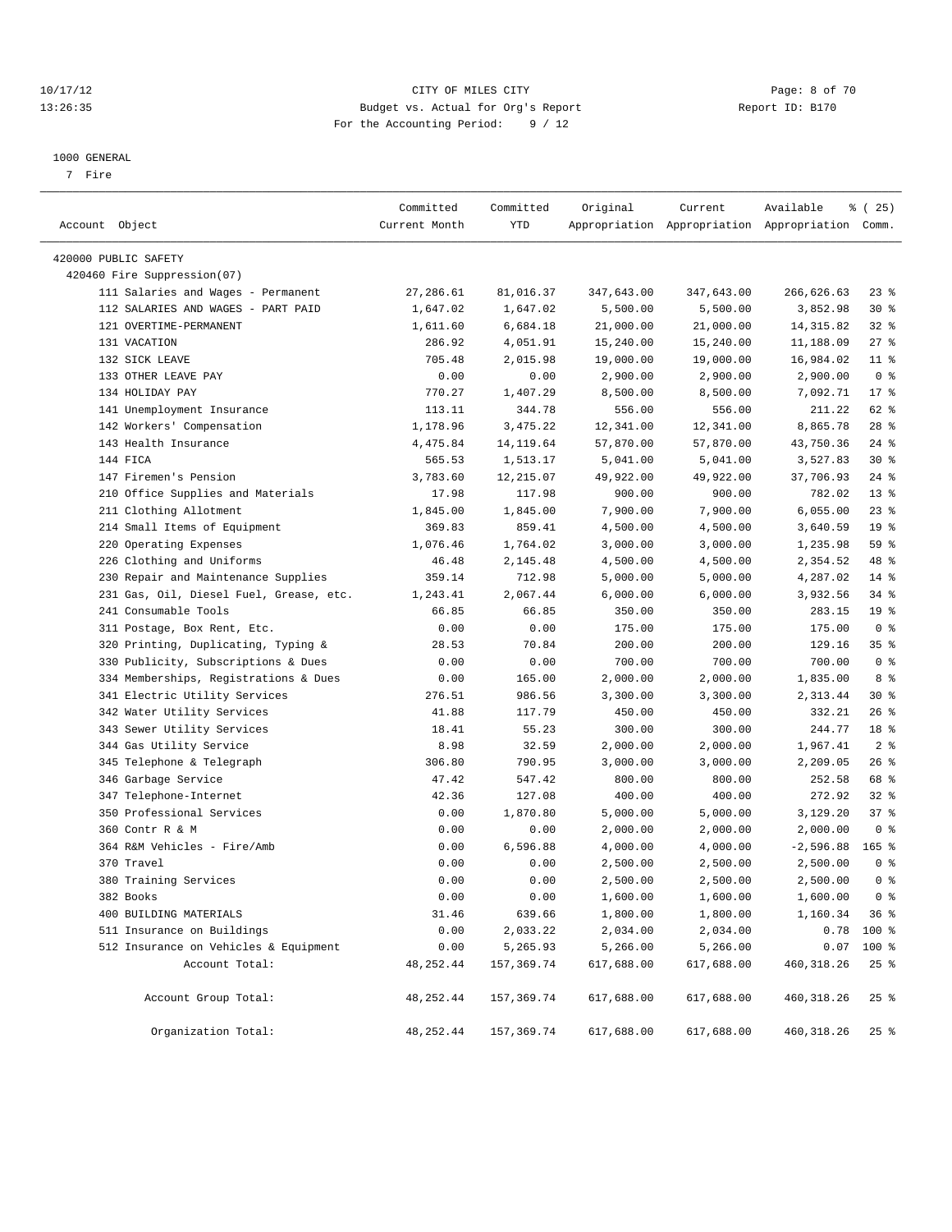CITY OF MILES CITY
Budget vs. Actual for Org's Report
For the Accounting Period: 9 / 12

10/17/12
13:26:35

Report ID: B170

1000 GENERAL
7 Fire

| Account Object | Committed Current Month | Committed YTD | Original Appropriation | Current Appropriation | Available Appropriation | % ( 25) Comm. |
|---|---|---|---|---|---|---|
| 420000 PUBLIC SAFETY | | | | | | |
| 420460 Fire Suppression(07) | | | | | | |
| 111 Salaries and Wages - Permanent | 27,286.61 | 81,016.37 | 347,643.00 | 347,643.00 | 266,626.63 | 23 % |
| 112 SALARIES AND WAGES - PART PAID | 1,647.02 | 1,647.02 | 5,500.00 | 5,500.00 | 3,852.98 | 30 % |
| 121 OVERTIME-PERMANENT | 1,611.60 | 6,684.18 | 21,000.00 | 21,000.00 | 14,315.82 | 32 % |
| 131 VACATION | 286.92 | 4,051.91 | 15,240.00 | 15,240.00 | 11,188.09 | 27 % |
| 132 SICK LEAVE | 705.48 | 2,015.98 | 19,000.00 | 19,000.00 | 16,984.02 | 11 % |
| 133 OTHER LEAVE PAY | 0.00 | 0.00 | 2,900.00 | 2,900.00 | 2,900.00 | 0 % |
| 134 HOLIDAY PAY | 770.27 | 1,407.29 | 8,500.00 | 8,500.00 | 7,092.71 | 17 % |
| 141 Unemployment Insurance | 113.11 | 344.78 | 556.00 | 556.00 | 211.22 | 62 % |
| 142 Workers' Compensation | 1,178.96 | 3,475.22 | 12,341.00 | 12,341.00 | 8,865.78 | 28 % |
| 143 Health Insurance | 4,475.84 | 14,119.64 | 57,870.00 | 57,870.00 | 43,750.36 | 24 % |
| 144 FICA | 565.53 | 1,513.17 | 5,041.00 | 5,041.00 | 3,527.83 | 30 % |
| 147 Firemen's Pension | 3,783.60 | 12,215.07 | 49,922.00 | 49,922.00 | 37,706.93 | 24 % |
| 210 Office Supplies and Materials | 17.98 | 117.98 | 900.00 | 900.00 | 782.02 | 13 % |
| 211 Clothing Allotment | 1,845.00 | 1,845.00 | 7,900.00 | 7,900.00 | 6,055.00 | 23 % |
| 214 Small Items of Equipment | 369.83 | 859.41 | 4,500.00 | 4,500.00 | 3,640.59 | 19 % |
| 220 Operating Expenses | 1,076.46 | 1,764.02 | 3,000.00 | 3,000.00 | 1,235.98 | 59 % |
| 226 Clothing and Uniforms | 46.48 | 2,145.48 | 4,500.00 | 4,500.00 | 2,354.52 | 48 % |
| 230 Repair and Maintenance Supplies | 359.14 | 712.98 | 5,000.00 | 5,000.00 | 4,287.02 | 14 % |
| 231 Gas, Oil, Diesel Fuel, Grease, etc. | 1,243.41 | 2,067.44 | 6,000.00 | 6,000.00 | 3,932.56 | 34 % |
| 241 Consumable Tools | 66.85 | 66.85 | 350.00 | 350.00 | 283.15 | 19 % |
| 311 Postage, Box Rent, Etc. | 0.00 | 0.00 | 175.00 | 175.00 | 175.00 | 0 % |
| 320 Printing, Duplicating, Typing & | 28.53 | 70.84 | 200.00 | 200.00 | 129.16 | 35 % |
| 330 Publicity, Subscriptions & Dues | 0.00 | 0.00 | 700.00 | 700.00 | 700.00 | 0 % |
| 334 Memberships, Registrations & Dues | 0.00 | 165.00 | 2,000.00 | 2,000.00 | 1,835.00 | 8 % |
| 341 Electric Utility Services | 276.51 | 986.56 | 3,300.00 | 3,300.00 | 2,313.44 | 30 % |
| 342 Water Utility Services | 41.88 | 117.79 | 450.00 | 450.00 | 332.21 | 26 % |
| 343 Sewer Utility Services | 18.41 | 55.23 | 300.00 | 300.00 | 244.77 | 18 % |
| 344 Gas Utility Service | 8.98 | 32.59 | 2,000.00 | 2,000.00 | 1,967.41 | 2 % |
| 345 Telephone & Telegraph | 306.80 | 790.95 | 3,000.00 | 3,000.00 | 2,209.05 | 26 % |
| 346 Garbage Service | 47.42 | 547.42 | 800.00 | 800.00 | 252.58 | 68 % |
| 347 Telephone-Internet | 42.36 | 127.08 | 400.00 | 400.00 | 272.92 | 32 % |
| 350 Professional Services | 0.00 | 1,870.80 | 5,000.00 | 5,000.00 | 3,129.20 | 37 % |
| 360 Contr R & M | 0.00 | 0.00 | 2,000.00 | 2,000.00 | 2,000.00 | 0 % |
| 364 R&M Vehicles - Fire/Amb | 0.00 | 6,596.88 | 4,000.00 | 4,000.00 | -2,596.88 | 165 % |
| 370 Travel | 0.00 | 0.00 | 2,500.00 | 2,500.00 | 2,500.00 | 0 % |
| 380 Training Services | 0.00 | 0.00 | 2,500.00 | 2,500.00 | 2,500.00 | 0 % |
| 382 Books | 0.00 | 0.00 | 1,600.00 | 1,600.00 | 1,600.00 | 0 % |
| 400 BUILDING MATERIALS | 31.46 | 639.66 | 1,800.00 | 1,800.00 | 1,160.34 | 36 % |
| 511 Insurance on Buildings | 0.00 | 2,033.22 | 2,034.00 | 2,034.00 | 0.78 | 100 % |
| 512 Insurance on Vehicles & Equipment | 0.00 | 5,265.93 | 5,266.00 | 5,266.00 | 0.07 | 100 % |
| Account Total: | 48,252.44 | 157,369.74 | 617,688.00 | 617,688.00 | 460,318.26 | 25 % |
| Account Group Total: | 48,252.44 | 157,369.74 | 617,688.00 | 617,688.00 | 460,318.26 | 25 % |
| Organization Total: | 48,252.44 | 157,369.74 | 617,688.00 | 617,688.00 | 460,318.26 | 25 % |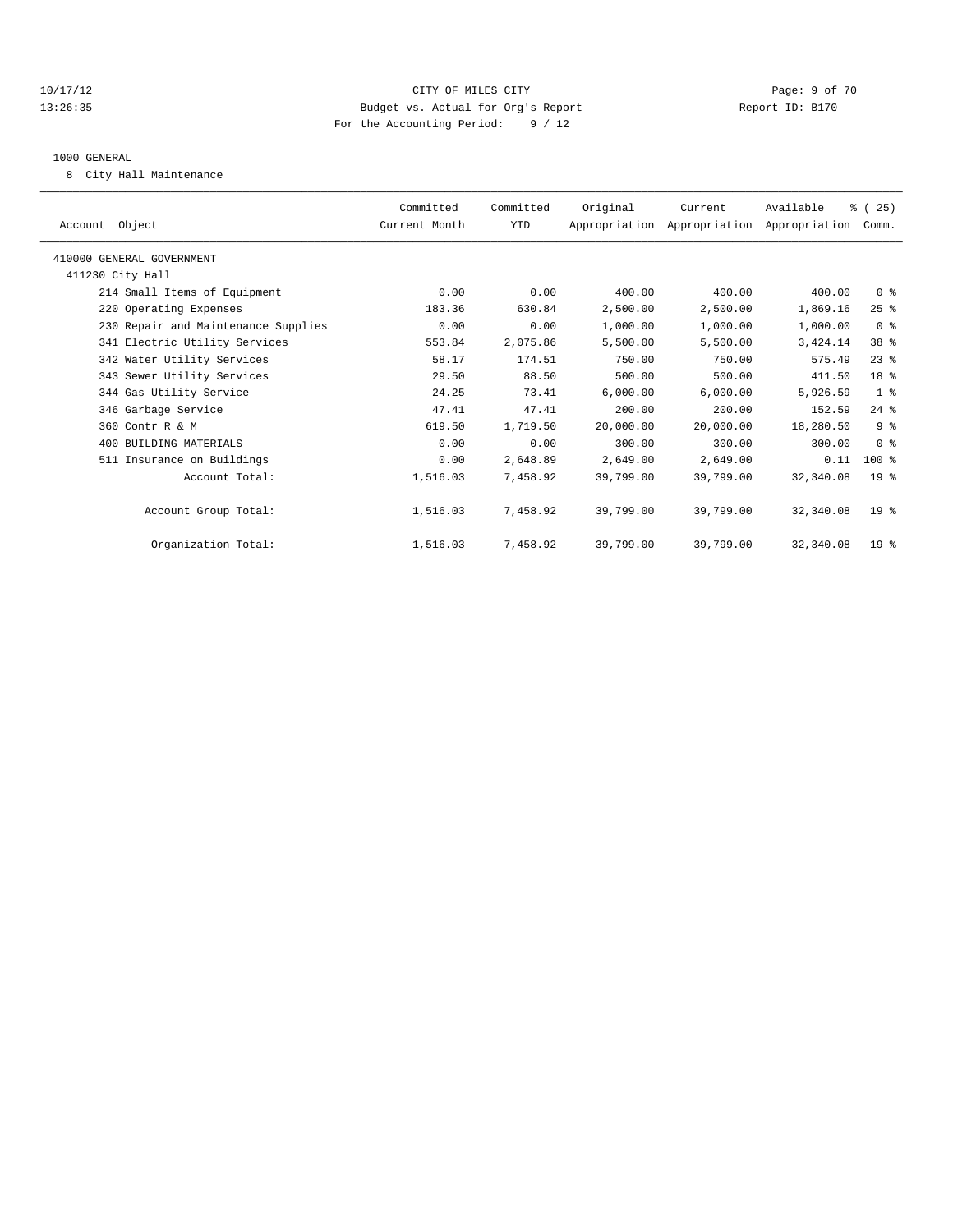CITY OF MILES CITY
Budget vs. Actual for Org's Report
For the Accounting Period: 9 / 12

Report ID: B170

1000 GENERAL

8 City Hall Maintenance

| Account Object | Committed Current Month | Committed YTD | Original Appropriation | Current Appropriation | Available Appropriation | % ( 25) Comm. |
|---|---|---|---|---|---|---|
| 410000 GENERAL GOVERNMENT | | | | | | |
| 411230 City Hall | | | | | | |
| 214 Small Items of Equipment | 0.00 | 0.00 | 400.00 | 400.00 | 400.00 | 0 % |
| 220 Operating Expenses | 183.36 | 630.84 | 2,500.00 | 2,500.00 | 1,869.16 | 25 % |
| 230 Repair and Maintenance Supplies | 0.00 | 0.00 | 1,000.00 | 1,000.00 | 1,000.00 | 0 % |
| 341 Electric Utility Services | 553.84 | 2,075.86 | 5,500.00 | 5,500.00 | 3,424.14 | 38 % |
| 342 Water Utility Services | 58.17 | 174.51 | 750.00 | 750.00 | 575.49 | 23 % |
| 343 Sewer Utility Services | 29.50 | 88.50 | 500.00 | 500.00 | 411.50 | 18 % |
| 344 Gas Utility Service | 24.25 | 73.41 | 6,000.00 | 6,000.00 | 5,926.59 | 1 % |
| 346 Garbage Service | 47.41 | 47.41 | 200.00 | 200.00 | 152.59 | 24 % |
| 360 Contr R & M | 619.50 | 1,719.50 | 20,000.00 | 20,000.00 | 18,280.50 | 9 % |
| 400 BUILDING MATERIALS | 0.00 | 0.00 | 300.00 | 300.00 | 300.00 | 0 % |
| 511 Insurance on Buildings | 0.00 | 2,648.89 | 2,649.00 | 2,649.00 | 0.11 | 100 % |
| Account Total: | 1,516.03 | 7,458.92 | 39,799.00 | 39,799.00 | 32,340.08 | 19 % |
| Account Group Total: | 1,516.03 | 7,458.92 | 39,799.00 | 39,799.00 | 32,340.08 | 19 % |
| Organization Total: | 1,516.03 | 7,458.92 | 39,799.00 | 39,799.00 | 32,340.08 | 19 % |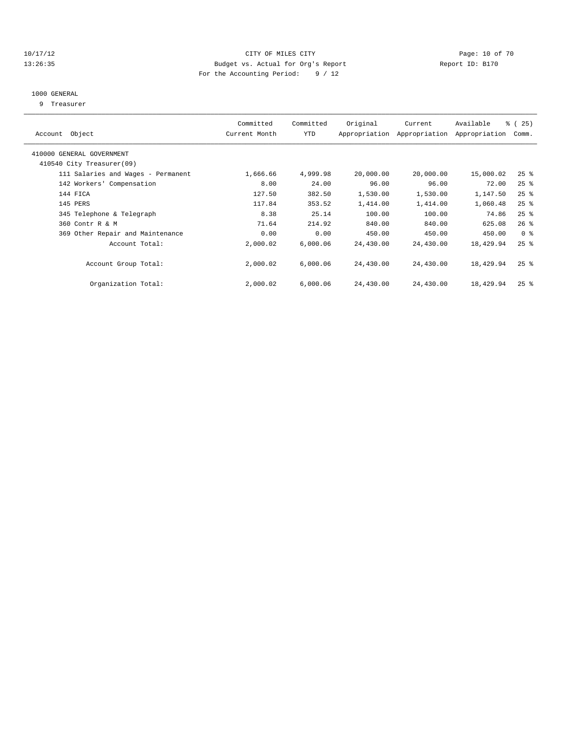CITY OF MILES CITY

Budget vs. Actual for Org's Report

For the Accounting Period: 9 / 12

10/17/12 13:26:35 — Report ID: B170

## 1000 GENERAL

9 Treasurer

| Account Object | Committed Current Month | Committed YTD | Original Appropriation | Current Appropriation | Available Appropriation | % ( 25) Comm. |
|---|---|---|---|---|---|---|
| 410000 GENERAL GOVERNMENT | | | | | | |
| 410540 City Treasurer(09) | | | | | | |
| 111 Salaries and Wages - Permanent | 1,666.66 | 4,999.98 | 20,000.00 | 20,000.00 | 15,000.02 | 25 % |
| 142 Workers' Compensation | 8.00 | 24.00 | 96.00 | 96.00 | 72.00 | 25 % |
| 144 FICA | 127.50 | 382.50 | 1,530.00 | 1,530.00 | 1,147.50 | 25 % |
| 145 PERS | 117.84 | 353.52 | 1,414.00 | 1,414.00 | 1,060.48 | 25 % |
| 345 Telephone & Telegraph | 8.38 | 25.14 | 100.00 | 100.00 | 74.86 | 25 % |
| 360 Contr R & M | 71.64 | 214.92 | 840.00 | 840.00 | 625.08 | 26 % |
| 369 Other Repair and Maintenance | 0.00 | 0.00 | 450.00 | 450.00 | 450.00 | 0 % |
| Account Total: | 2,000.02 | 6,000.06 | 24,430.00 | 24,430.00 | 18,429.94 | 25 % |
| Account Group Total: | 2,000.02 | 6,000.06 | 24,430.00 | 24,430.00 | 18,429.94 | 25 % |
| Organization Total: | 2,000.02 | 6,000.06 | 24,430.00 | 24,430.00 | 18,429.94 | 25 % |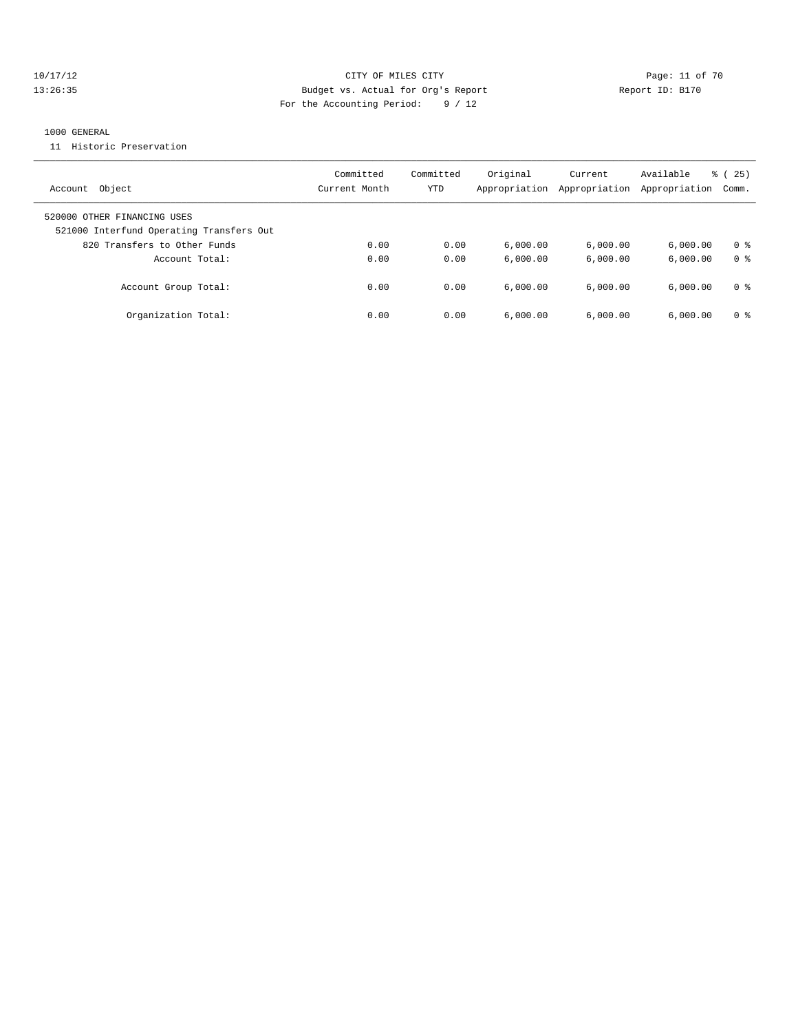CITY OF MILES CITY
Budget vs. Actual for Org's Report
For the Accounting Period: 9 / 12

10/17/12
13:26:35

Report ID: B170

1000 GENERAL

11 Historic Preservation

| Account Object | Committed Current Month | Committed YTD | Original Appropriation | Current Appropriation | Available Appropriation | % ( 25) Comm. |
|---|---|---|---|---|---|---|
| 520000 OTHER FINANCING USES | | | | | | |
| 521000 Interfund Operating Transfers Out | | | | | | |
| 820 Transfers to Other Funds | 0.00 | 0.00 | 6,000.00 | 6,000.00 | 6,000.00 | 0 % |
| Account Total: | 0.00 | 0.00 | 6,000.00 | 6,000.00 | 6,000.00 | 0 % |
| Account Group Total: | 0.00 | 0.00 | 6,000.00 | 6,000.00 | 6,000.00 | 0 % |
| Organization Total: | 0.00 | 0.00 | 6,000.00 | 6,000.00 | 6,000.00 | 0 % |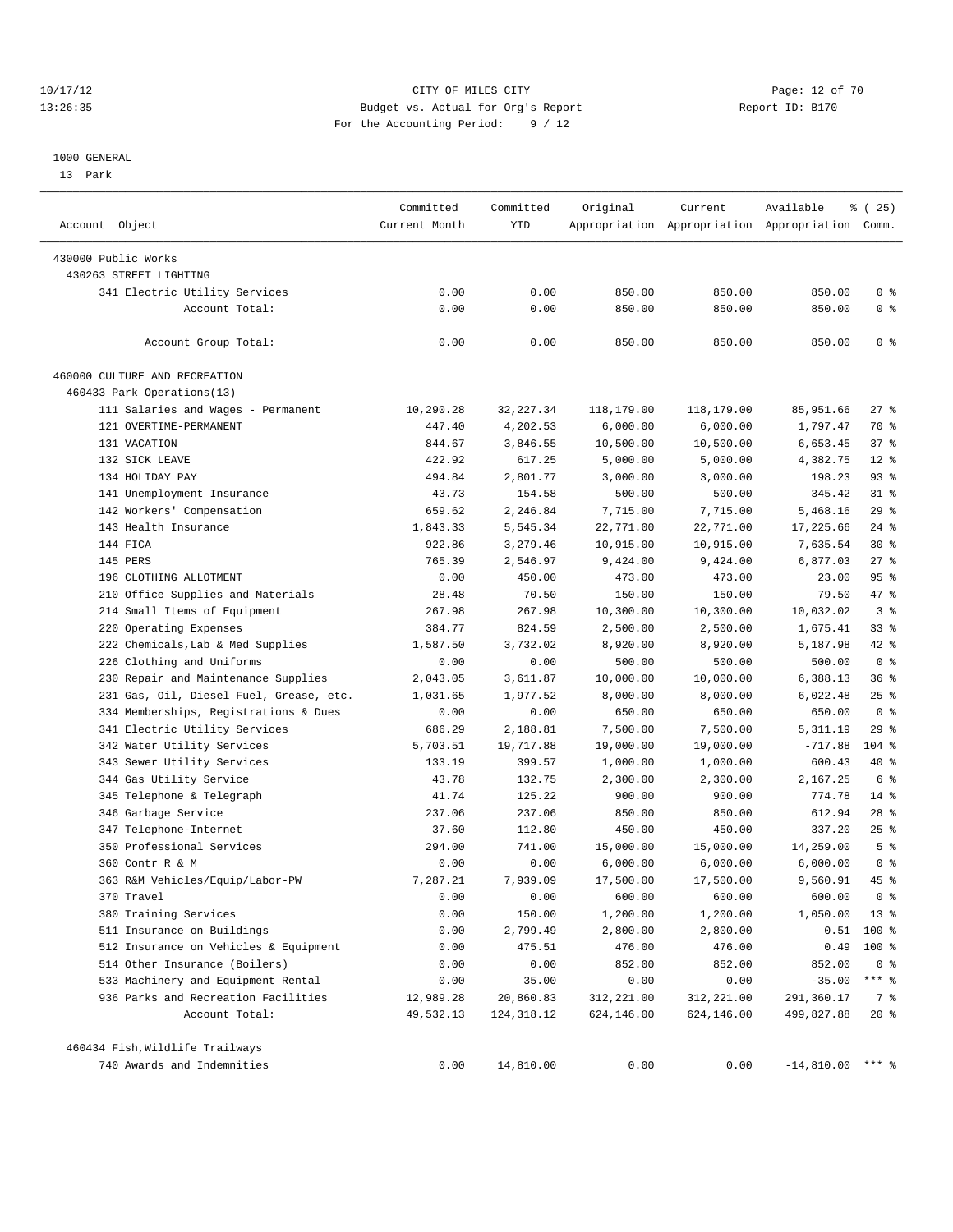CITY OF MILES CITY
Budget vs. Actual for Org's Report
For the Accounting Period: 9 / 12

1000 GENERAL
13 Park

| Account Object | Committed Current Month | Committed YTD | Original Appropriation | Current Appropriation | Available Appropriation | % ( 25) Comm. |
|---|---|---|---|---|---|---|
| 430000 Public Works | | | | | | |
| 430263 STREET LIGHTING | | | | | | |
| 341 Electric Utility Services | 0.00 | 0.00 | 850.00 | 850.00 | 850.00 | 0 % |
| Account Total: | 0.00 | 0.00 | 850.00 | 850.00 | 850.00 | 0 % |
| Account Group Total: | 0.00 | 0.00 | 850.00 | 850.00 | 850.00 | 0 % |
| 460000 CULTURE AND RECREATION | | | | | | |
| 460433 Park Operations(13) | | | | | | |
| 111 Salaries and Wages - Permanent | 10,290.28 | 32,227.34 | 118,179.00 | 118,179.00 | 85,951.66 | 27 % |
| 121 OVERTIME-PERMANENT | 447.40 | 4,202.53 | 6,000.00 | 6,000.00 | 1,797.47 | 70 % |
| 131 VACATION | 844.67 | 3,846.55 | 10,500.00 | 10,500.00 | 6,653.45 | 37 % |
| 132 SICK LEAVE | 422.92 | 617.25 | 5,000.00 | 5,000.00 | 4,382.75 | 12 % |
| 134 HOLIDAY PAY | 494.84 | 2,801.77 | 3,000.00 | 3,000.00 | 198.23 | 93 % |
| 141 Unemployment Insurance | 43.73 | 154.58 | 500.00 | 500.00 | 345.42 | 31 % |
| 142 Workers' Compensation | 659.62 | 2,246.84 | 7,715.00 | 7,715.00 | 5,468.16 | 29 % |
| 143 Health Insurance | 1,843.33 | 5,545.34 | 22,771.00 | 22,771.00 | 17,225.66 | 24 % |
| 144 FICA | 922.86 | 3,279.46 | 10,915.00 | 10,915.00 | 7,635.54 | 30 % |
| 145 PERS | 765.39 | 2,546.97 | 9,424.00 | 9,424.00 | 6,877.03 | 27 % |
| 196 CLOTHING ALLOTMENT | 0.00 | 450.00 | 473.00 | 473.00 | 23.00 | 95 % |
| 210 Office Supplies and Materials | 28.48 | 70.50 | 150.00 | 150.00 | 79.50 | 47 % |
| 214 Small Items of Equipment | 267.98 | 267.98 | 10,300.00 | 10,300.00 | 10,032.02 | 3 % |
| 220 Operating Expenses | 384.77 | 824.59 | 2,500.00 | 2,500.00 | 1,675.41 | 33 % |
| 222 Chemicals,Lab & Med Supplies | 1,587.50 | 3,732.02 | 8,920.00 | 8,920.00 | 5,187.98 | 42 % |
| 226 Clothing and Uniforms | 0.00 | 0.00 | 500.00 | 500.00 | 500.00 | 0 % |
| 230 Repair and Maintenance Supplies | 2,043.05 | 3,611.87 | 10,000.00 | 10,000.00 | 6,388.13 | 36 % |
| 231 Gas, Oil, Diesel Fuel, Grease, etc. | 1,031.65 | 1,977.52 | 8,000.00 | 8,000.00 | 6,022.48 | 25 % |
| 334 Memberships, Registrations & Dues | 0.00 | 0.00 | 650.00 | 650.00 | 650.00 | 0 % |
| 341 Electric Utility Services | 686.29 | 2,188.81 | 7,500.00 | 7,500.00 | 5,311.19 | 29 % |
| 342 Water Utility Services | 5,703.51 | 19,717.88 | 19,000.00 | 19,000.00 | -717.88 | 104 % |
| 343 Sewer Utility Services | 133.19 | 399.57 | 1,000.00 | 1,000.00 | 600.43 | 40 % |
| 344 Gas Utility Service | 43.78 | 132.75 | 2,300.00 | 2,300.00 | 2,167.25 | 6 % |
| 345 Telephone & Telegraph | 41.74 | 125.22 | 900.00 | 900.00 | 774.78 | 14 % |
| 346 Garbage Service | 237.06 | 237.06 | 850.00 | 850.00 | 612.94 | 28 % |
| 347 Telephone-Internet | 37.60 | 112.80 | 450.00 | 450.00 | 337.20 | 25 % |
| 350 Professional Services | 294.00 | 741.00 | 15,000.00 | 15,000.00 | 14,259.00 | 5 % |
| 360 Contr R & M | 0.00 | 0.00 | 6,000.00 | 6,000.00 | 6,000.00 | 0 % |
| 363 R&M Vehicles/Equip/Labor-PW | 7,287.21 | 7,939.09 | 17,500.00 | 17,500.00 | 9,560.91 | 45 % |
| 370 Travel | 0.00 | 0.00 | 600.00 | 600.00 | 600.00 | 0 % |
| 380 Training Services | 0.00 | 150.00 | 1,200.00 | 1,200.00 | 1,050.00 | 13 % |
| 511 Insurance on Buildings | 0.00 | 2,799.49 | 2,800.00 | 2,800.00 | 0.51 | 100 % |
| 512 Insurance on Vehicles & Equipment | 0.00 | 475.51 | 476.00 | 476.00 | 0.49 | 100 % |
| 514 Other Insurance (Boilers) | 0.00 | 0.00 | 852.00 | 852.00 | 852.00 | 0 % |
| 533 Machinery and Equipment Rental | 0.00 | 35.00 | 0.00 | 0.00 | -35.00 | *** % |
| 936 Parks and Recreation Facilities | 12,989.28 | 20,860.83 | 312,221.00 | 312,221.00 | 291,360.17 | 7 % |
| Account Total: | 49,532.13 | 124,318.12 | 624,146.00 | 624,146.00 | 499,827.88 | 20 % |
| 460434 Fish,Wildlife Trailways | | | | | | |
| 740 Awards and Indemnities | 0.00 | 14,810.00 | 0.00 | 0.00 | -14,810.00 | *** % |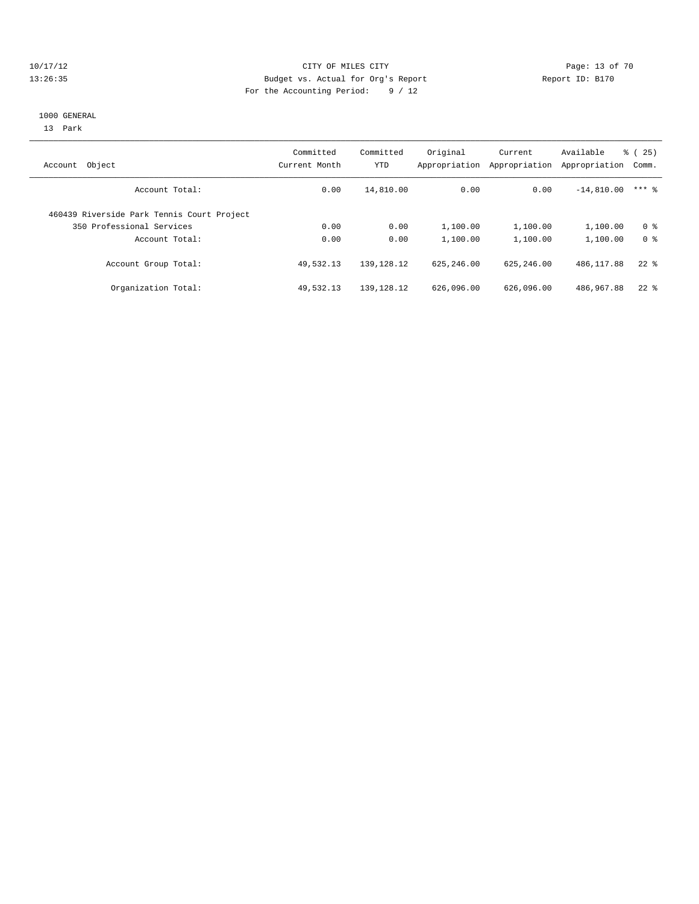CITY OF MILES CITY

Budget vs. Actual for Org's Report

For the Accounting Period: 9 / 12

10/17/12
13:26:35

Report ID: B170

1000 GENERAL

13 Park

| Account Object | Committed Current Month | Committed YTD | Original Appropriation | Current Appropriation | Available Appropriation | % ( 25) Comm. |
|---|---|---|---|---|---|---|
| Account Total: | 0.00 | 14,810.00 | 0.00 | 0.00 | -14,810.00 | *** % |
| 460439 Riverside Park Tennis Court Project | | | | | | |
| 350 Professional Services | 0.00 | 0.00 | 1,100.00 | 1,100.00 | 1,100.00 | 0 % |
| Account Total: | 0.00 | 0.00 | 1,100.00 | 1,100.00 | 1,100.00 | 0 % |
| Account Group Total: | 49,532.13 | 139,128.12 | 625,246.00 | 625,246.00 | 486,117.88 | 22 % |
| Organization Total: | 49,532.13 | 139,128.12 | 626,096.00 | 626,096.00 | 486,967.88 | 22 % |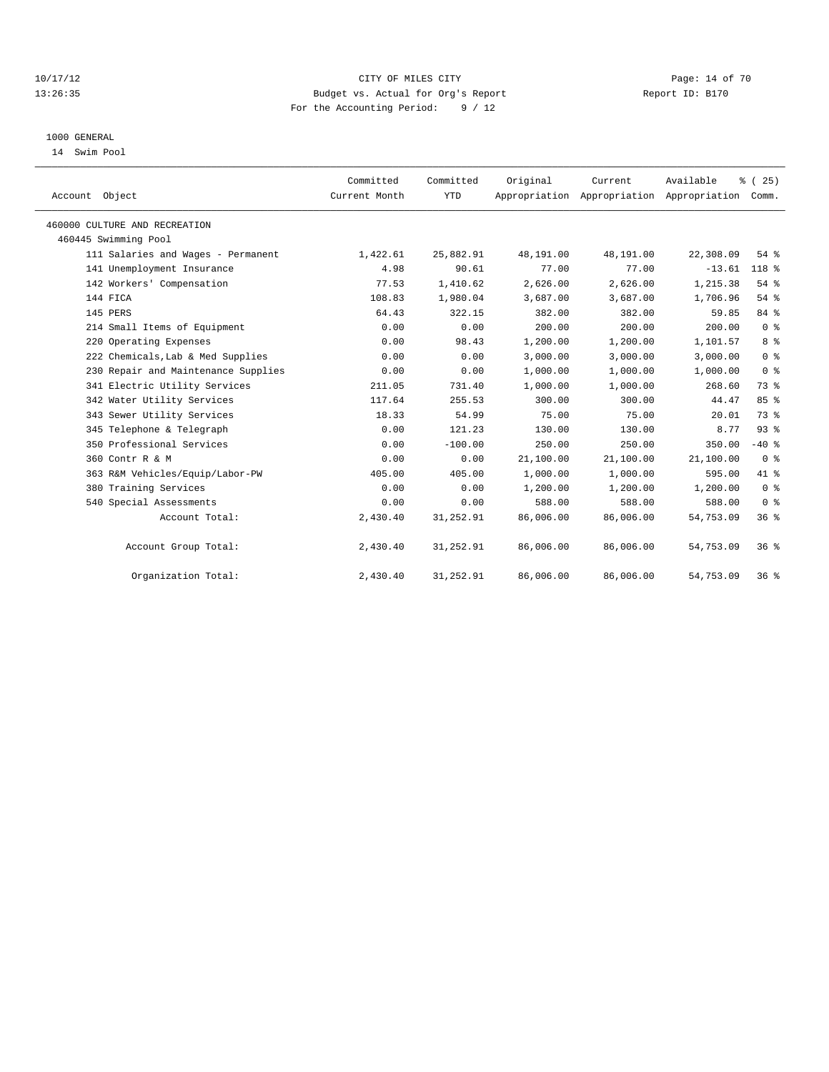CITY OF MILES CITY
Budget vs. Actual for Org's Report
For the Accounting Period: 9 / 12

Report ID: B170

10/17/12
13:26:35

1000 GENERAL
14 Swim Pool

| Account Object | Committed Current Month | Committed YTD | Original Appropriation | Current Appropriation | Available Appropriation | % ( 25) Comm. |
|---|---|---|---|---|---|---|
| 460000 CULTURE AND RECREATION | | | | | | |
| 460445 Swimming Pool | | | | | | |
| 111 Salaries and Wages - Permanent | 1,422.61 | 25,882.91 | 48,191.00 | 48,191.00 | 22,308.09 | 54 % |
| 141 Unemployment Insurance | 4.98 | 90.61 | 77.00 | 77.00 | -13.61 | 118 % |
| 142 Workers' Compensation | 77.53 | 1,410.62 | 2,626.00 | 2,626.00 | 1,215.38 | 54 % |
| 144 FICA | 108.83 | 1,980.04 | 3,687.00 | 3,687.00 | 1,706.96 | 54 % |
| 145 PERS | 64.43 | 322.15 | 382.00 | 382.00 | 59.85 | 84 % |
| 214 Small Items of Equipment | 0.00 | 0.00 | 200.00 | 200.00 | 200.00 | 0 % |
| 220 Operating Expenses | 0.00 | 98.43 | 1,200.00 | 1,200.00 | 1,101.57 | 8 % |
| 222 Chemicals,Lab & Med Supplies | 0.00 | 0.00 | 3,000.00 | 3,000.00 | 3,000.00 | 0 % |
| 230 Repair and Maintenance Supplies | 0.00 | 0.00 | 1,000.00 | 1,000.00 | 1,000.00 | 0 % |
| 341 Electric Utility Services | 211.05 | 731.40 | 1,000.00 | 1,000.00 | 268.60 | 73 % |
| 342 Water Utility Services | 117.64 | 255.53 | 300.00 | 300.00 | 44.47 | 85 % |
| 343 Sewer Utility Services | 18.33 | 54.99 | 75.00 | 75.00 | 20.01 | 73 % |
| 345 Telephone & Telegraph | 0.00 | 121.23 | 130.00 | 130.00 | 8.77 | 93 % |
| 350 Professional Services | 0.00 | -100.00 | 250.00 | 250.00 | 350.00 | -40 % |
| 360 Contr R & M | 0.00 | 0.00 | 21,100.00 | 21,100.00 | 21,100.00 | 0 % |
| 363 R&M Vehicles/Equip/Labor-PW | 405.00 | 405.00 | 1,000.00 | 1,000.00 | 595.00 | 41 % |
| 380 Training Services | 0.00 | 0.00 | 1,200.00 | 1,200.00 | 1,200.00 | 0 % |
| 540 Special Assessments | 0.00 | 0.00 | 588.00 | 588.00 | 588.00 | 0 % |
| Account Total: | 2,430.40 | 31,252.91 | 86,006.00 | 86,006.00 | 54,753.09 | 36 % |
| Account Group Total: | 2,430.40 | 31,252.91 | 86,006.00 | 86,006.00 | 54,753.09 | 36 % |
| Organization Total: | 2,430.40 | 31,252.91 | 86,006.00 | 86,006.00 | 54,753.09 | 36 % |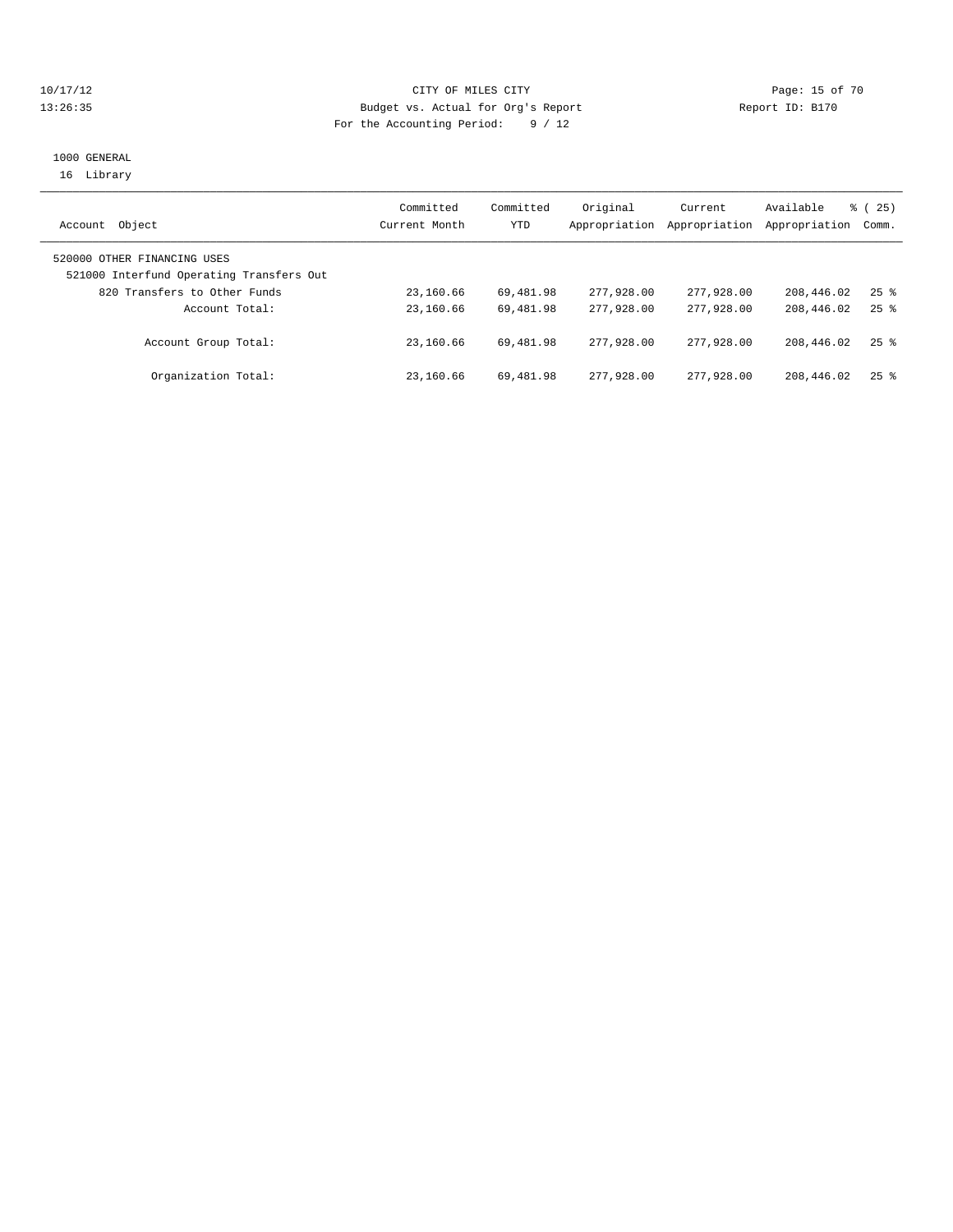CITY OF MILES CITY

Budget vs. Actual for Org's Report

For the Accounting Period: 9 / 12

10/17/12

13:26:35

Report ID: B170

1000 GENERAL

16 Library

| Account Object | Committed Current Month | Committed YTD | Original Appropriation | Current Appropriation | Available Appropriation | % ( 25) Comm. |
|---|---|---|---|---|---|---|
| 520000 OTHER FINANCING USES | | | | | | |
| 521000 Interfund Operating Transfers Out | | | | | | |
| 820 Transfers to Other Funds | 23,160.66 | 69,481.98 | 277,928.00 | 277,928.00 | 208,446.02 | 25 % |
| Account Total: | 23,160.66 | 69,481.98 | 277,928.00 | 277,928.00 | 208,446.02 | 25 % |
| Account Group Total: | 23,160.66 | 69,481.98 | 277,928.00 | 277,928.00 | 208,446.02 | 25 % |
| Organization Total: | 23,160.66 | 69,481.98 | 277,928.00 | 277,928.00 | 208,446.02 | 25 % |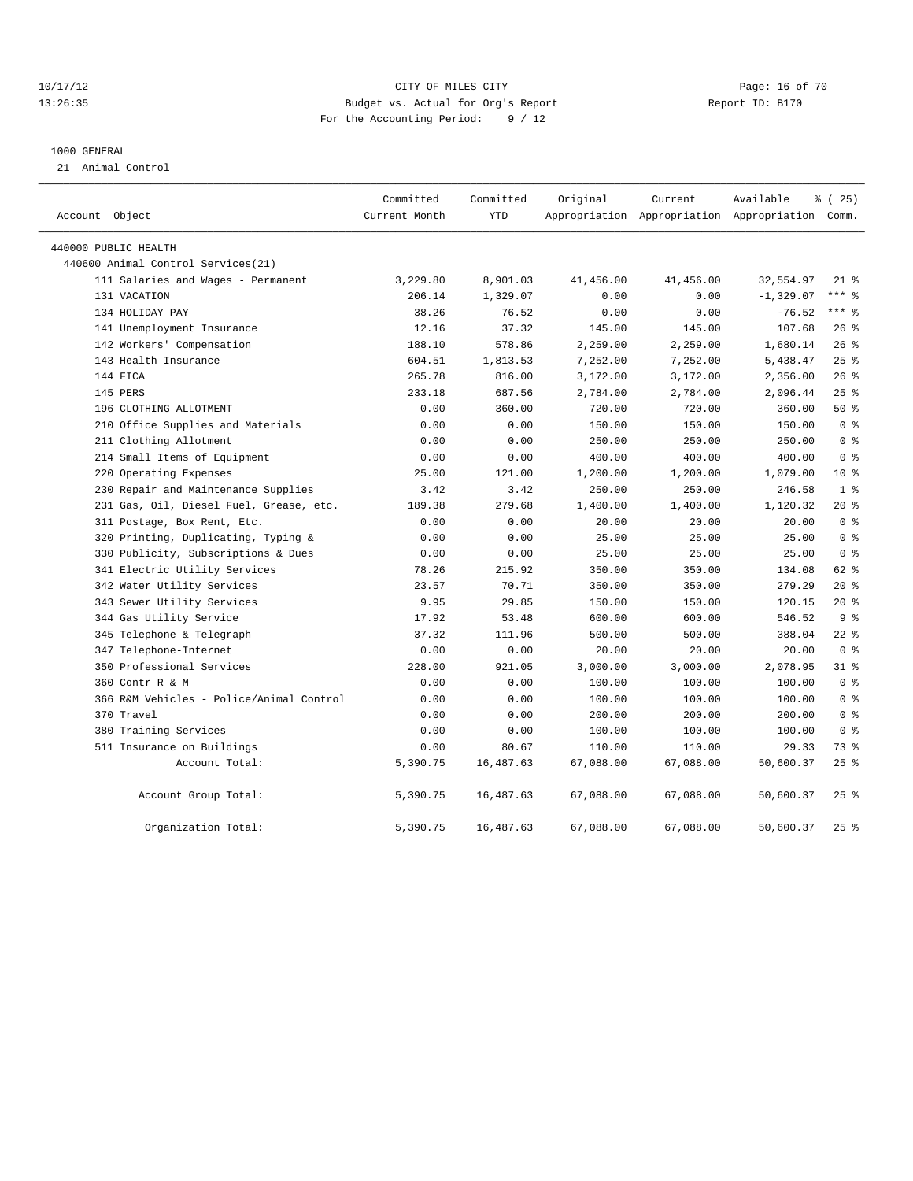CITY OF MILES CITY
Budget vs. Actual for Org's Report
For the Accounting Period: 9 / 12

10/17/12
13:26:35

Report ID: B170

1000 GENERAL
21 Animal Control

| Account Object | Committed Current Month | Committed YTD | Original Appropriation | Current Appropriation | Available Appropriation | % ( 25) Comm. |
|---|---|---|---|---|---|---|
| 440000 PUBLIC HEALTH | | | | | | |
| 440600 Animal Control Services(21) | | | | | | |
| 111 Salaries and Wages - Permanent | 3,229.80 | 8,901.03 | 41,456.00 | 41,456.00 | 32,554.97 | 21 % |
| 131 VACATION | 206.14 | 1,329.07 | 0.00 | 0.00 | -1,329.07 | *** % |
| 134 HOLIDAY PAY | 38.26 | 76.52 | 0.00 | 0.00 | -76.52 | *** % |
| 141 Unemployment Insurance | 12.16 | 37.32 | 145.00 | 145.00 | 107.68 | 26 % |
| 142 Workers' Compensation | 188.10 | 578.86 | 2,259.00 | 2,259.00 | 1,680.14 | 26 % |
| 143 Health Insurance | 604.51 | 1,813.53 | 7,252.00 | 7,252.00 | 5,438.47 | 25 % |
| 144 FICA | 265.78 | 816.00 | 3,172.00 | 3,172.00 | 2,356.00 | 26 % |
| 145 PERS | 233.18 | 687.56 | 2,784.00 | 2,784.00 | 2,096.44 | 25 % |
| 196 CLOTHING ALLOTMENT | 0.00 | 360.00 | 720.00 | 720.00 | 360.00 | 50 % |
| 210 Office Supplies and Materials | 0.00 | 0.00 | 150.00 | 150.00 | 150.00 | 0 % |
| 211 Clothing Allotment | 0.00 | 0.00 | 250.00 | 250.00 | 250.00 | 0 % |
| 214 Small Items of Equipment | 0.00 | 0.00 | 400.00 | 400.00 | 400.00 | 0 % |
| 220 Operating Expenses | 25.00 | 121.00 | 1,200.00 | 1,200.00 | 1,079.00 | 10 % |
| 230 Repair and Maintenance Supplies | 3.42 | 3.42 | 250.00 | 250.00 | 246.58 | 1 % |
| 231 Gas, Oil, Diesel Fuel, Grease, etc. | 189.38 | 279.68 | 1,400.00 | 1,400.00 | 1,120.32 | 20 % |
| 311 Postage, Box Rent, Etc. | 0.00 | 0.00 | 20.00 | 20.00 | 20.00 | 0 % |
| 320 Printing, Duplicating, Typing & | 0.00 | 0.00 | 25.00 | 25.00 | 25.00 | 0 % |
| 330 Publicity, Subscriptions & Dues | 0.00 | 0.00 | 25.00 | 25.00 | 25.00 | 0 % |
| 341 Electric Utility Services | 78.26 | 215.92 | 350.00 | 350.00 | 134.08 | 62 % |
| 342 Water Utility Services | 23.57 | 70.71 | 350.00 | 350.00 | 279.29 | 20 % |
| 343 Sewer Utility Services | 9.95 | 29.85 | 150.00 | 150.00 | 120.15 | 20 % |
| 344 Gas Utility Service | 17.92 | 53.48 | 600.00 | 600.00 | 546.52 | 9 % |
| 345 Telephone & Telegraph | 37.32 | 111.96 | 500.00 | 500.00 | 388.04 | 22 % |
| 347 Telephone-Internet | 0.00 | 0.00 | 20.00 | 20.00 | 20.00 | 0 % |
| 350 Professional Services | 228.00 | 921.05 | 3,000.00 | 3,000.00 | 2,078.95 | 31 % |
| 360 Contr R & M | 0.00 | 0.00 | 100.00 | 100.00 | 100.00 | 0 % |
| 366 R&M Vehicles - Police/Animal Control | 0.00 | 0.00 | 100.00 | 100.00 | 100.00 | 0 % |
| 370 Travel | 0.00 | 0.00 | 200.00 | 200.00 | 200.00 | 0 % |
| 380 Training Services | 0.00 | 0.00 | 100.00 | 100.00 | 100.00 | 0 % |
| 511 Insurance on Buildings | 0.00 | 80.67 | 110.00 | 110.00 | 29.33 | 73 % |
| Account Total: | 5,390.75 | 16,487.63 | 67,088.00 | 67,088.00 | 50,600.37 | 25 % |
| Account Group Total: | 5,390.75 | 16,487.63 | 67,088.00 | 67,088.00 | 50,600.37 | 25 % |
| Organization Total: | 5,390.75 | 16,487.63 | 67,088.00 | 67,088.00 | 50,600.37 | 25 % |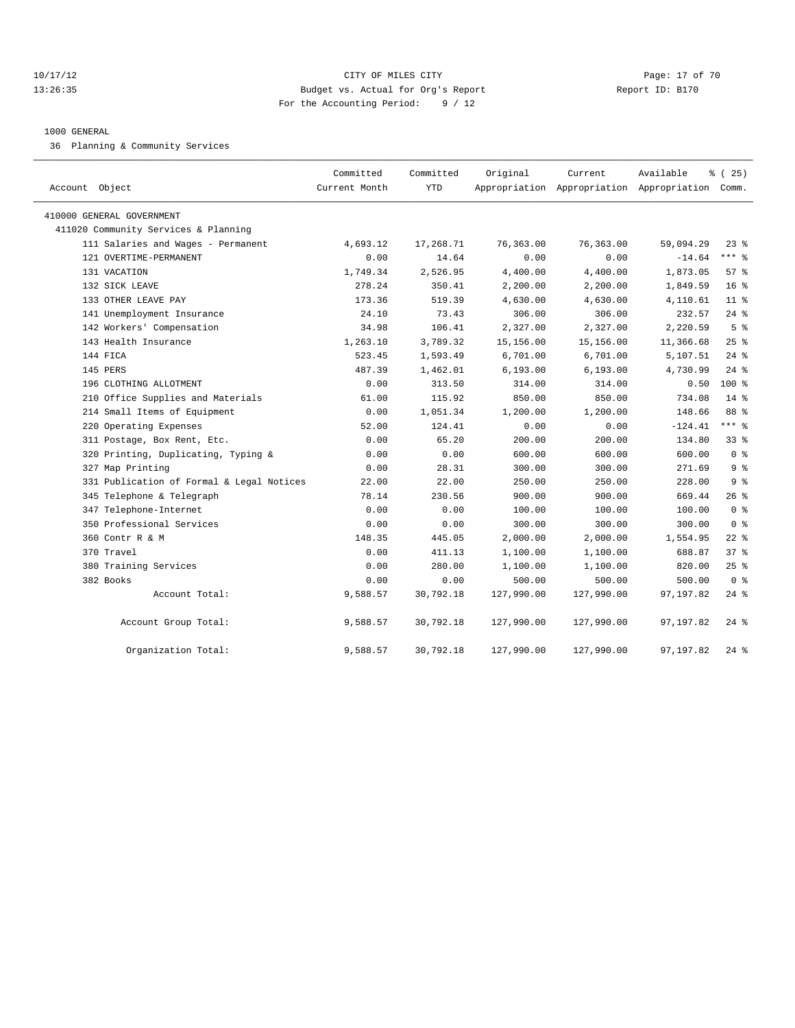CITY OF MILES CITY
Budget vs. Actual for Org's Report
For the Accounting Period: 9 / 12

10/17/12
13:26:35

Report ID: B170

1000 GENERAL

36 Planning & Community Services

| Account Object | Committed Current Month | Committed YTD | Original Appropriation | Current Appropriation | Available Appropriation | % ( 25) Comm. |
|---|---|---|---|---|---|---|
| 410000 GENERAL GOVERNMENT | | | | | | |
| 411020 Community Services & Planning | | | | | | |
| 111 Salaries and Wages - Permanent | 4,693.12 | 17,268.71 | 76,363.00 | 76,363.00 | 59,094.29 | 23 % |
| 121 OVERTIME-PERMANENT | 0.00 | 14.64 | 0.00 | 0.00 | -14.64 | *** % |
| 131 VACATION | 1,749.34 | 2,526.95 | 4,400.00 | 4,400.00 | 1,873.05 | 57 % |
| 132 SICK LEAVE | 278.24 | 350.41 | 2,200.00 | 2,200.00 | 1,849.59 | 16 % |
| 133 OTHER LEAVE PAY | 173.36 | 519.39 | 4,630.00 | 4,630.00 | 4,110.61 | 11 % |
| 141 Unemployment Insurance | 24.10 | 73.43 | 306.00 | 306.00 | 232.57 | 24 % |
| 142 Workers' Compensation | 34.98 | 106.41 | 2,327.00 | 2,327.00 | 2,220.59 | 5 % |
| 143 Health Insurance | 1,263.10 | 3,789.32 | 15,156.00 | 15,156.00 | 11,366.68 | 25 % |
| 144 FICA | 523.45 | 1,593.49 | 6,701.00 | 6,701.00 | 5,107.51 | 24 % |
| 145 PERS | 487.39 | 1,462.01 | 6,193.00 | 6,193.00 | 4,730.99 | 24 % |
| 196 CLOTHING ALLOTMENT | 0.00 | 313.50 | 314.00 | 314.00 | 0.50 | 100 % |
| 210 Office Supplies and Materials | 61.00 | 115.92 | 850.00 | 850.00 | 734.08 | 14 % |
| 214 Small Items of Equipment | 0.00 | 1,051.34 | 1,200.00 | 1,200.00 | 148.66 | 88 % |
| 220 Operating Expenses | 52.00 | 124.41 | 0.00 | 0.00 | -124.41 | *** % |
| 311 Postage, Box Rent, Etc. | 0.00 | 65.20 | 200.00 | 200.00 | 134.80 | 33 % |
| 320 Printing, Duplicating, Typing & | 0.00 | 0.00 | 600.00 | 600.00 | 600.00 | 0 % |
| 327 Map Printing | 0.00 | 28.31 | 300.00 | 300.00 | 271.69 | 9 % |
| 331 Publication of Formal & Legal Notices | 22.00 | 22.00 | 250.00 | 250.00 | 228.00 | 9 % |
| 345 Telephone & Telegraph | 78.14 | 230.56 | 900.00 | 900.00 | 669.44 | 26 % |
| 347 Telephone-Internet | 0.00 | 0.00 | 100.00 | 100.00 | 100.00 | 0 % |
| 350 Professional Services | 0.00 | 0.00 | 300.00 | 300.00 | 300.00 | 0 % |
| 360 Contr R & M | 148.35 | 445.05 | 2,000.00 | 2,000.00 | 1,554.95 | 22 % |
| 370 Travel | 0.00 | 411.13 | 1,100.00 | 1,100.00 | 688.87 | 37 % |
| 380 Training Services | 0.00 | 280.00 | 1,100.00 | 1,100.00 | 820.00 | 25 % |
| 382 Books | 0.00 | 0.00 | 500.00 | 500.00 | 500.00 | 0 % |
| Account Total: | 9,588.57 | 30,792.18 | 127,990.00 | 127,990.00 | 97,197.82 | 24 % |
| Account Group Total: | 9,588.57 | 30,792.18 | 127,990.00 | 127,990.00 | 97,197.82 | 24 % |
| Organization Total: | 9,588.57 | 30,792.18 | 127,990.00 | 127,990.00 | 97,197.82 | 24 % |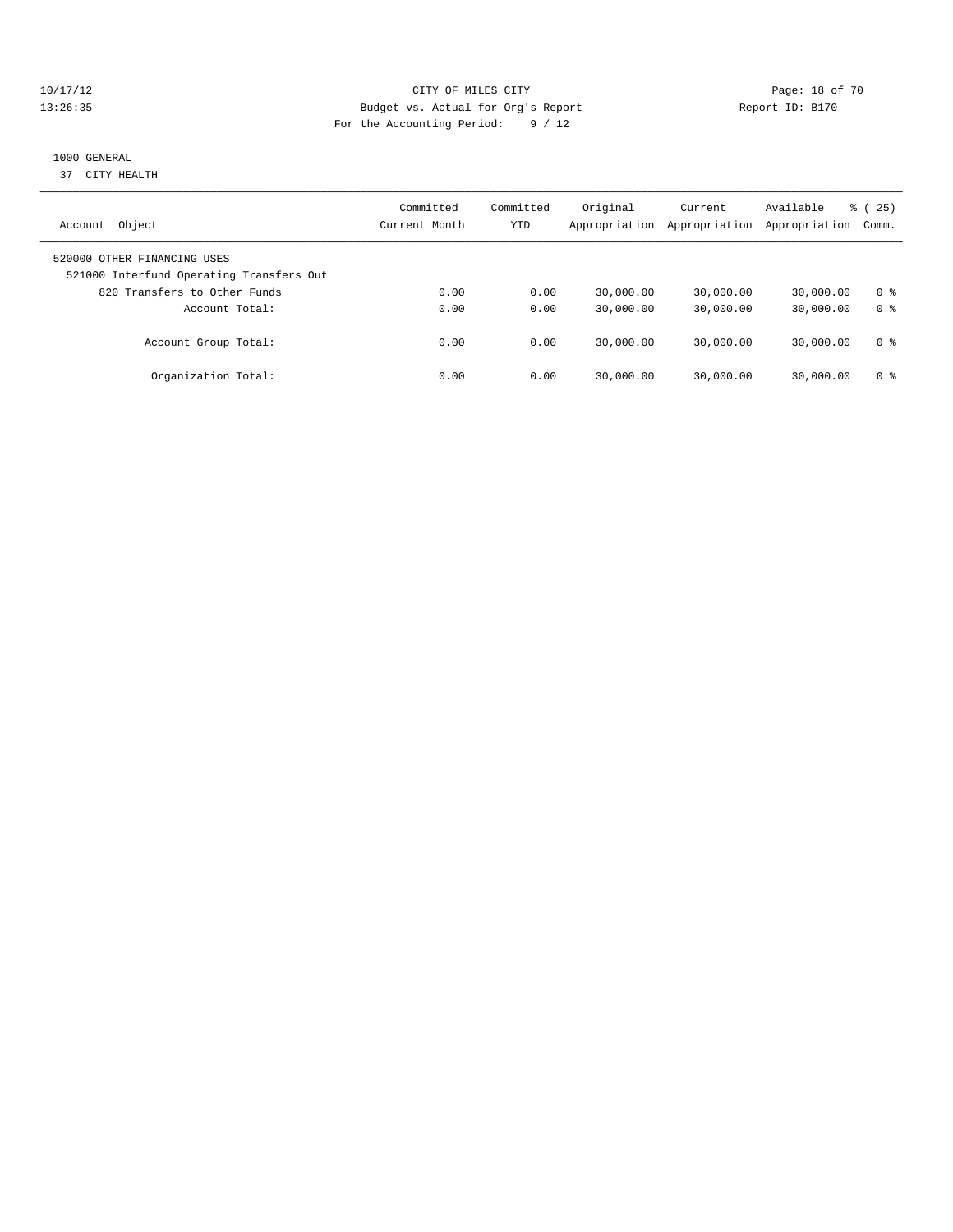CITY OF MILES CITY
Budget vs. Actual for Org's Report
For the Accounting Period: 9 / 12

10/17/12
13:26:35

Report ID: B170

1000 GENERAL
37 CITY HEALTH

| Account Object | Committed Current Month | Committed YTD | Original Appropriation | Current Appropriation | Available Appropriation | % ( 25) Comm. |
|---|---|---|---|---|---|---|
| 520000 OTHER FINANCING USES | | | | | | |
| 521000 Interfund Operating Transfers Out | | | | | | |
| 820 Transfers to Other Funds | 0.00 | 0.00 | 30,000.00 | 30,000.00 | 30,000.00 | 0 % |
| Account Total: | 0.00 | 0.00 | 30,000.00 | 30,000.00 | 30,000.00 | 0 % |
| Account Group Total: | 0.00 | 0.00 | 30,000.00 | 30,000.00 | 30,000.00 | 0 % |
| Organization Total: | 0.00 | 0.00 | 30,000.00 | 30,000.00 | 30,000.00 | 0 % |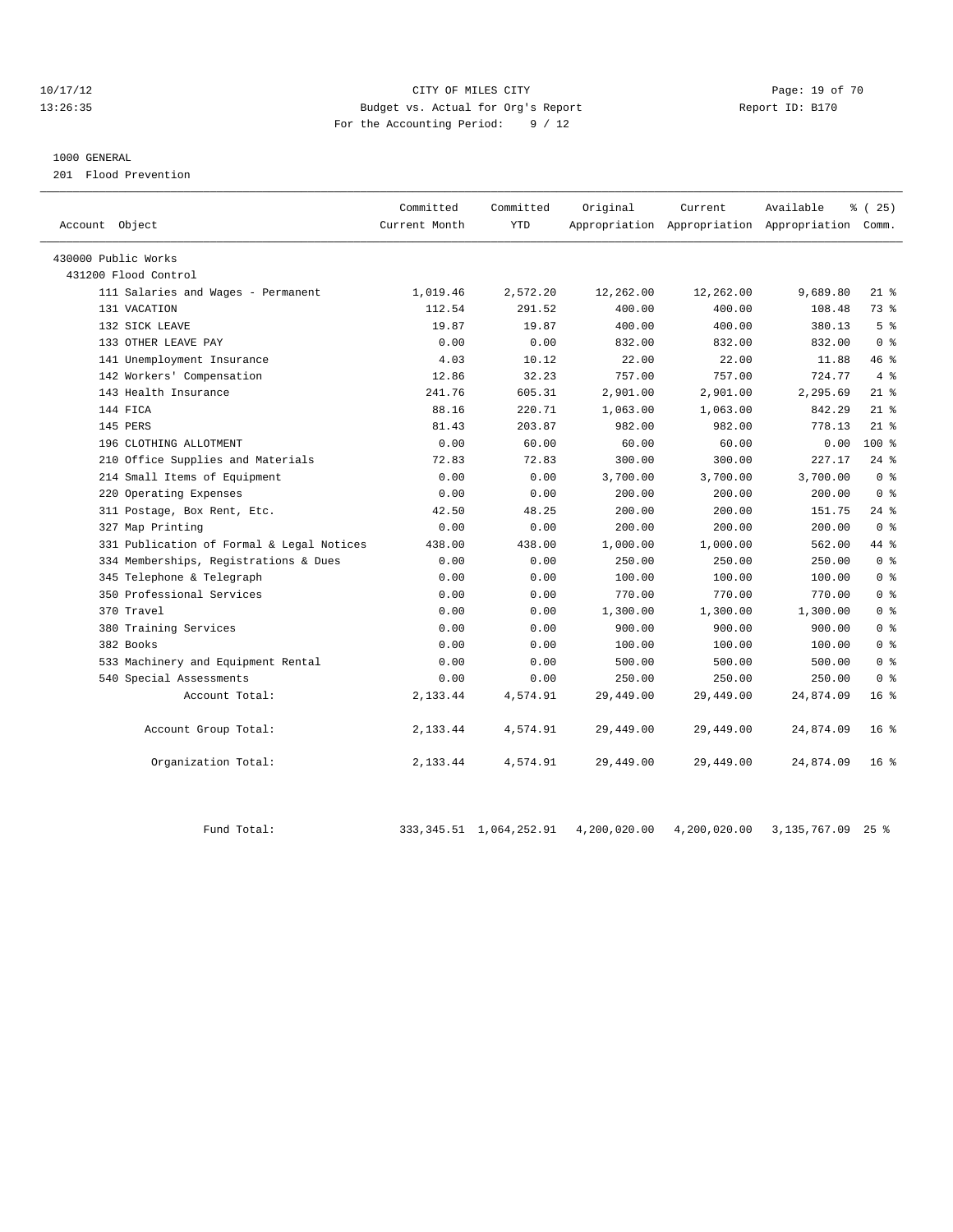CITY OF MILES CITY
Budget vs. Actual for Org's Report
For the Accounting Period: 9 / 12

Report ID: B170

1000 GENERAL
201 Flood Prevention

| Account Object | Committed Current Month | Committed YTD | Original Appropriation | Current Appropriation | Available Appropriation | % ( 25) Comm. |
|---|---|---|---|---|---|---|
| 430000 Public Works | | | | | | |
| 431200 Flood Control | | | | | | |
| 111 Salaries and Wages - Permanent | 1,019.46 | 2,572.20 | 12,262.00 | 12,262.00 | 9,689.80 | 21 % |
| 131 VACATION | 112.54 | 291.52 | 400.00 | 400.00 | 108.48 | 73 % |
| 132 SICK LEAVE | 19.87 | 19.87 | 400.00 | 400.00 | 380.13 | 5 % |
| 133 OTHER LEAVE PAY | 0.00 | 0.00 | 832.00 | 832.00 | 832.00 | 0 % |
| 141 Unemployment Insurance | 4.03 | 10.12 | 22.00 | 22.00 | 11.88 | 46 % |
| 142 Workers' Compensation | 12.86 | 32.23 | 757.00 | 757.00 | 724.77 | 4 % |
| 143 Health Insurance | 241.76 | 605.31 | 2,901.00 | 2,901.00 | 2,295.69 | 21 % |
| 144 FICA | 88.16 | 220.71 | 1,063.00 | 1,063.00 | 842.29 | 21 % |
| 145 PERS | 81.43 | 203.87 | 982.00 | 982.00 | 778.13 | 21 % |
| 196 CLOTHING ALLOTMENT | 0.00 | 60.00 | 60.00 | 60.00 | 0.00 | 100 % |
| 210 Office Supplies and Materials | 72.83 | 72.83 | 300.00 | 300.00 | 227.17 | 24 % |
| 214 Small Items of Equipment | 0.00 | 0.00 | 3,700.00 | 3,700.00 | 3,700.00 | 0 % |
| 220 Operating Expenses | 0.00 | 0.00 | 200.00 | 200.00 | 200.00 | 0 % |
| 311 Postage, Box Rent, Etc. | 42.50 | 48.25 | 200.00 | 200.00 | 151.75 | 24 % |
| 327 Map Printing | 0.00 | 0.00 | 200.00 | 200.00 | 200.00 | 0 % |
| 331 Publication of Formal & Legal Notices | 438.00 | 438.00 | 1,000.00 | 1,000.00 | 562.00 | 44 % |
| 334 Memberships, Registrations & Dues | 0.00 | 0.00 | 250.00 | 250.00 | 250.00 | 0 % |
| 345 Telephone & Telegraph | 0.00 | 0.00 | 100.00 | 100.00 | 100.00 | 0 % |
| 350 Professional Services | 0.00 | 0.00 | 770.00 | 770.00 | 770.00 | 0 % |
| 370 Travel | 0.00 | 0.00 | 1,300.00 | 1,300.00 | 1,300.00 | 0 % |
| 380 Training Services | 0.00 | 0.00 | 900.00 | 900.00 | 900.00 | 0 % |
| 382 Books | 0.00 | 0.00 | 100.00 | 100.00 | 100.00 | 0 % |
| 533 Machinery and Equipment Rental | 0.00 | 0.00 | 500.00 | 500.00 | 500.00 | 0 % |
| 540 Special Assessments | 0.00 | 0.00 | 250.00 | 250.00 | 250.00 | 0 % |
| Account Total: | 2,133.44 | 4,574.91 | 29,449.00 | 29,449.00 | 24,874.09 | 16 % |
| Account Group Total: | 2,133.44 | 4,574.91 | 29,449.00 | 29,449.00 | 24,874.09 | 16 % |
| Organization Total: | 2,133.44 | 4,574.91 | 29,449.00 | 29,449.00 | 24,874.09 | 16 % |
| Fund Total: | 333,345.51 | 1,064,252.91 | 4,200,020.00 | 4,200,020.00 | 3,135,767.09 | 25 % |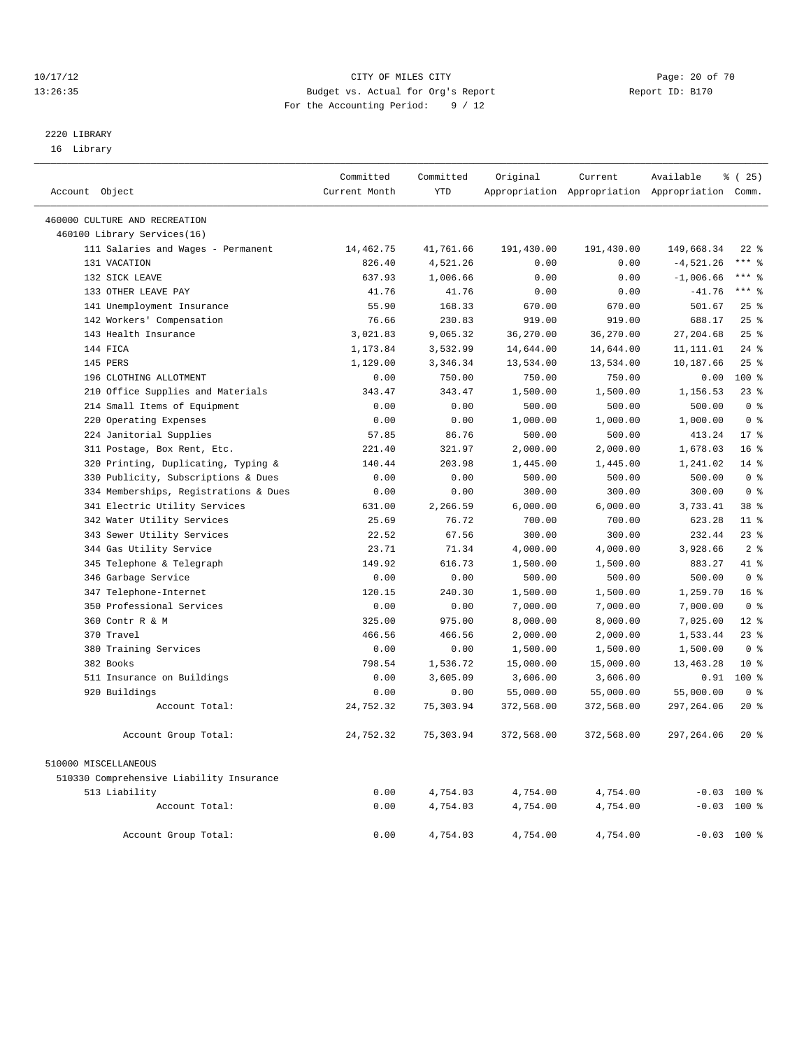10/17/12 CITY OF MILES CITY
13:26:35 Budget vs. Actual for Org's Report Report ID: B170
For the Accounting Period: 9 / 12

## 2220 LIBRARY
16 Library

| Account Object | Committed Current Month | Committed YTD | Original Appropriation | Current Appropriation | Available Appropriation | % ( 25) Comm. |
|---|---|---|---|---|---|---|
| 460000 CULTURE AND RECREATION | | | | | | |
| 460100 Library Services(16) | | | | | | |
| 111 Salaries and Wages - Permanent | 14,462.75 | 41,761.66 | 191,430.00 | 191,430.00 | 149,668.34 | 22 % |
| 131 VACATION | 826.40 | 4,521.26 | 0.00 | 0.00 | -4,521.26 | *** % |
| 132 SICK LEAVE | 637.93 | 1,006.66 | 0.00 | 0.00 | -1,006.66 | *** % |
| 133 OTHER LEAVE PAY | 41.76 | 41.76 | 0.00 | 0.00 | -41.76 | *** % |
| 141 Unemployment Insurance | 55.90 | 168.33 | 670.00 | 670.00 | 501.67 | 25 % |
| 142 Workers' Compensation | 76.66 | 230.83 | 919.00 | 919.00 | 688.17 | 25 % |
| 143 Health Insurance | 3,021.83 | 9,065.32 | 36,270.00 | 36,270.00 | 27,204.68 | 25 % |
| 144 FICA | 1,173.84 | 3,532.99 | 14,644.00 | 14,644.00 | 11,111.01 | 24 % |
| 145 PERS | 1,129.00 | 3,346.34 | 13,534.00 | 13,534.00 | 10,187.66 | 25 % |
| 196 CLOTHING ALLOTMENT | 0.00 | 750.00 | 750.00 | 750.00 | 0.00 | 100 % |
| 210 Office Supplies and Materials | 343.47 | 343.47 | 1,500.00 | 1,500.00 | 1,156.53 | 23 % |
| 214 Small Items of Equipment | 0.00 | 0.00 | 500.00 | 500.00 | 500.00 | 0 % |
| 220 Operating Expenses | 0.00 | 0.00 | 1,000.00 | 1,000.00 | 1,000.00 | 0 % |
| 224 Janitorial Supplies | 57.85 | 86.76 | 500.00 | 500.00 | 413.24 | 17 % |
| 311 Postage, Box Rent, Etc. | 221.40 | 321.97 | 2,000.00 | 2,000.00 | 1,678.03 | 16 % |
| 320 Printing, Duplicating, Typing & | 140.44 | 203.98 | 1,445.00 | 1,445.00 | 1,241.02 | 14 % |
| 330 Publicity, Subscriptions & Dues | 0.00 | 0.00 | 500.00 | 500.00 | 500.00 | 0 % |
| 334 Memberships, Registrations & Dues | 0.00 | 0.00 | 300.00 | 300.00 | 300.00 | 0 % |
| 341 Electric Utility Services | 631.00 | 2,266.59 | 6,000.00 | 6,000.00 | 3,733.41 | 38 % |
| 342 Water Utility Services | 25.69 | 76.72 | 700.00 | 700.00 | 623.28 | 11 % |
| 343 Sewer Utility Services | 22.52 | 67.56 | 300.00 | 300.00 | 232.44 | 23 % |
| 344 Gas Utility Service | 23.71 | 71.34 | 4,000.00 | 4,000.00 | 3,928.66 | 2 % |
| 345 Telephone & Telegraph | 149.92 | 616.73 | 1,500.00 | 1,500.00 | 883.27 | 41 % |
| 346 Garbage Service | 0.00 | 0.00 | 500.00 | 500.00 | 500.00 | 0 % |
| 347 Telephone-Internet | 120.15 | 240.30 | 1,500.00 | 1,500.00 | 1,259.70 | 16 % |
| 350 Professional Services | 0.00 | 0.00 | 7,000.00 | 7,000.00 | 7,000.00 | 0 % |
| 360 Contr R & M | 325.00 | 975.00 | 8,000.00 | 8,000.00 | 7,025.00 | 12 % |
| 370 Travel | 466.56 | 466.56 | 2,000.00 | 2,000.00 | 1,533.44 | 23 % |
| 380 Training Services | 0.00 | 0.00 | 1,500.00 | 1,500.00 | 1,500.00 | 0 % |
| 382 Books | 798.54 | 1,536.72 | 15,000.00 | 15,000.00 | 13,463.28 | 10 % |
| 511 Insurance on Buildings | 0.00 | 3,605.09 | 3,606.00 | 3,606.00 | 0.91 | 100 % |
| 920 Buildings | 0.00 | 0.00 | 55,000.00 | 55,000.00 | 55,000.00 | 0 % |
| Account Total: | 24,752.32 | 75,303.94 | 372,568.00 | 372,568.00 | 297,264.06 | 20 % |
| Account Group Total: | 24,752.32 | 75,303.94 | 372,568.00 | 372,568.00 | 297,264.06 | 20 % |
| 510000 MISCELLANEOUS | | | | | | |
| 510330 Comprehensive Liability Insurance | | | | | | |
| 513 Liability | 0.00 | 4,754.03 | 4,754.00 | 4,754.00 | -0.03 | 100 % |
| Account Total: | 0.00 | 4,754.03 | 4,754.00 | 4,754.00 | -0.03 | 100 % |
| Account Group Total: | 0.00 | 4,754.03 | 4,754.00 | 4,754.00 | -0.03 | 100 % |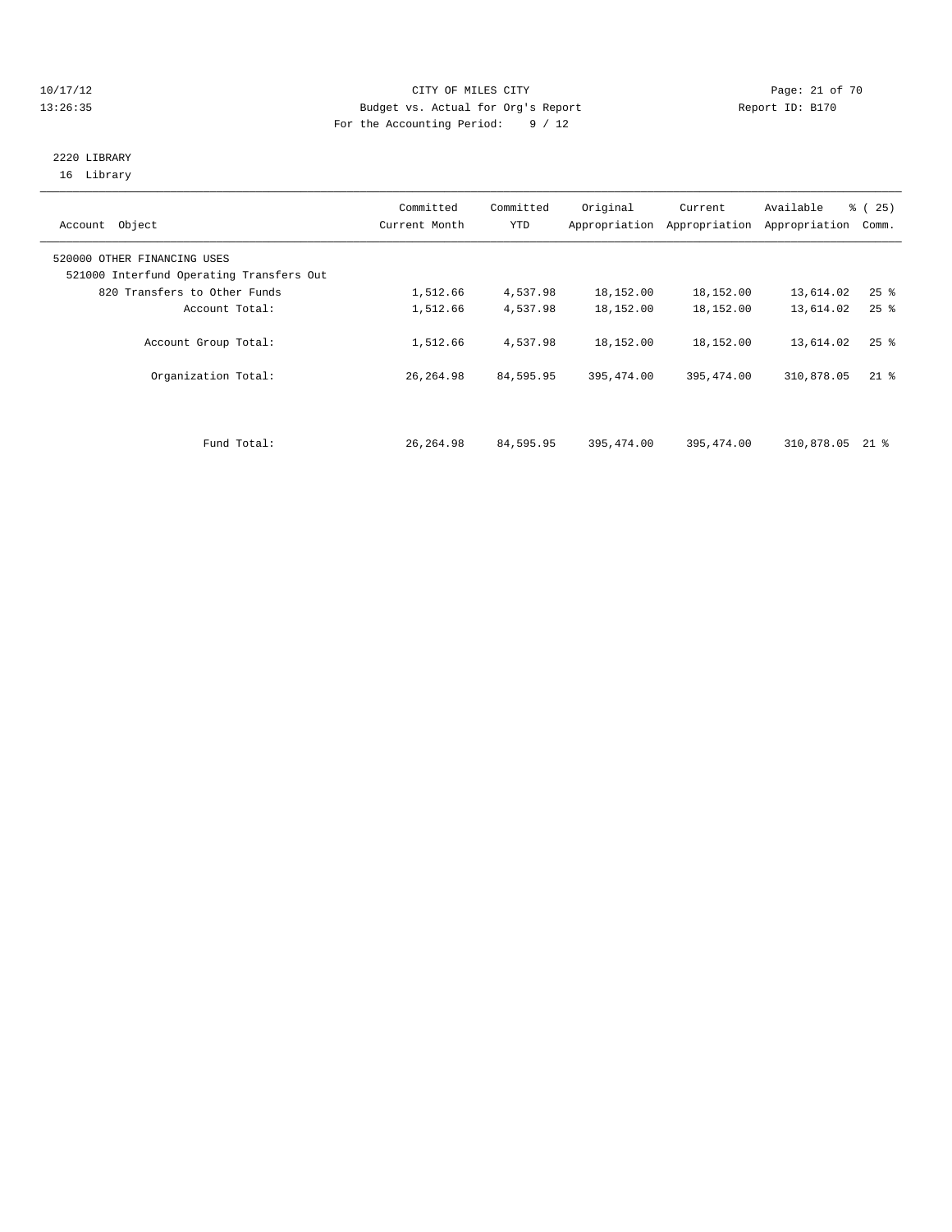CITY OF MILES CITY
Budget vs. Actual for Org's Report
For the Accounting Period: 9 / 12

Report ID: B170

10/17/12
13:26:35

2220 LIBRARY
16 Library

| Account Object | Committed Current Month | Committed YTD | Original Appropriation | Current Appropriation | Available Appropriation | % ( 25) Comm. |
|---|---|---|---|---|---|---|
| 520000 OTHER FINANCING USES | | | | | | |
| 521000 Interfund Operating Transfers Out | | | | | | |
| 820 Transfers to Other Funds | 1,512.66 | 4,537.98 | 18,152.00 | 18,152.00 | 13,614.02 | 25 % |
| Account Total: | 1,512.66 | 4,537.98 | 18,152.00 | 18,152.00 | 13,614.02 | 25 % |
| Account Group Total: | 1,512.66 | 4,537.98 | 18,152.00 | 18,152.00 | 13,614.02 | 25 % |
| Organization Total: | 26,264.98 | 84,595.95 | 395,474.00 | 395,474.00 | 310,878.05 | 21 % |
| Fund Total: | 26,264.98 | 84,595.95 | 395,474.00 | 395,474.00 | 310,878.05 | 21 % |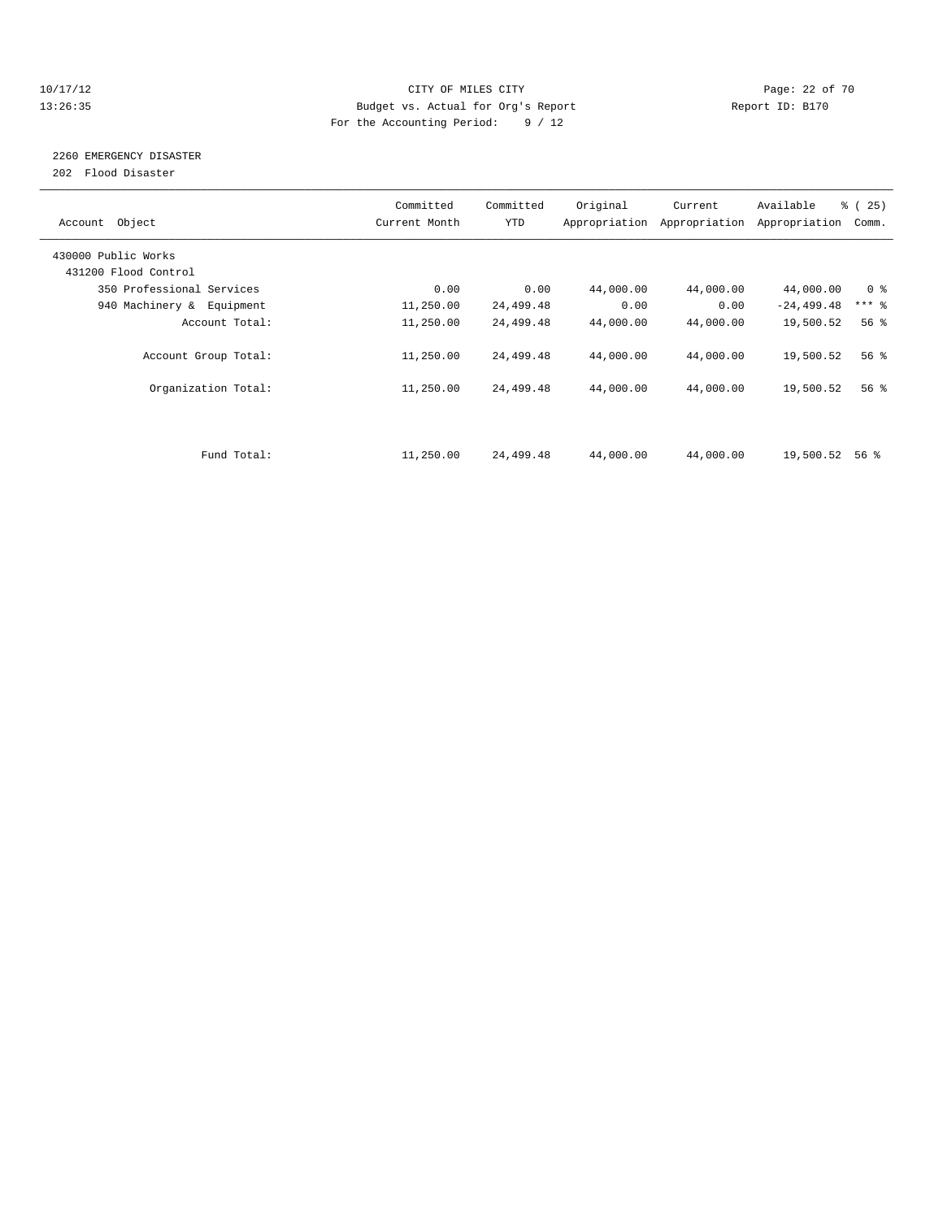CITY OF MILES CITY

Budget vs. Actual for Org's Report

For the Accounting Period: 9 / 12

Report ID: B170

## 2260 EMERGENCY DISASTER

202 Flood Disaster

| Account Object | Committed Current Month | Committed YTD | Original Appropriation | Current Appropriation | Available Appropriation | % ( 25) Comm. |
|---|---|---|---|---|---|---|
| 430000 Public Works | | | | | | |
| 431200 Flood Control | | | | | | |
| 350 Professional Services | 0.00 | 0.00 | 44,000.00 | 44,000.00 | 44,000.00 | 0 % |
| 940 Machinery & Equipment | 11,250.00 | 24,499.48 | 0.00 | 0.00 | -24,499.48 | *** % |
| Account Total: | 11,250.00 | 24,499.48 | 44,000.00 | 44,000.00 | 19,500.52 | 56 % |
| Account Group Total: | 11,250.00 | 24,499.48 | 44,000.00 | 44,000.00 | 19,500.52 | 56 % |
| Organization Total: | 11,250.00 | 24,499.48 | 44,000.00 | 44,000.00 | 19,500.52 | 56 % |
| Fund Total: | 11,250.00 | 24,499.48 | 44,000.00 | 44,000.00 | 19,500.52 | 56 % |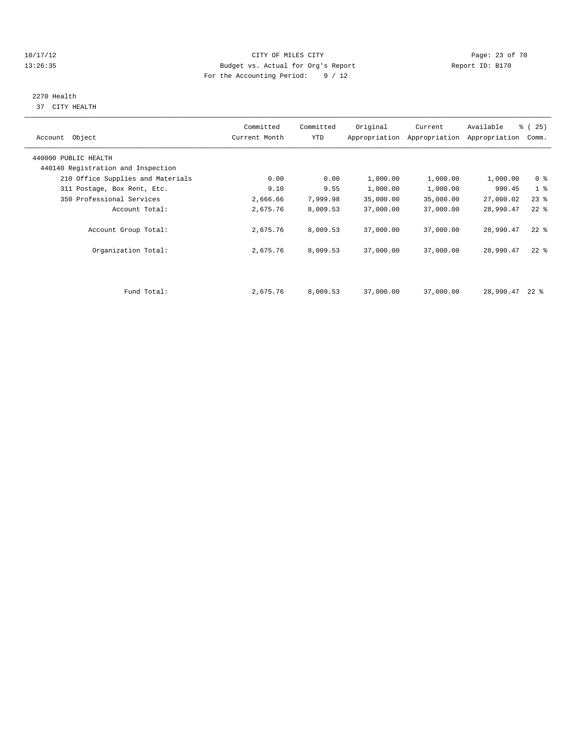CITY OF MILES CITY
Budget vs. Actual for Org's Report
For the Accounting Period: 9 / 12

10/17/12
13:26:35

Report ID: B170

## 2270 Health

37 CITY HEALTH

| Account Object | Committed Current Month | Committed YTD | Original Appropriation | Current Appropriation | Available Appropriation | % ( 25) Comm. |
|---|---|---|---|---|---|---|
| 440000 PUBLIC HEALTH | | | | | | |
| 440140 Registration and Inspection | | | | | | |
| 210 Office Supplies and Materials | 0.00 | 0.00 | 1,000.00 | 1,000.00 | 1,000.00 | 0 % |
| 311 Postage, Box Rent, Etc. | 9.10 | 9.55 | 1,000.00 | 1,000.00 | 990.45 | 1 % |
| 350 Professional Services | 2,666.66 | 7,999.98 | 35,000.00 | 35,000.00 | 27,000.02 | 23 % |
| Account Total: | 2,675.76 | 8,009.53 | 37,000.00 | 37,000.00 | 28,990.47 | 22 % |
| Account Group Total: | 2,675.76 | 8,009.53 | 37,000.00 | 37,000.00 | 28,990.47 | 22 % |
| Organization Total: | 2,675.76 | 8,009.53 | 37,000.00 | 37,000.00 | 28,990.47 | 22 % |
| Fund Total: | 2,675.76 | 8,009.53 | 37,000.00 | 37,000.00 | 28,990.47 | 22 % |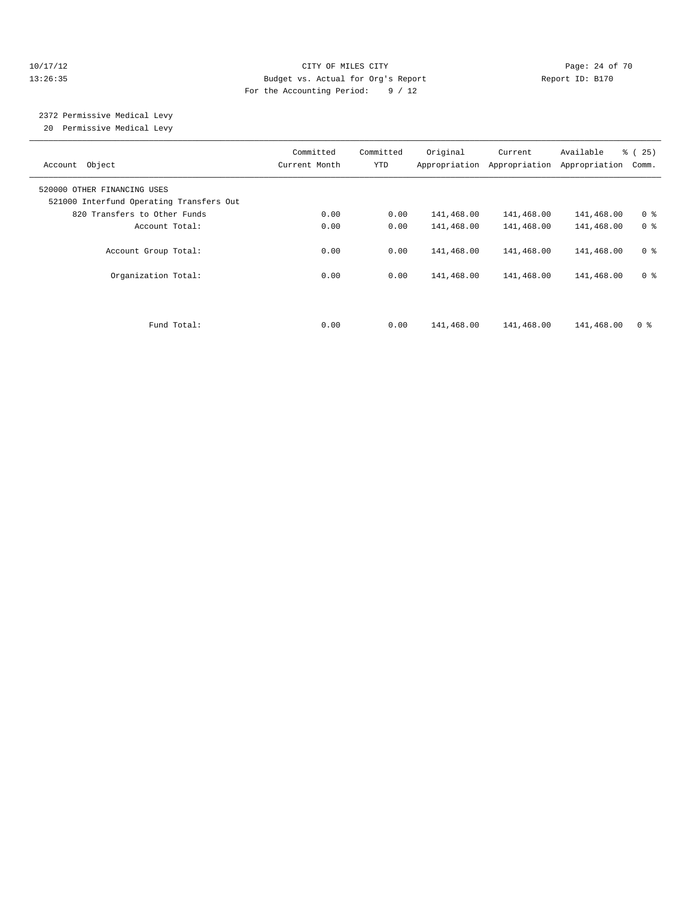CITY OF MILES CITY
Budget vs. Actual for Org's Report
For the Accounting Period: 9 / 12

10/17/12
13:26:35

Report ID: B170

2372 Permissive Medical Levy
20 Permissive Medical Levy

| Account Object | Committed Current Month | Committed YTD | Original Appropriation | Current Appropriation | Available Appropriation | % ( 25) Comm. |
|---|---|---|---|---|---|---|
| 520000 OTHER FINANCING USES | | | | | | |
| 521000 Interfund Operating Transfers Out | | | | | | |
| 820 Transfers to Other Funds | 0.00 | 0.00 | 141,468.00 | 141,468.00 | 141,468.00 | 0 % |
| Account Total: | 0.00 | 0.00 | 141,468.00 | 141,468.00 | 141,468.00 | 0 % |
| Account Group Total: | 0.00 | 0.00 | 141,468.00 | 141,468.00 | 141,468.00 | 0 % |
| Organization Total: | 0.00 | 0.00 | 141,468.00 | 141,468.00 | 141,468.00 | 0 % |
| Fund Total: | 0.00 | 0.00 | 141,468.00 | 141,468.00 | 141,468.00 | 0 % |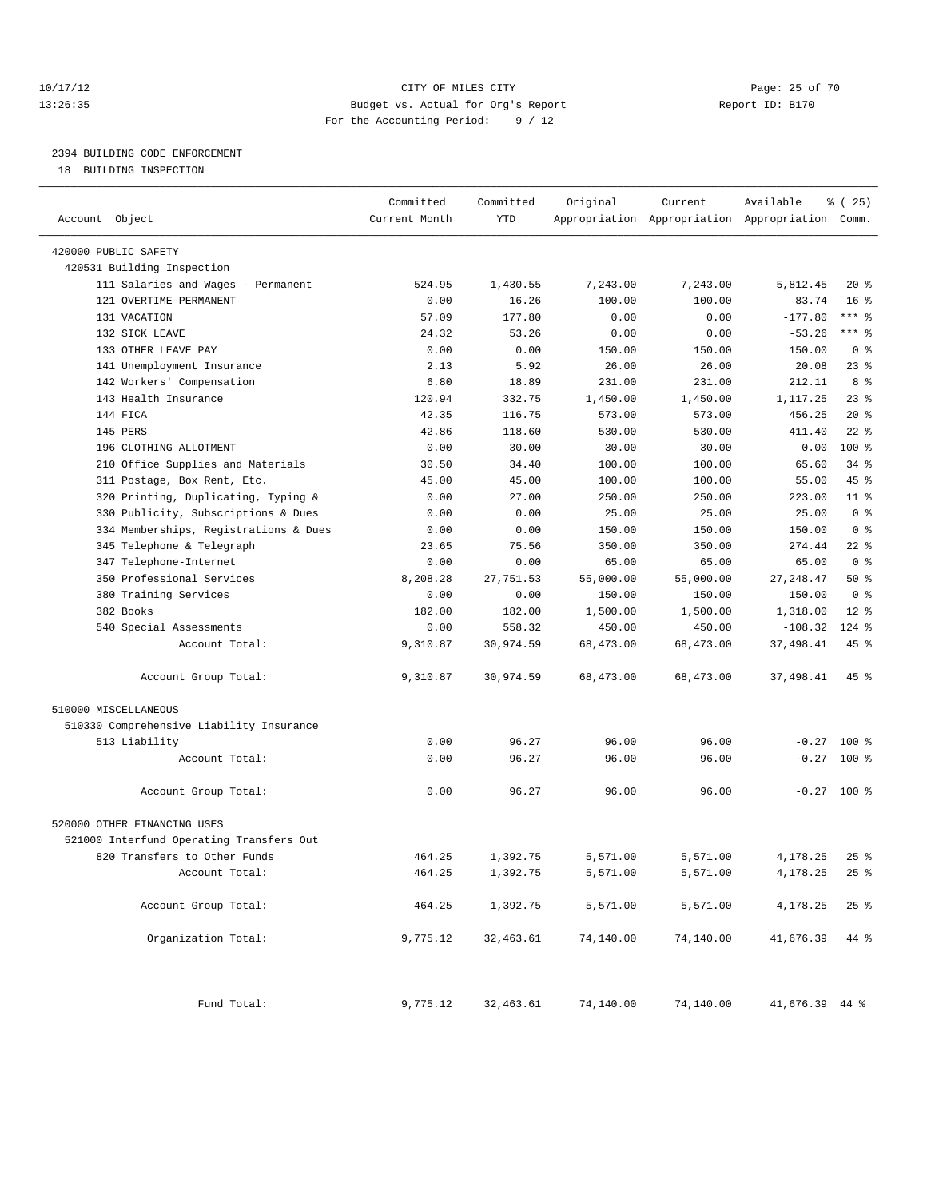CITY OF MILES CITY
Budget vs. Actual for Org's Report
For the Accounting Period: 9 / 12

10/17/12
13:26:35

Report ID: B170

## 2394 BUILDING CODE ENFORCEMENT

18 BUILDING INSPECTION

| Account Object | Committed Current Month | Committed YTD | Original Appropriation | Current Appropriation | Available Appropriation | % ( 25) Comm. |
|---|---|---|---|---|---|---|
| 420000 PUBLIC SAFETY | | | | | | |
| 420531 Building Inspection | | | | | | |
| 111 Salaries and Wages - Permanent | 524.95 | 1,430.55 | 7,243.00 | 7,243.00 | 5,812.45 | 20 % |
| 121 OVERTIME-PERMANENT | 0.00 | 16.26 | 100.00 | 100.00 | 83.74 | 16 % |
| 131 VACATION | 57.09 | 177.80 | 0.00 | 0.00 | -177.80 | *** % |
| 132 SICK LEAVE | 24.32 | 53.26 | 0.00 | 0.00 | -53.26 | *** % |
| 133 OTHER LEAVE PAY | 0.00 | 0.00 | 150.00 | 150.00 | 150.00 | 0 % |
| 141 Unemployment Insurance | 2.13 | 5.92 | 26.00 | 26.00 | 20.08 | 23 % |
| 142 Workers' Compensation | 6.80 | 18.89 | 231.00 | 231.00 | 212.11 | 8 % |
| 143 Health Insurance | 120.94 | 332.75 | 1,450.00 | 1,450.00 | 1,117.25 | 23 % |
| 144 FICA | 42.35 | 116.75 | 573.00 | 573.00 | 456.25 | 20 % |
| 145 PERS | 42.86 | 118.60 | 530.00 | 530.00 | 411.40 | 22 % |
| 196 CLOTHING ALLOTMENT | 0.00 | 30.00 | 30.00 | 30.00 | 0.00 | 100 % |
| 210 Office Supplies and Materials | 30.50 | 34.40 | 100.00 | 100.00 | 65.60 | 34 % |
| 311 Postage, Box Rent, Etc. | 45.00 | 45.00 | 100.00 | 100.00 | 55.00 | 45 % |
| 320 Printing, Duplicating, Typing & | 0.00 | 27.00 | 250.00 | 250.00 | 223.00 | 11 % |
| 330 Publicity, Subscriptions & Dues | 0.00 | 0.00 | 25.00 | 25.00 | 25.00 | 0 % |
| 334 Memberships, Registrations & Dues | 0.00 | 0.00 | 150.00 | 150.00 | 150.00 | 0 % |
| 345 Telephone & Telegraph | 23.65 | 75.56 | 350.00 | 350.00 | 274.44 | 22 % |
| 347 Telephone-Internet | 0.00 | 0.00 | 65.00 | 65.00 | 65.00 | 0 % |
| 350 Professional Services | 8,208.28 | 27,751.53 | 55,000.00 | 55,000.00 | 27,248.47 | 50 % |
| 380 Training Services | 0.00 | 0.00 | 150.00 | 150.00 | 150.00 | 0 % |
| 382 Books | 182.00 | 182.00 | 1,500.00 | 1,500.00 | 1,318.00 | 12 % |
| 540 Special Assessments | 0.00 | 558.32 | 450.00 | 450.00 | -108.32 | 124 % |
| Account Total: | 9,310.87 | 30,974.59 | 68,473.00 | 68,473.00 | 37,498.41 | 45 % |
| Account Group Total: | 9,310.87 | 30,974.59 | 68,473.00 | 68,473.00 | 37,498.41 | 45 % |
| 510000 MISCELLANEOUS | | | | | | |
| 510330 Comprehensive Liability Insurance | | | | | | |
| 513 Liability | 0.00 | 96.27 | 96.00 | 96.00 | -0.27 | 100 % |
| Account Total: | 0.00 | 96.27 | 96.00 | 96.00 | -0.27 | 100 % |
| Account Group Total: | 0.00 | 96.27 | 96.00 | 96.00 | -0.27 | 100 % |
| 520000 OTHER FINANCING USES | | | | | | |
| 521000 Interfund Operating Transfers Out | | | | | | |
| 820 Transfers to Other Funds | 464.25 | 1,392.75 | 5,571.00 | 5,571.00 | 4,178.25 | 25 % |
| Account Total: | 464.25 | 1,392.75 | 5,571.00 | 5,571.00 | 4,178.25 | 25 % |
| Account Group Total: | 464.25 | 1,392.75 | 5,571.00 | 5,571.00 | 4,178.25 | 25 % |
| Organization Total: | 9,775.12 | 32,463.61 | 74,140.00 | 74,140.00 | 41,676.39 | 44 % |
| Fund Total: | 9,775.12 | 32,463.61 | 74,140.00 | 74,140.00 | 41,676.39 | 44 % |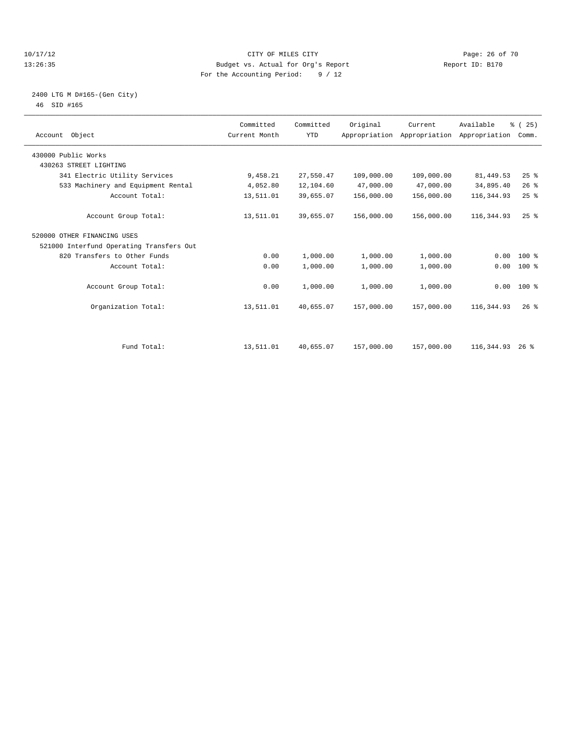CITY OF MILES CITY
Budget vs. Actual for Org's Report
For the Accounting Period: 9 / 12

2400 LTG M D#165-(Gen City)
46 SID #165

| Account Object | Committed Current Month | Committed YTD | Original Appropriation | Current Appropriation | Available Appropriation | % ( 25) Comm. |
|---|---|---|---|---|---|---|
| 430000 Public Works | | | | | | |
| 430263 STREET LIGHTING | | | | | | |
| 341 Electric Utility Services | 9,458.21 | 27,550.47 | 109,000.00 | 109,000.00 | 81,449.53 | 25 % |
| 533 Machinery and Equipment Rental | 4,052.80 | 12,104.60 | 47,000.00 | 47,000.00 | 34,895.40 | 26 % |
| Account Total: | 13,511.01 | 39,655.07 | 156,000.00 | 156,000.00 | 116,344.93 | 25 % |
| Account Group Total: | 13,511.01 | 39,655.07 | 156,000.00 | 156,000.00 | 116,344.93 | 25 % |
| 520000 OTHER FINANCING USES | | | | | | |
| 521000 Interfund Operating Transfers Out | | | | | | |
| 820 Transfers to Other Funds | 0.00 | 1,000.00 | 1,000.00 | 1,000.00 | 0.00 | 100 % |
| Account Total: | 0.00 | 1,000.00 | 1,000.00 | 1,000.00 | 0.00 | 100 % |
| Account Group Total: | 0.00 | 1,000.00 | 1,000.00 | 1,000.00 | 0.00 | 100 % |
| Organization Total: | 13,511.01 | 40,655.07 | 157,000.00 | 157,000.00 | 116,344.93 | 26 % |
| Fund Total: | 13,511.01 | 40,655.07 | 157,000.00 | 157,000.00 | 116,344.93 | 26 % |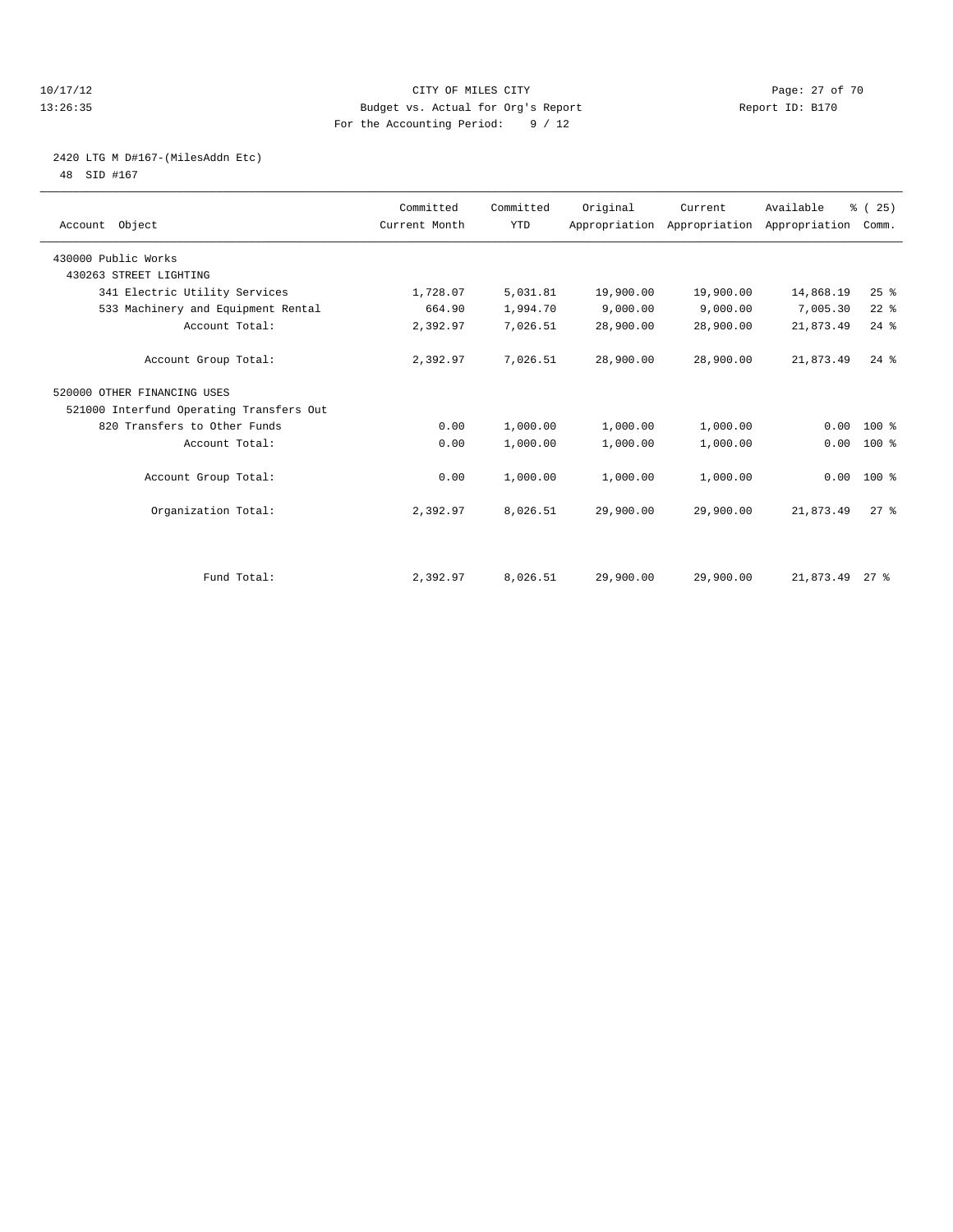CITY OF MILES CITY
Budget vs. Actual for Org's Report
For the Accounting Period: 9 / 12

10/17/12
13:26:35

Report ID: B170

2420 LTG M D#167-(MilesAddn Etc)
48 SID #167

| Account Object | Committed Current Month | Committed YTD | Original Appropriation | Current Appropriation | Available Appropriation | % ( 25) Comm. |
|---|---|---|---|---|---|---|
| 430000 Public Works | | | | | | |
| 430263 STREET LIGHTING | | | | | | |
| 341 Electric Utility Services | 1,728.07 | 5,031.81 | 19,900.00 | 19,900.00 | 14,868.19 | 25 % |
| 533 Machinery and Equipment Rental | 664.90 | 1,994.70 | 9,000.00 | 9,000.00 | 7,005.30 | 22 % |
| Account Total: | 2,392.97 | 7,026.51 | 28,900.00 | 28,900.00 | 21,873.49 | 24 % |
| Account Group Total: | 2,392.97 | 7,026.51 | 28,900.00 | 28,900.00 | 21,873.49 | 24 % |
| 520000 OTHER FINANCING USES | | | | | | |
| 521000 Interfund Operating Transfers Out | | | | | | |
| 820 Transfers to Other Funds | 0.00 | 1,000.00 | 1,000.00 | 1,000.00 | 0.00 | 100 % |
| Account Total: | 0.00 | 1,000.00 | 1,000.00 | 1,000.00 | 0.00 | 100 % |
| Account Group Total: | 0.00 | 1,000.00 | 1,000.00 | 1,000.00 | 0.00 | 100 % |
| Organization Total: | 2,392.97 | 8,026.51 | 29,900.00 | 29,900.00 | 21,873.49 | 27 % |
| Fund Total: | 2,392.97 | 8,026.51 | 29,900.00 | 29,900.00 | 21,873.49 | 27 % |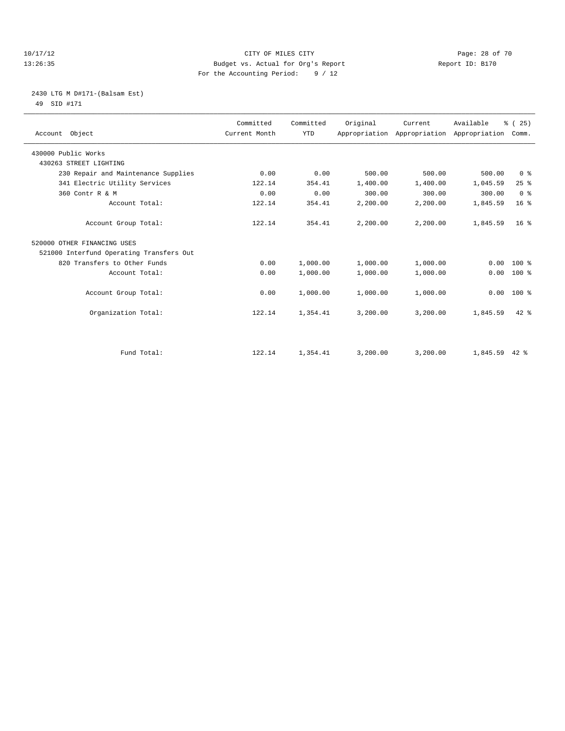CITY OF MILES CITY
Budget vs. Actual for Org's Report
For the Accounting Period: 9 / 12

10/17/12
13:26:35

Report ID: B170

## 2430 LTG M D#171-(Balsam Est)

49 SID #171

| Account Object | Committed Current Month | Committed YTD | Original Appropriation | Current Appropriation | Available Appropriation | % ( 25) Comm. |
|---|---|---|---|---|---|---|
| 430000 Public Works | | | | | | |
| 430263 STREET LIGHTING | | | | | | |
| 230 Repair and Maintenance Supplies | 0.00 | 0.00 | 500.00 | 500.00 | 500.00 | 0 % |
| 341 Electric Utility Services | 122.14 | 354.41 | 1,400.00 | 1,400.00 | 1,045.59 | 25 % |
| 360 Contr R & M | 0.00 | 0.00 | 300.00 | 300.00 | 300.00 | 0 % |
| Account Total: | 122.14 | 354.41 | 2,200.00 | 2,200.00 | 1,845.59 | 16 % |
| Account Group Total: | 122.14 | 354.41 | 2,200.00 | 2,200.00 | 1,845.59 | 16 % |
| 520000 OTHER FINANCING USES | | | | | | |
| 521000 Interfund Operating Transfers Out | | | | | | |
| 820 Transfers to Other Funds | 0.00 | 1,000.00 | 1,000.00 | 1,000.00 | 0.00 | 100 % |
| Account Total: | 0.00 | 1,000.00 | 1,000.00 | 1,000.00 | 0.00 | 100 % |
| Account Group Total: | 0.00 | 1,000.00 | 1,000.00 | 1,000.00 | 0.00 | 100 % |
| Organization Total: | 122.14 | 1,354.41 | 3,200.00 | 3,200.00 | 1,845.59 | 42 % |
| Fund Total: | 122.14 | 1,354.41 | 3,200.00 | 3,200.00 | 1,845.59 | 42 % |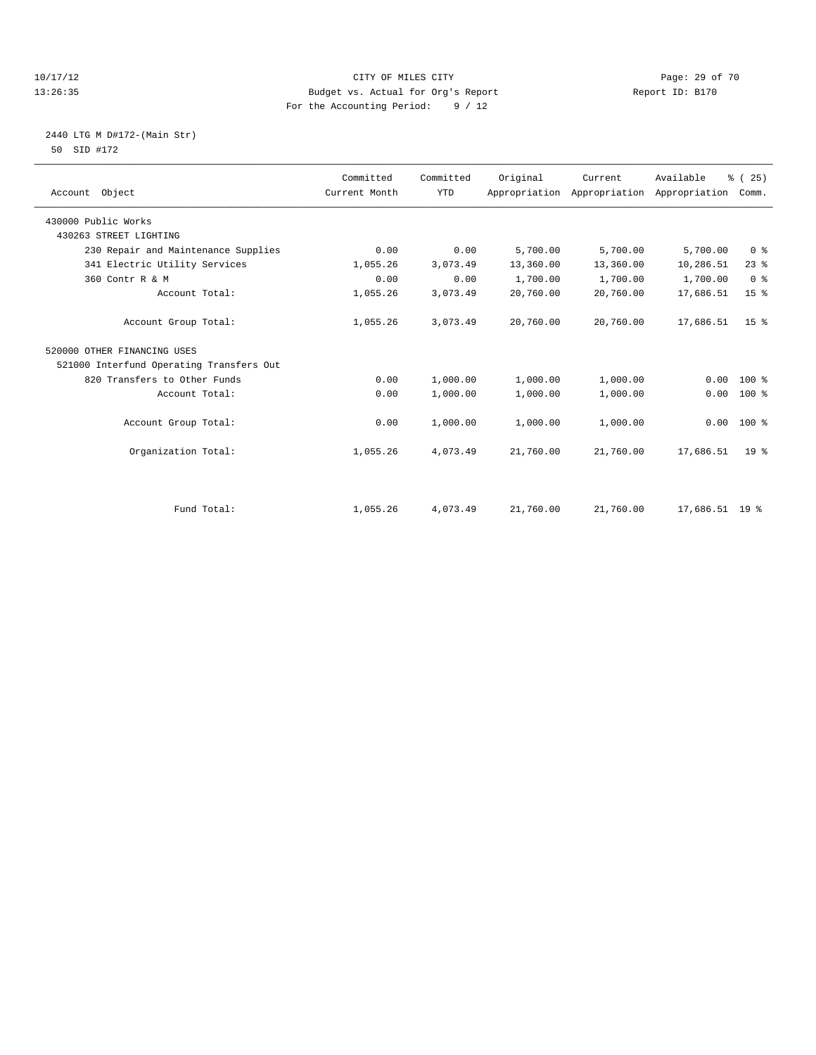CITY OF MILES CITY
Budget vs. Actual for Org's Report
For the Accounting Period: 9 / 12

2440 LTG M D#172-(Main Str)
50 SID #172

| Account Object | Committed Current Month | Committed YTD | Original Appropriation | Current Appropriation | Available Appropriation | % ( 25) Comm. |
|---|---|---|---|---|---|---|
| 430000 Public Works | | | | | | |
| 430263 STREET LIGHTING | | | | | | |
| 230 Repair and Maintenance Supplies | 0.00 | 0.00 | 5,700.00 | 5,700.00 | 5,700.00 | 0 % |
| 341 Electric Utility Services | 1,055.26 | 3,073.49 | 13,360.00 | 13,360.00 | 10,286.51 | 23 % |
| 360 Contr R & M | 0.00 | 0.00 | 1,700.00 | 1,700.00 | 1,700.00 | 0 % |
| Account Total: | 1,055.26 | 3,073.49 | 20,760.00 | 20,760.00 | 17,686.51 | 15 % |
| Account Group Total: | 1,055.26 | 3,073.49 | 20,760.00 | 20,760.00 | 17,686.51 | 15 % |
| 520000 OTHER FINANCING USES | | | | | | |
| 521000 Interfund Operating Transfers Out | | | | | | |
| 820 Transfers to Other Funds | 0.00 | 1,000.00 | 1,000.00 | 1,000.00 | 0.00 | 100 % |
| Account Total: | 0.00 | 1,000.00 | 1,000.00 | 1,000.00 | 0.00 | 100 % |
| Account Group Total: | 0.00 | 1,000.00 | 1,000.00 | 1,000.00 | 0.00 | 100 % |
| Organization Total: | 1,055.26 | 4,073.49 | 21,760.00 | 21,760.00 | 17,686.51 | 19 % |
| Fund Total: | 1,055.26 | 4,073.49 | 21,760.00 | 21,760.00 | 17,686.51 | 19 % |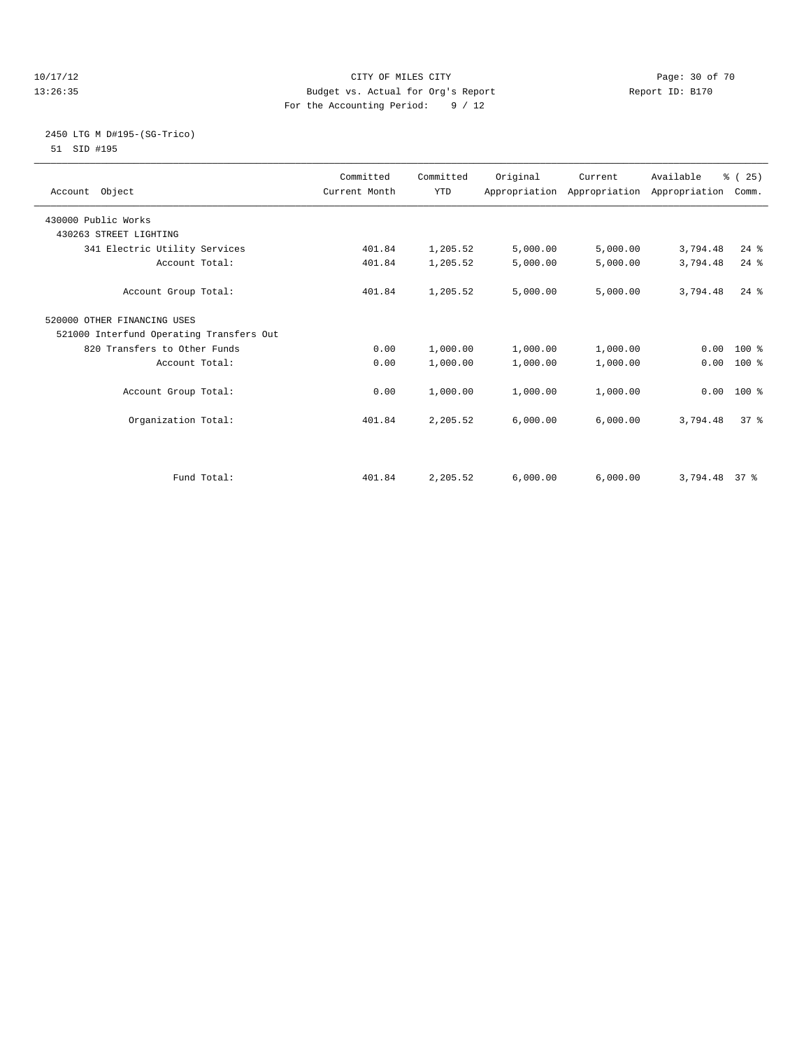CITY OF MILES CITY
Budget vs. Actual for Org's Report
For the Accounting Period: 9 / 12

10/17/12
13:26:35

Report ID: B170

2450 LTG M D#195-(SG-Trico)
51 SID #195

| Account Object | Committed Current Month | Committed YTD | Original Appropriation | Current Appropriation | Available Appropriation | % ( 25) Comm. |
|---|---|---|---|---|---|---|
| 430000 Public Works | | | | | | |
| 430263 STREET LIGHTING | | | | | | |
| 341 Electric Utility Services | 401.84 | 1,205.52 | 5,000.00 | 5,000.00 | 3,794.48 | 24 % |
| Account Total: | 401.84 | 1,205.52 | 5,000.00 | 5,000.00 | 3,794.48 | 24 % |
| Account Group Total: | 401.84 | 1,205.52 | 5,000.00 | 5,000.00 | 3,794.48 | 24 % |
| 520000 OTHER FINANCING USES | | | | | | |
| 521000 Interfund Operating Transfers Out | | | | | | |
| 820 Transfers to Other Funds | 0.00 | 1,000.00 | 1,000.00 | 1,000.00 | 0.00 | 100 % |
| Account Total: | 0.00 | 1,000.00 | 1,000.00 | 1,000.00 | 0.00 | 100 % |
| Account Group Total: | 0.00 | 1,000.00 | 1,000.00 | 1,000.00 | 0.00 | 100 % |
| Organization Total: | 401.84 | 2,205.52 | 6,000.00 | 6,000.00 | 3,794.48 | 37 % |
| Fund Total: | 401.84 | 2,205.52 | 6,000.00 | 6,000.00 | 3,794.48 | 37 % |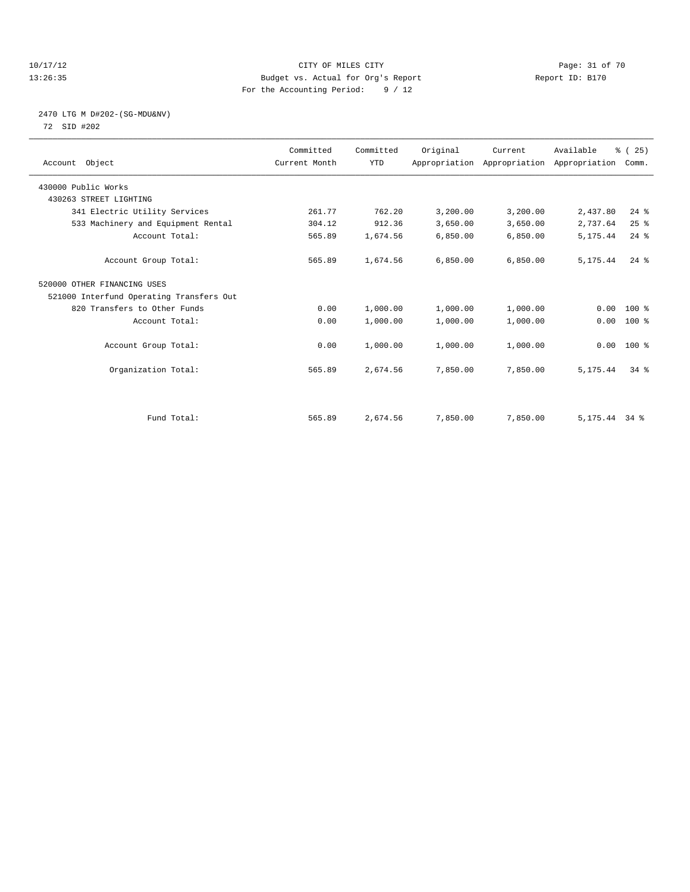CITY OF MILES CITY
Budget vs. Actual for Org's Report
For the Accounting Period: 9 / 12

10/17/12
13:26:35

Report ID: B170

## 2470 LTG M D#202-(SG-MDU&NV)

72 SID #202

| Account Object | Committed Current Month | Committed YTD | Original Appropriation | Current Appropriation | Available Appropriation | % ( 25) Comm. |
|---|---|---|---|---|---|---|
| 430000 Public Works | | | | | | |
| 430263 STREET LIGHTING | | | | | | |
| 341 Electric Utility Services | 261.77 | 762.20 | 3,200.00 | 3,200.00 | 2,437.80 | 24 % |
| 533 Machinery and Equipment Rental | 304.12 | 912.36 | 3,650.00 | 3,650.00 | 2,737.64 | 25 % |
| Account Total: | 565.89 | 1,674.56 | 6,850.00 | 6,850.00 | 5,175.44 | 24 % |
| Account Group Total: | 565.89 | 1,674.56 | 6,850.00 | 6,850.00 | 5,175.44 | 24 % |
| 520000 OTHER FINANCING USES | | | | | | |
| 521000 Interfund Operating Transfers Out | | | | | | |
| 820 Transfers to Other Funds | 0.00 | 1,000.00 | 1,000.00 | 1,000.00 | 0.00 | 100 % |
| Account Total: | 0.00 | 1,000.00 | 1,000.00 | 1,000.00 | 0.00 | 100 % |
| Account Group Total: | 0.00 | 1,000.00 | 1,000.00 | 1,000.00 | 0.00 | 100 % |
| Organization Total: | 565.89 | 2,674.56 | 7,850.00 | 7,850.00 | 5,175.44 | 34 % |
| Fund Total: | 565.89 | 2,674.56 | 7,850.00 | 7,850.00 | 5,175.44 | 34 % |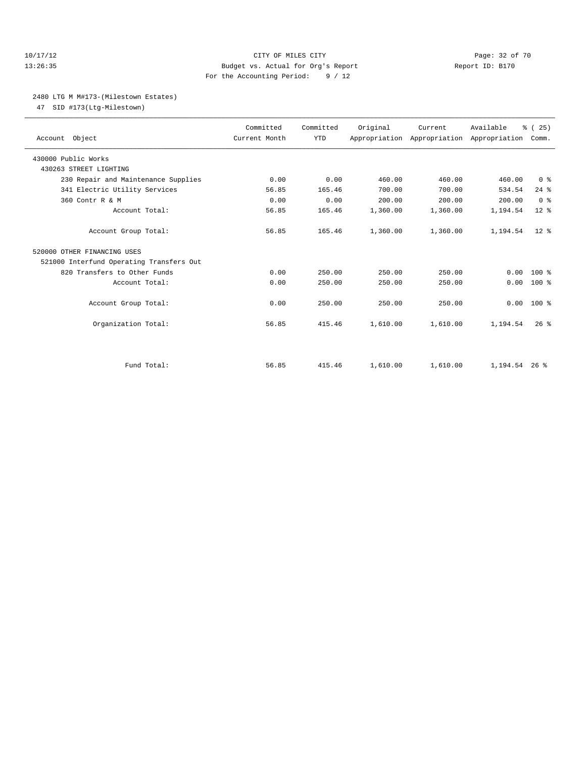CITY OF MILES CITY

Budget vs. Actual for Org's Report

For the Accounting Period: 9 / 12

10/17/12 13:26:35 — Report ID: B170

## 2480 LTG M M#173-(Milestown Estates)

47 SID #173(Ltg-Milestown)

| Account Object | Committed Current Month | Committed YTD | Original Appropriation | Current Appropriation | Available Appropriation | % ( 25) Comm. |
|---|---|---|---|---|---|---|
| 430000 Public Works | | | | | | |
| 430263 STREET LIGHTING | | | | | | |
| 230 Repair and Maintenance Supplies | 0.00 | 0.00 | 460.00 | 460.00 | 460.00 | 0 % |
| 341 Electric Utility Services | 56.85 | 165.46 | 700.00 | 700.00 | 534.54 | 24 % |
| 360 Contr R & M | 0.00 | 0.00 | 200.00 | 200.00 | 200.00 | 0 % |
| Account Total: | 56.85 | 165.46 | 1,360.00 | 1,360.00 | 1,194.54 | 12 % |
| Account Group Total: | 56.85 | 165.46 | 1,360.00 | 1,360.00 | 1,194.54 | 12 % |
| 520000 OTHER FINANCING USES | | | | | | |
| 521000 Interfund Operating Transfers Out | | | | | | |
| 820 Transfers to Other Funds | 0.00 | 250.00 | 250.00 | 250.00 | 0.00 | 100 % |
| Account Total: | 0.00 | 250.00 | 250.00 | 250.00 | 0.00 | 100 % |
| Account Group Total: | 0.00 | 250.00 | 250.00 | 250.00 | 0.00 | 100 % |
| Organization Total: | 56.85 | 415.46 | 1,610.00 | 1,610.00 | 1,194.54 | 26 % |
| Fund Total: | 56.85 | 415.46 | 1,610.00 | 1,610.00 | 1,194.54 | 26 % |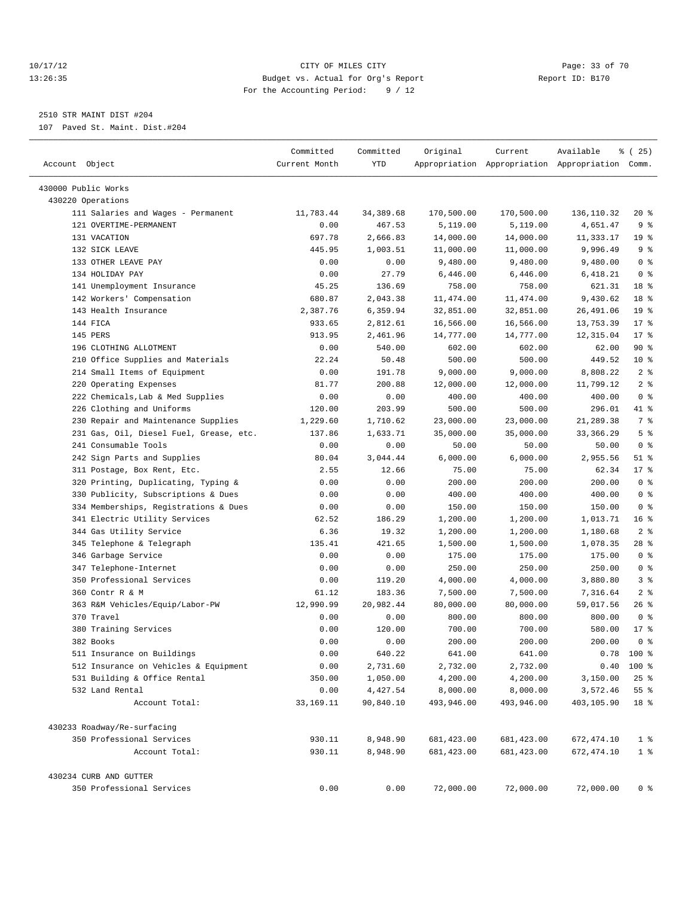CITY OF MILES CITY
Budget vs. Actual for Org's Report
For the Accounting Period: 9 / 12

2510 STR MAINT DIST #204
107 Paved St. Maint. Dist.#204

| Account Object | Committed Current Month | Committed YTD | Original Appropriation | Current Appropriation | Available Appropriation | % ( 25) Comm. |
|---|---|---|---|---|---|---|
| 430000 Public Works | | | | | | |
| 430220 Operations | | | | | | |
| 111 Salaries and Wages - Permanent | 11,783.44 | 34,389.68 | 170,500.00 | 170,500.00 | 136,110.32 | 20 % |
| 121 OVERTIME-PERMANENT | 0.00 | 467.53 | 5,119.00 | 5,119.00 | 4,651.47 | 9 % |
| 131 VACATION | 697.78 | 2,666.83 | 14,000.00 | 14,000.00 | 11,333.17 | 19 % |
| 132 SICK LEAVE | 445.95 | 1,003.51 | 11,000.00 | 11,000.00 | 9,996.49 | 9 % |
| 133 OTHER LEAVE PAY | 0.00 | 0.00 | 9,480.00 | 9,480.00 | 9,480.00 | 0 % |
| 134 HOLIDAY PAY | 0.00 | 27.79 | 6,446.00 | 6,446.00 | 6,418.21 | 0 % |
| 141 Unemployment Insurance | 45.25 | 136.69 | 758.00 | 758.00 | 621.31 | 18 % |
| 142 Workers' Compensation | 680.87 | 2,043.38 | 11,474.00 | 11,474.00 | 9,430.62 | 18 % |
| 143 Health Insurance | 2,387.76 | 6,359.94 | 32,851.00 | 32,851.00 | 26,491.06 | 19 % |
| 144 FICA | 933.65 | 2,812.61 | 16,566.00 | 16,566.00 | 13,753.39 | 17 % |
| 145 PERS | 913.95 | 2,461.96 | 14,777.00 | 14,777.00 | 12,315.04 | 17 % |
| 196 CLOTHING ALLOTMENT | 0.00 | 540.00 | 602.00 | 602.00 | 62.00 | 90 % |
| 210 Office Supplies and Materials | 22.24 | 50.48 | 500.00 | 500.00 | 449.52 | 10 % |
| 214 Small Items of Equipment | 0.00 | 191.78 | 9,000.00 | 9,000.00 | 8,808.22 | 2 % |
| 220 Operating Expenses | 81.77 | 200.88 | 12,000.00 | 12,000.00 | 11,799.12 | 2 % |
| 222 Chemicals,Lab & Med Supplies | 0.00 | 0.00 | 400.00 | 400.00 | 400.00 | 0 % |
| 226 Clothing and Uniforms | 120.00 | 203.99 | 500.00 | 500.00 | 296.01 | 41 % |
| 230 Repair and Maintenance Supplies | 1,229.60 | 1,710.62 | 23,000.00 | 23,000.00 | 21,289.38 | 7 % |
| 231 Gas, Oil, Diesel Fuel, Grease, etc. | 137.86 | 1,633.71 | 35,000.00 | 35,000.00 | 33,366.29 | 5 % |
| 241 Consumable Tools | 0.00 | 0.00 | 50.00 | 50.00 | 50.00 | 0 % |
| 242 Sign Parts and Supplies | 80.04 | 3,044.44 | 6,000.00 | 6,000.00 | 2,955.56 | 51 % |
| 311 Postage, Box Rent, Etc. | 2.55 | 12.66 | 75.00 | 75.00 | 62.34 | 17 % |
| 320 Printing, Duplicating, Typing & | 0.00 | 0.00 | 200.00 | 200.00 | 200.00 | 0 % |
| 330 Publicity, Subscriptions & Dues | 0.00 | 0.00 | 400.00 | 400.00 | 400.00 | 0 % |
| 334 Memberships, Registrations & Dues | 0.00 | 0.00 | 150.00 | 150.00 | 150.00 | 0 % |
| 341 Electric Utility Services | 62.52 | 186.29 | 1,200.00 | 1,200.00 | 1,013.71 | 16 % |
| 344 Gas Utility Service | 6.36 | 19.32 | 1,200.00 | 1,200.00 | 1,180.68 | 2 % |
| 345 Telephone & Telegraph | 135.41 | 421.65 | 1,500.00 | 1,500.00 | 1,078.35 | 28 % |
| 346 Garbage Service | 0.00 | 0.00 | 175.00 | 175.00 | 175.00 | 0 % |
| 347 Telephone-Internet | 0.00 | 0.00 | 250.00 | 250.00 | 250.00 | 0 % |
| 350 Professional Services | 0.00 | 119.20 | 4,000.00 | 4,000.00 | 3,880.80 | 3 % |
| 360 Contr R & M | 61.12 | 183.36 | 7,500.00 | 7,500.00 | 7,316.64 | 2 % |
| 363 R&M Vehicles/Equip/Labor-PW | 12,990.99 | 20,982.44 | 80,000.00 | 80,000.00 | 59,017.56 | 26 % |
| 370 Travel | 0.00 | 0.00 | 800.00 | 800.00 | 800.00 | 0 % |
| 380 Training Services | 0.00 | 120.00 | 700.00 | 700.00 | 580.00 | 17 % |
| 382 Books | 0.00 | 0.00 | 200.00 | 200.00 | 200.00 | 0 % |
| 511 Insurance on Buildings | 0.00 | 640.22 | 641.00 | 641.00 | 0.78 | 100 % |
| 512 Insurance on Vehicles & Equipment | 0.00 | 2,731.60 | 2,732.00 | 2,732.00 | 0.40 | 100 % |
| 531 Building & Office Rental | 350.00 | 1,050.00 | 4,200.00 | 4,200.00 | 3,150.00 | 25 % |
| 532 Land Rental | 0.00 | 4,427.54 | 8,000.00 | 8,000.00 | 3,572.46 | 55 % |
| Account Total: | 33,169.11 | 90,840.10 | 493,946.00 | 493,946.00 | 403,105.90 | 18 % |
| 430233 Roadway/Re-surfacing | | | | | | |
| 350 Professional Services | 930.11 | 8,948.90 | 681,423.00 | 681,423.00 | 672,474.10 | 1 % |
| Account Total: | 930.11 | 8,948.90 | 681,423.00 | 681,423.00 | 672,474.10 | 1 % |
| 430234 CURB AND GUTTER | | | | | | |
| 350 Professional Services | 0.00 | 0.00 | 72,000.00 | 72,000.00 | 72,000.00 | 0 % |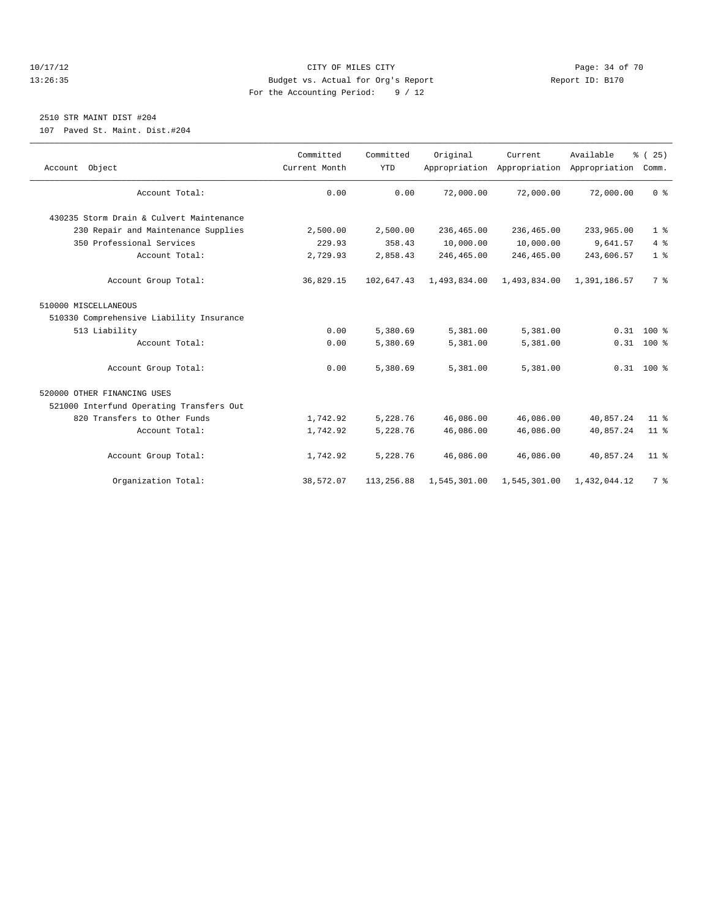CITY OF MILES CITY
Budget vs. Actual for Org's Report
For the Accounting Period: 9 / 12

10/17/12
13:26:35

Report ID: B170

## 2510 STR MAINT DIST #204

107 Paved St. Maint. Dist.#204

| Account Object | Committed Current Month | Committed YTD | Original Appropriation | Current Appropriation | Available Appropriation | % ( 25) Comm. |
|---|---|---|---|---|---|---|
| Account Total: | 0.00 | 0.00 | 72,000.00 | 72,000.00 | 72,000.00 | 0 % |
| 430235 Storm Drain & Culvert Maintenance | | | | | | |
| 230 Repair and Maintenance Supplies | 2,500.00 | 2,500.00 | 236,465.00 | 236,465.00 | 233,965.00 | 1 % |
| 350 Professional Services | 229.93 | 358.43 | 10,000.00 | 10,000.00 | 9,641.57 | 4 % |
| Account Total: | 2,729.93 | 2,858.43 | 246,465.00 | 246,465.00 | 243,606.57 | 1 % |
| Account Group Total: | 36,829.15 | 102,647.43 | 1,493,834.00 | 1,493,834.00 | 1,391,186.57 | 7 % |
| 510000 MISCELLANEOUS | | | | | | |
| 510330 Comprehensive Liability Insurance | | | | | | |
| 513 Liability | 0.00 | 5,380.69 | 5,381.00 | 5,381.00 | 0.31 | 100 % |
| Account Total: | 0.00 | 5,380.69 | 5,381.00 | 5,381.00 | 0.31 | 100 % |
| Account Group Total: | 0.00 | 5,380.69 | 5,381.00 | 5,381.00 | 0.31 | 100 % |
| 520000 OTHER FINANCING USES | | | | | | |
| 521000 Interfund Operating Transfers Out | | | | | | |
| 820 Transfers to Other Funds | 1,742.92 | 5,228.76 | 46,086.00 | 46,086.00 | 40,857.24 | 11 % |
| Account Total: | 1,742.92 | 5,228.76 | 46,086.00 | 46,086.00 | 40,857.24 | 11 % |
| Account Group Total: | 1,742.92 | 5,228.76 | 46,086.00 | 46,086.00 | 40,857.24 | 11 % |
| Organization Total: | 38,572.07 | 113,256.88 | 1,545,301.00 | 1,545,301.00 | 1,432,044.12 | 7 % |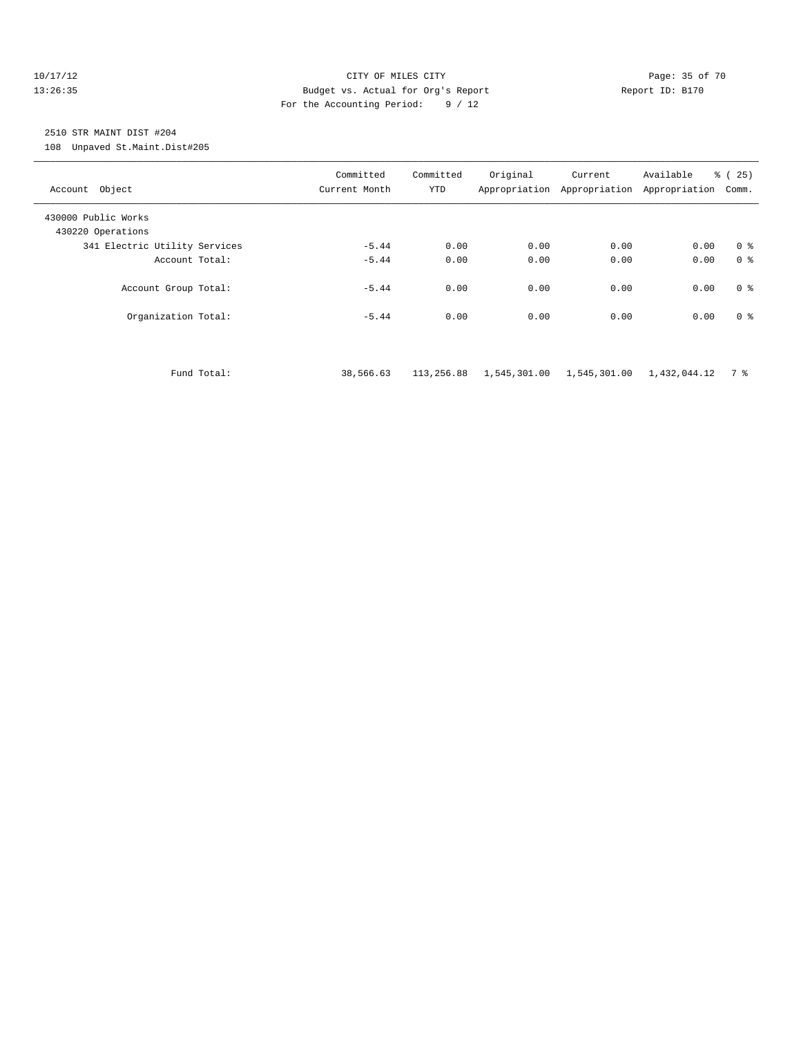CITY OF MILES CITY
Budget vs. Actual for Org's Report
For the Accounting Period: 9 / 12

10/17/12
13:26:35

Report ID: B170

## 2510 STR MAINT DIST #204

108 Unpaved St.Maint.Dist#205

| Account Object | Committed Current Month | Committed YTD | Original Appropriation | Current Appropriation | Available Appropriation | % ( 25) Comm. |
|---|---|---|---|---|---|---|
| 430000 Public Works | | | | | | |
| 430220 Operations | | | | | | |
| 341 Electric Utility Services | -5.44 | 0.00 | 0.00 | 0.00 | 0.00 | 0 % |
| Account Total: | -5.44 | 0.00 | 0.00 | 0.00 | 0.00 | 0 % |
| Account Group Total: | -5.44 | 0.00 | 0.00 | 0.00 | 0.00 | 0 % |
| Organization Total: | -5.44 | 0.00 | 0.00 | 0.00 | 0.00 | 0 % |
| Fund Total: | 38,566.63 | 113,256.88 | 1,545,301.00 | 1,545,301.00 | 1,432,044.12 | 7 % |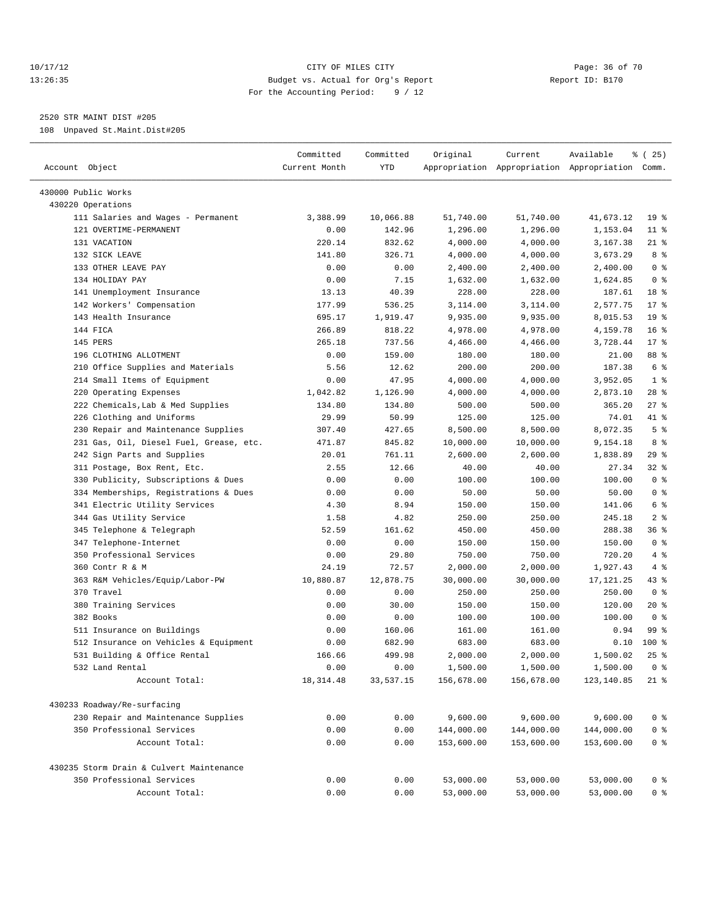10/17/12 CITY OF MILES CITY
13:26:35 Budget vs. Actual for Org's Report Report ID: B170
For the Accounting Period: 9 / 12

2520 STR MAINT DIST #205

108 Unpaved St.Maint.Dist#205

| Account Object | Committed Current Month | Committed YTD | Original Appropriation | Current Appropriation | Available Appropriation | % ( 25) Comm. |
|---|---|---|---|---|---|---|
| 430000 Public Works | | | | | | |
| 430220 Operations | | | | | | |
| 111 Salaries and Wages - Permanent | 3,388.99 | 10,066.88 | 51,740.00 | 51,740.00 | 41,673.12 | 19 % |
| 121 OVERTIME-PERMANENT | 0.00 | 142.96 | 1,296.00 | 1,296.00 | 1,153.04 | 11 % |
| 131 VACATION | 220.14 | 832.62 | 4,000.00 | 4,000.00 | 3,167.38 | 21 % |
| 132 SICK LEAVE | 141.80 | 326.71 | 4,000.00 | 4,000.00 | 3,673.29 | 8 % |
| 133 OTHER LEAVE PAY | 0.00 | 0.00 | 2,400.00 | 2,400.00 | 2,400.00 | 0 % |
| 134 HOLIDAY PAY | 0.00 | 7.15 | 1,632.00 | 1,632.00 | 1,624.85 | 0 % |
| 141 Unemployment Insurance | 13.13 | 40.39 | 228.00 | 228.00 | 187.61 | 18 % |
| 142 Workers' Compensation | 177.99 | 536.25 | 3,114.00 | 3,114.00 | 2,577.75 | 17 % |
| 143 Health Insurance | 695.17 | 1,919.47 | 9,935.00 | 9,935.00 | 8,015.53 | 19 % |
| 144 FICA | 266.89 | 818.22 | 4,978.00 | 4,978.00 | 4,159.78 | 16 % |
| 145 PERS | 265.18 | 737.56 | 4,466.00 | 4,466.00 | 3,728.44 | 17 % |
| 196 CLOTHING ALLOTMENT | 0.00 | 159.00 | 180.00 | 180.00 | 21.00 | 88 % |
| 210 Office Supplies and Materials | 5.56 | 12.62 | 200.00 | 200.00 | 187.38 | 6 % |
| 214 Small Items of Equipment | 0.00 | 47.95 | 4,000.00 | 4,000.00 | 3,952.05 | 1 % |
| 220 Operating Expenses | 1,042.82 | 1,126.90 | 4,000.00 | 4,000.00 | 2,873.10 | 28 % |
| 222 Chemicals,Lab & Med Supplies | 134.80 | 134.80 | 500.00 | 500.00 | 365.20 | 27 % |
| 226 Clothing and Uniforms | 29.99 | 50.99 | 125.00 | 125.00 | 74.01 | 41 % |
| 230 Repair and Maintenance Supplies | 307.40 | 427.65 | 8,500.00 | 8,500.00 | 8,072.35 | 5 % |
| 231 Gas, Oil, Diesel Fuel, Grease, etc. | 471.87 | 845.82 | 10,000.00 | 10,000.00 | 9,154.18 | 8 % |
| 242 Sign Parts and Supplies | 20.01 | 761.11 | 2,600.00 | 2,600.00 | 1,838.89 | 29 % |
| 311 Postage, Box Rent, Etc. | 2.55 | 12.66 | 40.00 | 40.00 | 27.34 | 32 % |
| 330 Publicity, Subscriptions & Dues | 0.00 | 0.00 | 100.00 | 100.00 | 100.00 | 0 % |
| 334 Memberships, Registrations & Dues | 0.00 | 0.00 | 50.00 | 50.00 | 50.00 | 0 % |
| 341 Electric Utility Services | 4.30 | 8.94 | 150.00 | 150.00 | 141.06 | 6 % |
| 344 Gas Utility Service | 1.58 | 4.82 | 250.00 | 250.00 | 245.18 | 2 % |
| 345 Telephone & Telegraph | 52.59 | 161.62 | 450.00 | 450.00 | 288.38 | 36 % |
| 347 Telephone-Internet | 0.00 | 0.00 | 150.00 | 150.00 | 150.00 | 0 % |
| 350 Professional Services | 0.00 | 29.80 | 750.00 | 750.00 | 720.20 | 4 % |
| 360 Contr R & M | 24.19 | 72.57 | 2,000.00 | 2,000.00 | 1,927.43 | 4 % |
| 363 R&M Vehicles/Equip/Labor-PW | 10,880.87 | 12,878.75 | 30,000.00 | 30,000.00 | 17,121.25 | 43 % |
| 370 Travel | 0.00 | 0.00 | 250.00 | 250.00 | 250.00 | 0 % |
| 380 Training Services | 0.00 | 30.00 | 150.00 | 150.00 | 120.00 | 20 % |
| 382 Books | 0.00 | 0.00 | 100.00 | 100.00 | 100.00 | 0 % |
| 511 Insurance on Buildings | 0.00 | 160.06 | 161.00 | 161.00 | 0.94 | 99 % |
| 512 Insurance on Vehicles & Equipment | 0.00 | 682.90 | 683.00 | 683.00 | 0.10 | 100 % |
| 531 Building & Office Rental | 166.66 | 499.98 | 2,000.00 | 2,000.00 | 1,500.02 | 25 % |
| 532 Land Rental | 0.00 | 0.00 | 1,500.00 | 1,500.00 | 1,500.00 | 0 % |
| Account Total: | 18,314.48 | 33,537.15 | 156,678.00 | 156,678.00 | 123,140.85 | 21 % |
| 430233 Roadway/Re-surfacing | | | | | | |
| 230 Repair and Maintenance Supplies | 0.00 | 0.00 | 9,600.00 | 9,600.00 | 9,600.00 | 0 % |
| 350 Professional Services | 0.00 | 0.00 | 144,000.00 | 144,000.00 | 144,000.00 | 0 % |
| Account Total: | 0.00 | 0.00 | 153,600.00 | 153,600.00 | 153,600.00 | 0 % |
| 430235 Storm Drain & Culvert Maintenance | | | | | | |
| 350 Professional Services | 0.00 | 0.00 | 53,000.00 | 53,000.00 | 53,000.00 | 0 % |
| Account Total: | 0.00 | 0.00 | 53,000.00 | 53,000.00 | 53,000.00 | 0 % |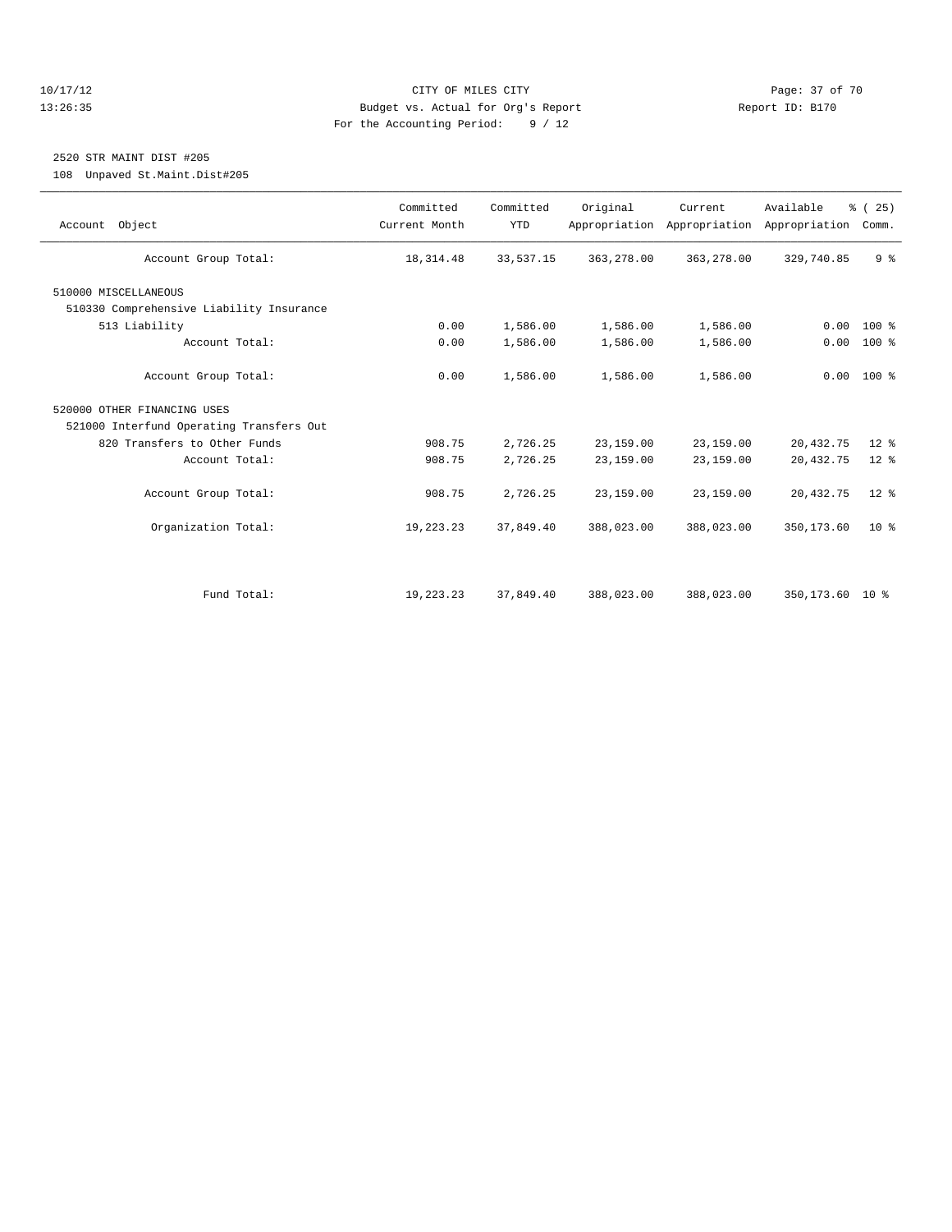CITY OF MILES CITY
Budget vs. Actual for Org's Report
For the Accounting Period: 9 / 12

10/17/12
13:26:35

Report ID: B170

## 2520 STR MAINT DIST #205

108 Unpaved St.Maint.Dist#205

| Account Object | Committed Current Month | Committed YTD | Original Appropriation | Current Appropriation | Available Appropriation | % ( 25) Comm. |
|---|---|---|---|---|---|---|
| Account Group Total: | 18,314.48 | 33,537.15 | 363,278.00 | 363,278.00 | 329,740.85 | 9 % |
| 510000 MISCELLANEOUS | | | | | | |
| 510330 Comprehensive Liability Insurance | | | | | | |
| 513 Liability | 0.00 | 1,586.00 | 1,586.00 | 1,586.00 | 0.00 | 100 % |
| Account Total: | 0.00 | 1,586.00 | 1,586.00 | 1,586.00 | 0.00 | 100 % |
| Account Group Total: | 0.00 | 1,586.00 | 1,586.00 | 1,586.00 | 0.00 | 100 % |
| 520000 OTHER FINANCING USES | | | | | | |
| 521000 Interfund Operating Transfers Out | | | | | | |
| 820 Transfers to Other Funds | 908.75 | 2,726.25 | 23,159.00 | 23,159.00 | 20,432.75 | 12 % |
| Account Total: | 908.75 | 2,726.25 | 23,159.00 | 23,159.00 | 20,432.75 | 12 % |
| Account Group Total: | 908.75 | 2,726.25 | 23,159.00 | 23,159.00 | 20,432.75 | 12 % |
| Organization Total: | 19,223.23 | 37,849.40 | 388,023.00 | 388,023.00 | 350,173.60 | 10 % |
| Fund Total: | 19,223.23 | 37,849.40 | 388,023.00 | 388,023.00 | 350,173.60 | 10 % |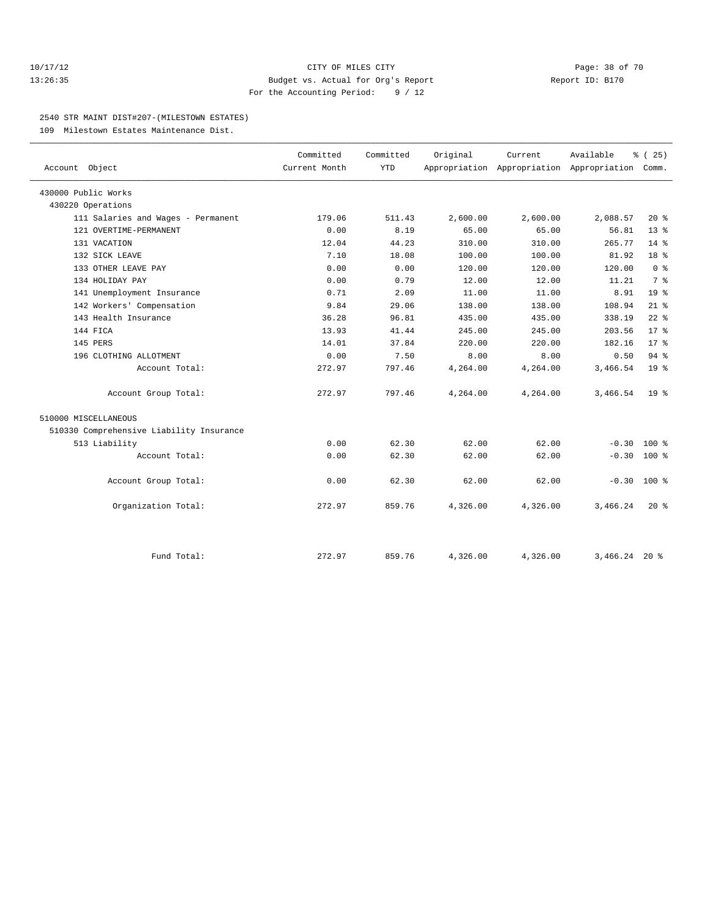CITY OF MILES CITY
Budget vs. Actual for Org's Report
For the Accounting Period: 9 / 12

Report ID: B170

10/17/12
13:26:35

## 2540 STR MAINT DIST#207-(MILESTOWN ESTATES)

109 Milestown Estates Maintenance Dist.

| Account Object | Committed Current Month | Committed YTD | Original Appropriation | Current Appropriation | Available Appropriation | % ( 25) Comm. |
|---|---|---|---|---|---|---|
| 430000 Public Works | | | | | | |
| 430220 Operations | | | | | | |
| 111 Salaries and Wages - Permanent | 179.06 | 511.43 | 2,600.00 | 2,600.00 | 2,088.57 | 20 % |
| 121 OVERTIME-PERMANENT | 0.00 | 8.19 | 65.00 | 65.00 | 56.81 | 13 % |
| 131 VACATION | 12.04 | 44.23 | 310.00 | 310.00 | 265.77 | 14 % |
| 132 SICK LEAVE | 7.10 | 18.08 | 100.00 | 100.00 | 81.92 | 18 % |
| 133 OTHER LEAVE PAY | 0.00 | 0.00 | 120.00 | 120.00 | 120.00 | 0 % |
| 134 HOLIDAY PAY | 0.00 | 0.79 | 12.00 | 12.00 | 11.21 | 7 % |
| 141 Unemployment Insurance | 0.71 | 2.09 | 11.00 | 11.00 | 8.91 | 19 % |
| 142 Workers' Compensation | 9.84 | 29.06 | 138.00 | 138.00 | 108.94 | 21 % |
| 143 Health Insurance | 36.28 | 96.81 | 435.00 | 435.00 | 338.19 | 22 % |
| 144 FICA | 13.93 | 41.44 | 245.00 | 245.00 | 203.56 | 17 % |
| 145 PERS | 14.01 | 37.84 | 220.00 | 220.00 | 182.16 | 17 % |
| 196 CLOTHING ALLOTMENT | 0.00 | 7.50 | 8.00 | 8.00 | 0.50 | 94 % |
| Account Total: | 272.97 | 797.46 | 4,264.00 | 4,264.00 | 3,466.54 | 19 % |
| Account Group Total: | 272.97 | 797.46 | 4,264.00 | 4,264.00 | 3,466.54 | 19 % |
| 510000 MISCELLANEOUS | | | | | | |
| 510330 Comprehensive Liability Insurance | | | | | | |
| 513 Liability | 0.00 | 62.30 | 62.00 | 62.00 | -0.30 | 100 % |
| Account Total: | 0.00 | 62.30 | 62.00 | 62.00 | -0.30 | 100 % |
| Account Group Total: | 0.00 | 62.30 | 62.00 | 62.00 | -0.30 | 100 % |
| Organization Total: | 272.97 | 859.76 | 4,326.00 | 4,326.00 | 3,466.24 | 20 % |
| Fund Total: | 272.97 | 859.76 | 4,326.00 | 4,326.00 | 3,466.24 | 20 % |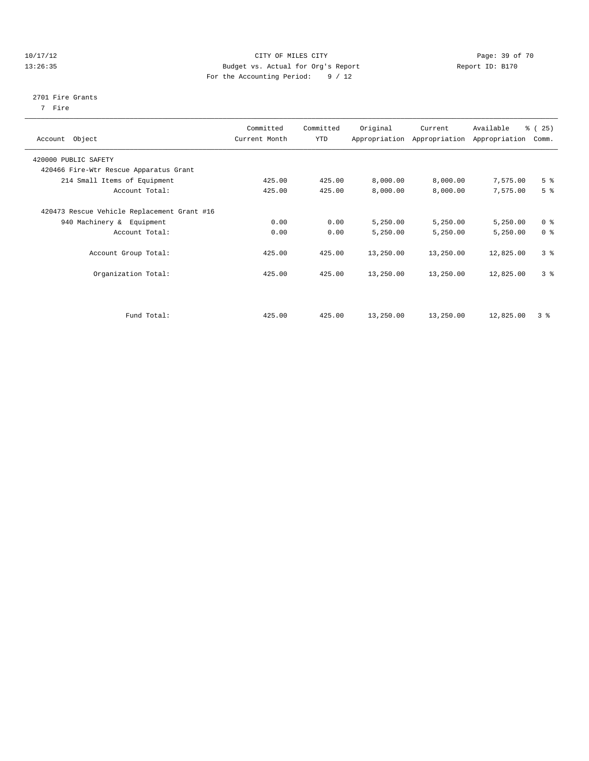CITY OF MILES CITY
Budget vs. Actual for Org's Report
For the Accounting Period: 9 / 12

10/17/12
13:26:35

Report ID: B170

2701 Fire Grants
7 Fire

| Account Object | Committed Current Month | Committed YTD | Original Appropriation | Current Appropriation | Available Appropriation | % ( 25) Comm. |
|---|---|---|---|---|---|---|
| 420000 PUBLIC SAFETY | | | | | | |
| 420466 Fire-Wtr Rescue Apparatus Grant | | | | | | |
| 214 Small Items of Equipment | 425.00 | 425.00 | 8,000.00 | 8,000.00 | 7,575.00 | 5 % |
| Account Total: | 425.00 | 425.00 | 8,000.00 | 8,000.00 | 7,575.00 | 5 % |
| 420473 Rescue Vehicle Replacement Grant #16 | | | | | | |
| 940 Machinery & Equipment | 0.00 | 0.00 | 5,250.00 | 5,250.00 | 5,250.00 | 0 % |
| Account Total: | 0.00 | 0.00 | 5,250.00 | 5,250.00 | 5,250.00 | 0 % |
| Account Group Total: | 425.00 | 425.00 | 13,250.00 | 13,250.00 | 12,825.00 | 3 % |
| Organization Total: | 425.00 | 425.00 | 13,250.00 | 13,250.00 | 12,825.00 | 3 % |
| Fund Total: | 425.00 | 425.00 | 13,250.00 | 13,250.00 | 12,825.00 | 3 % |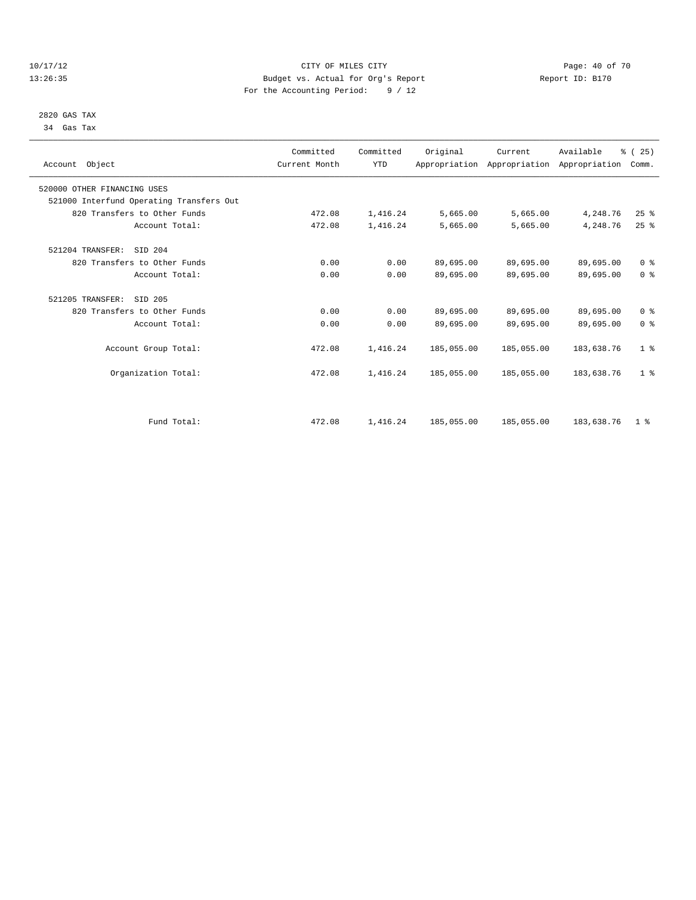CITY OF MILES CITY
Budget vs. Actual for Org's Report
For the Accounting Period: 9 / 12

10/17/12
13:26:35

Report ID: B170

2820 GAS TAX
34 Gas Tax

| Account Object | Committed Current Month | Committed YTD | Original Appropriation | Current Appropriation | Available Appropriation | % ( 25) Comm. |
|---|---|---|---|---|---|---|
| 520000 OTHER FINANCING USES | | | | | | |
| 521000 Interfund Operating Transfers Out | | | | | | |
| 820 Transfers to Other Funds | 472.08 | 1,416.24 | 5,665.00 | 5,665.00 | 4,248.76 | 25 % |
| Account Total: | 472.08 | 1,416.24 | 5,665.00 | 5,665.00 | 4,248.76 | 25 % |
| 521204 TRANSFER: SID 204 | | | | | | |
| 820 Transfers to Other Funds | 0.00 | 0.00 | 89,695.00 | 89,695.00 | 89,695.00 | 0 % |
| Account Total: | 0.00 | 0.00 | 89,695.00 | 89,695.00 | 89,695.00 | 0 % |
| 521205 TRANSFER: SID 205 | | | | | | |
| 820 Transfers to Other Funds | 0.00 | 0.00 | 89,695.00 | 89,695.00 | 89,695.00 | 0 % |
| Account Total: | 0.00 | 0.00 | 89,695.00 | 89,695.00 | 89,695.00 | 0 % |
| Account Group Total: | 472.08 | 1,416.24 | 185,055.00 | 185,055.00 | 183,638.76 | 1 % |
| Organization Total: | 472.08 | 1,416.24 | 185,055.00 | 185,055.00 | 183,638.76 | 1 % |
| Fund Total: | 472.08 | 1,416.24 | 185,055.00 | 185,055.00 | 183,638.76 | 1 % |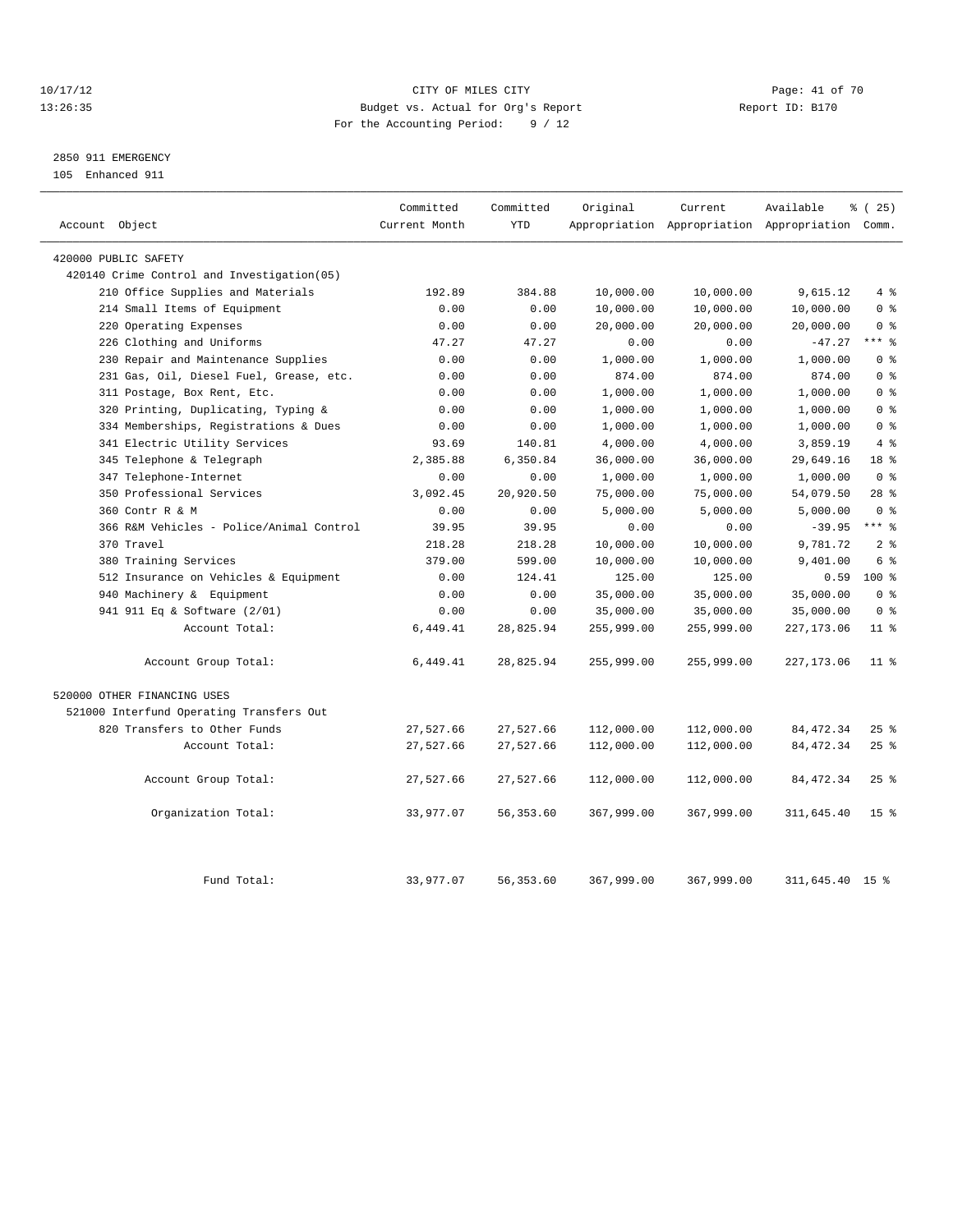CITY OF MILES CITY
Budget vs. Actual for Org's Report
For the Accounting Period: 9 / 12

Report ID: B170

10/17/12
13:26:35

2850 911 EMERGENCY
105 Enhanced 911

| Account Object | Committed Current Month | Committed YTD | Original Appropriation | Current Appropriation | Available Appropriation | % ( 25) Comm. |
|---|---|---|---|---|---|---|
| 420000 PUBLIC SAFETY | | | | | | |
| 420140 Crime Control and Investigation(05) | | | | | | |
| 210 Office Supplies and Materials | 192.89 | 384.88 | 10,000.00 | 10,000.00 | 9,615.12 | 4 % |
| 214 Small Items of Equipment | 0.00 | 0.00 | 10,000.00 | 10,000.00 | 10,000.00 | 0 % |
| 220 Operating Expenses | 0.00 | 0.00 | 20,000.00 | 20,000.00 | 20,000.00 | 0 % |
| 226 Clothing and Uniforms | 47.27 | 47.27 | 0.00 | 0.00 | -47.27 | *** % |
| 230 Repair and Maintenance Supplies | 0.00 | 0.00 | 1,000.00 | 1,000.00 | 1,000.00 | 0 % |
| 231 Gas, Oil, Diesel Fuel, Grease, etc. | 0.00 | 0.00 | 874.00 | 874.00 | 874.00 | 0 % |
| 311 Postage, Box Rent, Etc. | 0.00 | 0.00 | 1,000.00 | 1,000.00 | 1,000.00 | 0 % |
| 320 Printing, Duplicating, Typing & | 0.00 | 0.00 | 1,000.00 | 1,000.00 | 1,000.00 | 0 % |
| 334 Memberships, Registrations & Dues | 0.00 | 0.00 | 1,000.00 | 1,000.00 | 1,000.00 | 0 % |
| 341 Electric Utility Services | 93.69 | 140.81 | 4,000.00 | 4,000.00 | 3,859.19 | 4 % |
| 345 Telephone & Telegraph | 2,385.88 | 6,350.84 | 36,000.00 | 36,000.00 | 29,649.16 | 18 % |
| 347 Telephone-Internet | 0.00 | 0.00 | 1,000.00 | 1,000.00 | 1,000.00 | 0 % |
| 350 Professional Services | 3,092.45 | 20,920.50 | 75,000.00 | 75,000.00 | 54,079.50 | 28 % |
| 360 Contr R & M | 0.00 | 0.00 | 5,000.00 | 5,000.00 | 5,000.00 | 0 % |
| 366 R&M Vehicles - Police/Animal Control | 39.95 | 39.95 | 0.00 | 0.00 | -39.95 | *** % |
| 370 Travel | 218.28 | 218.28 | 10,000.00 | 10,000.00 | 9,781.72 | 2 % |
| 380 Training Services | 379.00 | 599.00 | 10,000.00 | 10,000.00 | 9,401.00 | 6 % |
| 512 Insurance on Vehicles & Equipment | 0.00 | 124.41 | 125.00 | 125.00 | 0.59 | 100 % |
| 940 Machinery & Equipment | 0.00 | 0.00 | 35,000.00 | 35,000.00 | 35,000.00 | 0 % |
| 941 911 Eq & Software (2/01) | 0.00 | 0.00 | 35,000.00 | 35,000.00 | 35,000.00 | 0 % |
| Account Total: | 6,449.41 | 28,825.94 | 255,999.00 | 255,999.00 | 227,173.06 | 11 % |
| Account Group Total: | 6,449.41 | 28,825.94 | 255,999.00 | 255,999.00 | 227,173.06 | 11 % |
| 520000 OTHER FINANCING USES | | | | | | |
| 521000 Interfund Operating Transfers Out | | | | | | |
| 820 Transfers to Other Funds | 27,527.66 | 27,527.66 | 112,000.00 | 112,000.00 | 84,472.34 | 25 % |
| Account Total: | 27,527.66 | 27,527.66 | 112,000.00 | 112,000.00 | 84,472.34 | 25 % |
| Account Group Total: | 27,527.66 | 27,527.66 | 112,000.00 | 112,000.00 | 84,472.34 | 25 % |
| Organization Total: | 33,977.07 | 56,353.60 | 367,999.00 | 367,999.00 | 311,645.40 | 15 % |
| Fund Total: | 33,977.07 | 56,353.60 | 367,999.00 | 367,999.00 | 311,645.40 | 15 % |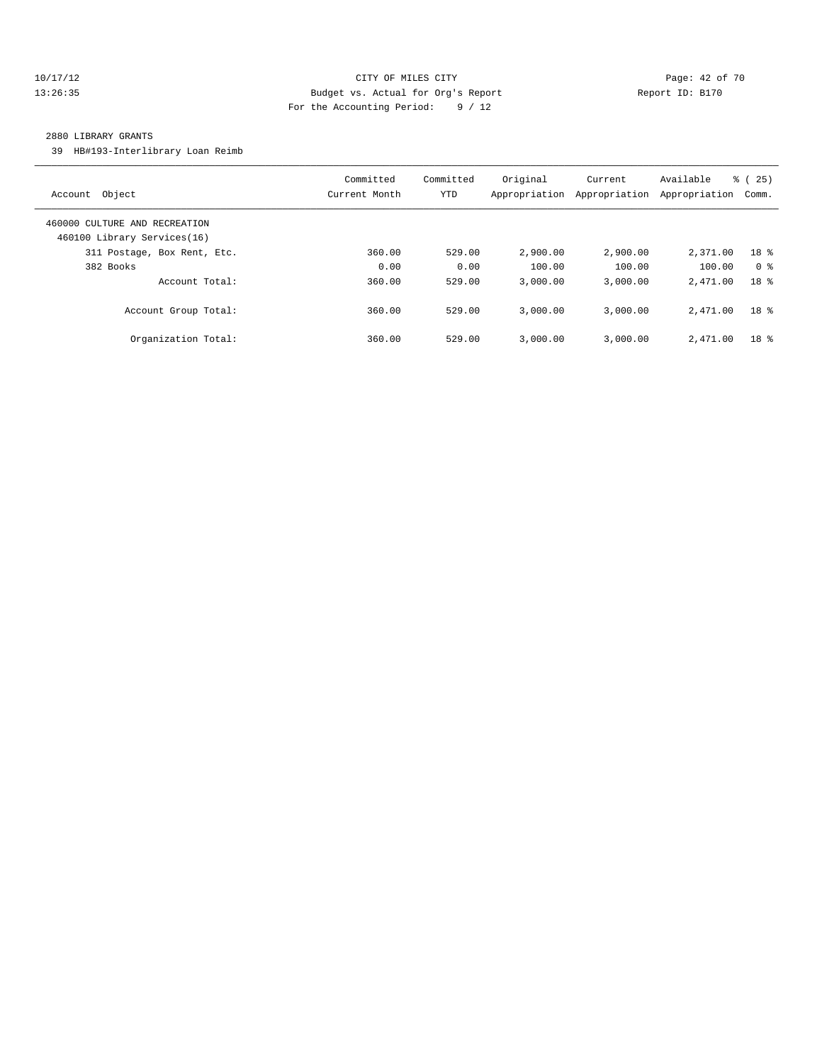CITY OF MILES CITY

Budget vs. Actual for Org's Report

For the Accounting Period: 9 / 12

10/17/12 13:26:35 — Report ID: B170

## 2880 LIBRARY GRANTS

39 HB#193-Interlibrary Loan Reimb

| Account Object | Committed Current Month | Committed YTD | Original Appropriation | Current Appropriation | Available Appropriation | % ( 25) Comm. |
|---|---|---|---|---|---|---|
| 460000 CULTURE AND RECREATION | | | | | | |
| 460100 Library Services(16) | | | | | | |
| 311 Postage, Box Rent, Etc. | 360.00 | 529.00 | 2,900.00 | 2,900.00 | 2,371.00 | 18 % |
| 382 Books | 0.00 | 0.00 | 100.00 | 100.00 | 100.00 | 0 % |
| Account Total: | 360.00 | 529.00 | 3,000.00 | 3,000.00 | 2,471.00 | 18 % |
| Account Group Total: | 360.00 | 529.00 | 3,000.00 | 3,000.00 | 2,471.00 | 18 % |
| Organization Total: | 360.00 | 529.00 | 3,000.00 | 3,000.00 | 2,471.00 | 18 % |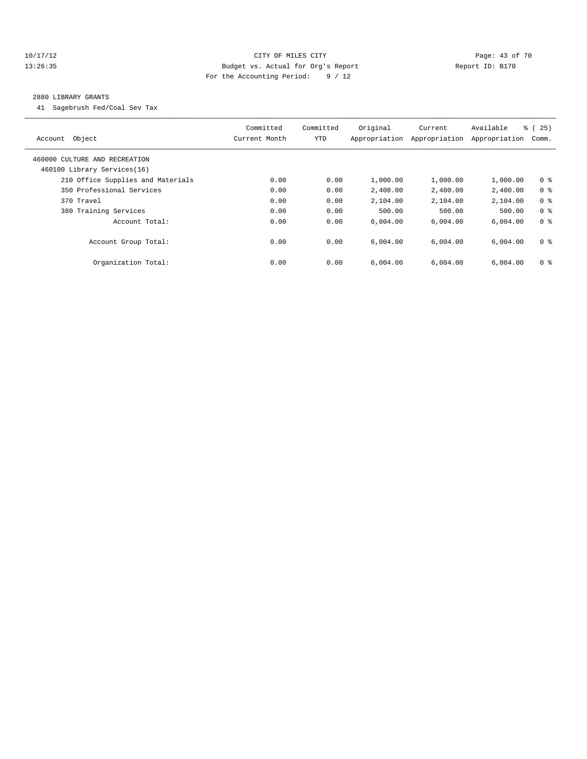CITY OF MILES CITY
Budget vs. Actual for Org's Report
For the Accounting Period: 9 / 12

10/17/12
13:26:35

Report ID: B170

2880 LIBRARY GRANTS

41 Sagebrush Fed/Coal Sev Tax

| Account Object | Committed Current Month | Committed YTD | Original Appropriation | Current Appropriation | Available Appropriation | % ( 25) Comm. |
|---|---|---|---|---|---|---|
| 460000 CULTURE AND RECREATION | | | | | | |
| 460100 Library Services(16) | | | | | | |
| 210 Office Supplies and Materials | 0.00 | 0.00 | 1,000.00 | 1,000.00 | 1,000.00 | 0 % |
| 350 Professional Services | 0.00 | 0.00 | 2,400.00 | 2,400.00 | 2,400.00 | 0 % |
| 370 Travel | 0.00 | 0.00 | 2,104.00 | 2,104.00 | 2,104.00 | 0 % |
| 380 Training Services | 0.00 | 0.00 | 500.00 | 500.00 | 500.00 | 0 % |
| Account Total: | 0.00 | 0.00 | 6,004.00 | 6,004.00 | 6,004.00 | 0 % |
| Account Group Total: | 0.00 | 0.00 | 6,004.00 | 6,004.00 | 6,004.00 | 0 % |
| Organization Total: | 0.00 | 0.00 | 6,004.00 | 6,004.00 | 6,004.00 | 0 % |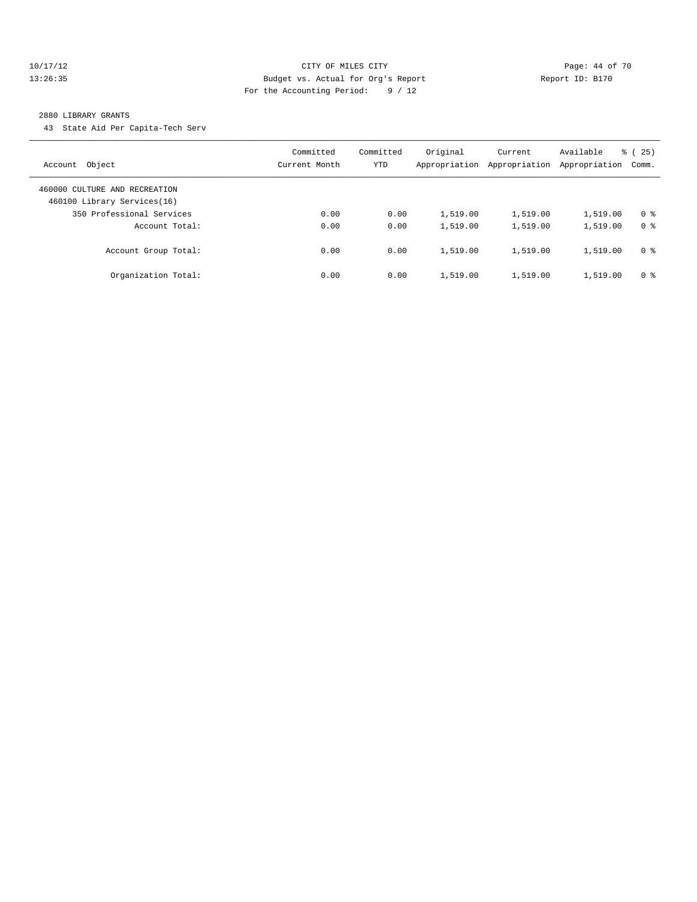CITY OF MILES CITY

Budget vs. Actual for Org's Report

For the Accounting Period: 9 / 12

10/17/12
13:26:35

Report ID: B170

2880 LIBRARY GRANTS

43 State Aid Per Capita-Tech Serv

| Account Object | Committed Current Month | Committed YTD | Original Appropriation | Current Appropriation | Available Appropriation | % ( 25) Comm. |
|---|---|---|---|---|---|---|
| 460000 CULTURE AND RECREATION | | | | | | |
| 460100 Library Services(16) | | | | | | |
| 350 Professional Services | 0.00 | 0.00 | 1,519.00 | 1,519.00 | 1,519.00 | 0 % |
| Account Total: | 0.00 | 0.00 | 1,519.00 | 1,519.00 | 1,519.00 | 0 % |
| Account Group Total: | 0.00 | 0.00 | 1,519.00 | 1,519.00 | 1,519.00 | 0 % |
| Organization Total: | 0.00 | 0.00 | 1,519.00 | 1,519.00 | 1,519.00 | 0 % |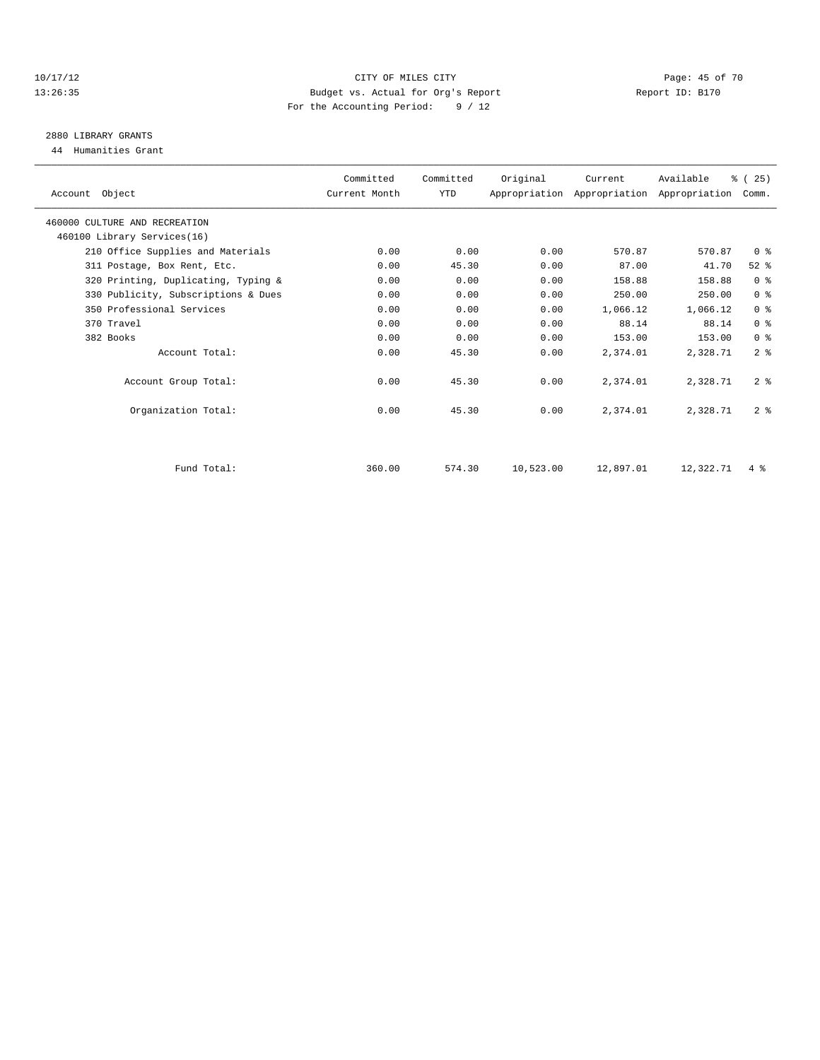CITY OF MILES CITY
Budget vs. Actual for Org's Report
For the Accounting Period: 9 / 12

## 2880 LIBRARY GRANTS

44 Humanities Grant

| Account Object | Committed Current Month | Committed YTD | Original Appropriation | Current Appropriation | Available Appropriation | % ( 25) Comm. |
|---|---|---|---|---|---|---|
| 460000 CULTURE AND RECREATION | | | | | | |
| 460100 Library Services(16) | | | | | | |
| 210 Office Supplies and Materials | 0.00 | 0.00 | 0.00 | 570.87 | 570.87 | 0 % |
| 311 Postage, Box Rent, Etc. | 0.00 | 45.30 | 0.00 | 87.00 | 41.70 | 52 % |
| 320 Printing, Duplicating, Typing & | 0.00 | 0.00 | 0.00 | 158.88 | 158.88 | 0 % |
| 330 Publicity, Subscriptions & Dues | 0.00 | 0.00 | 0.00 | 250.00 | 250.00 | 0 % |
| 350 Professional Services | 0.00 | 0.00 | 0.00 | 1,066.12 | 1,066.12 | 0 % |
| 370 Travel | 0.00 | 0.00 | 0.00 | 88.14 | 88.14 | 0 % |
| 382 Books | 0.00 | 0.00 | 0.00 | 153.00 | 153.00 | 0 % |
| Account Total: | 0.00 | 45.30 | 0.00 | 2,374.01 | 2,328.71 | 2 % |
| Account Group Total: | 0.00 | 45.30 | 0.00 | 2,374.01 | 2,328.71 | 2 % |
| Organization Total: | 0.00 | 45.30 | 0.00 | 2,374.01 | 2,328.71 | 2 % |
| Fund Total: | 360.00 | 574.30 | 10,523.00 | 12,897.01 | 12,322.71 | 4 % |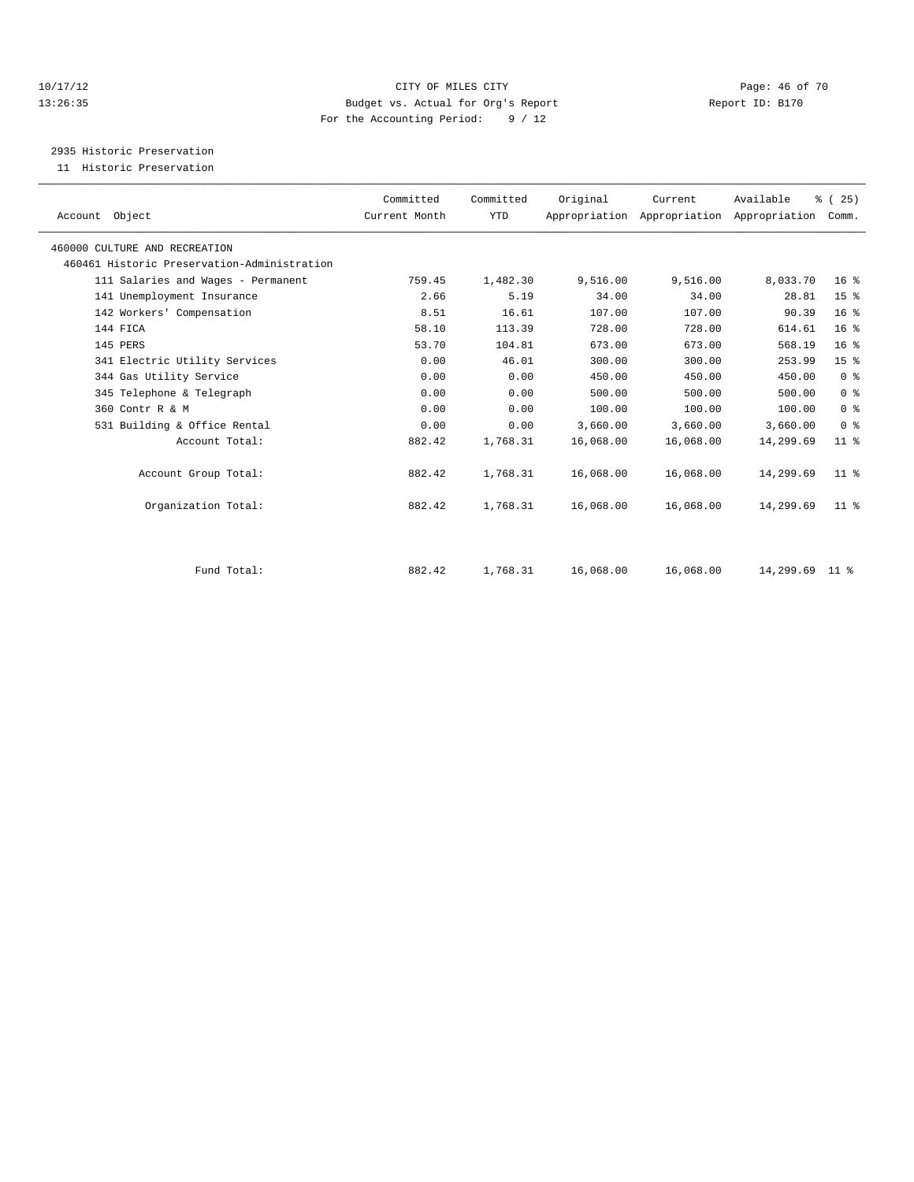CITY OF MILES CITY
Budget vs. Actual for Org's Report
For the Accounting Period: 9 / 12

10/17/12
13:26:35

Report ID: B170

## 2935 Historic Preservation

11 Historic Preservation

| Account Object | Committed Current Month | Committed YTD | Original Appropriation | Current Appropriation | Available Appropriation | % ( 25) Comm. |
|---|---|---|---|---|---|---|
| 460000 CULTURE AND RECREATION | | | | | | |
| 460461 Historic Preservation-Administration | | | | | | |
| 111 Salaries and Wages - Permanent | 759.45 | 1,482.30 | 9,516.00 | 9,516.00 | 8,033.70 | 16 % |
| 141 Unemployment Insurance | 2.66 | 5.19 | 34.00 | 34.00 | 28.81 | 15 % |
| 142 Workers' Compensation | 8.51 | 16.61 | 107.00 | 107.00 | 90.39 | 16 % |
| 144 FICA | 58.10 | 113.39 | 728.00 | 728.00 | 614.61 | 16 % |
| 145 PERS | 53.70 | 104.81 | 673.00 | 673.00 | 568.19 | 16 % |
| 341 Electric Utility Services | 0.00 | 46.01 | 300.00 | 300.00 | 253.99 | 15 % |
| 344 Gas Utility Service | 0.00 | 0.00 | 450.00 | 450.00 | 450.00 | 0 % |
| 345 Telephone & Telegraph | 0.00 | 0.00 | 500.00 | 500.00 | 500.00 | 0 % |
| 360 Contr R & M | 0.00 | 0.00 | 100.00 | 100.00 | 100.00 | 0 % |
| 531 Building & Office Rental | 0.00 | 0.00 | 3,660.00 | 3,660.00 | 3,660.00 | 0 % |
| Account Total: | 882.42 | 1,768.31 | 16,068.00 | 16,068.00 | 14,299.69 | 11 % |
| Account Group Total: | 882.42 | 1,768.31 | 16,068.00 | 16,068.00 | 14,299.69 | 11 % |
| Organization Total: | 882.42 | 1,768.31 | 16,068.00 | 16,068.00 | 14,299.69 | 11 % |
| Fund Total: | 882.42 | 1,768.31 | 16,068.00 | 16,068.00 | 14,299.69 | 11 % |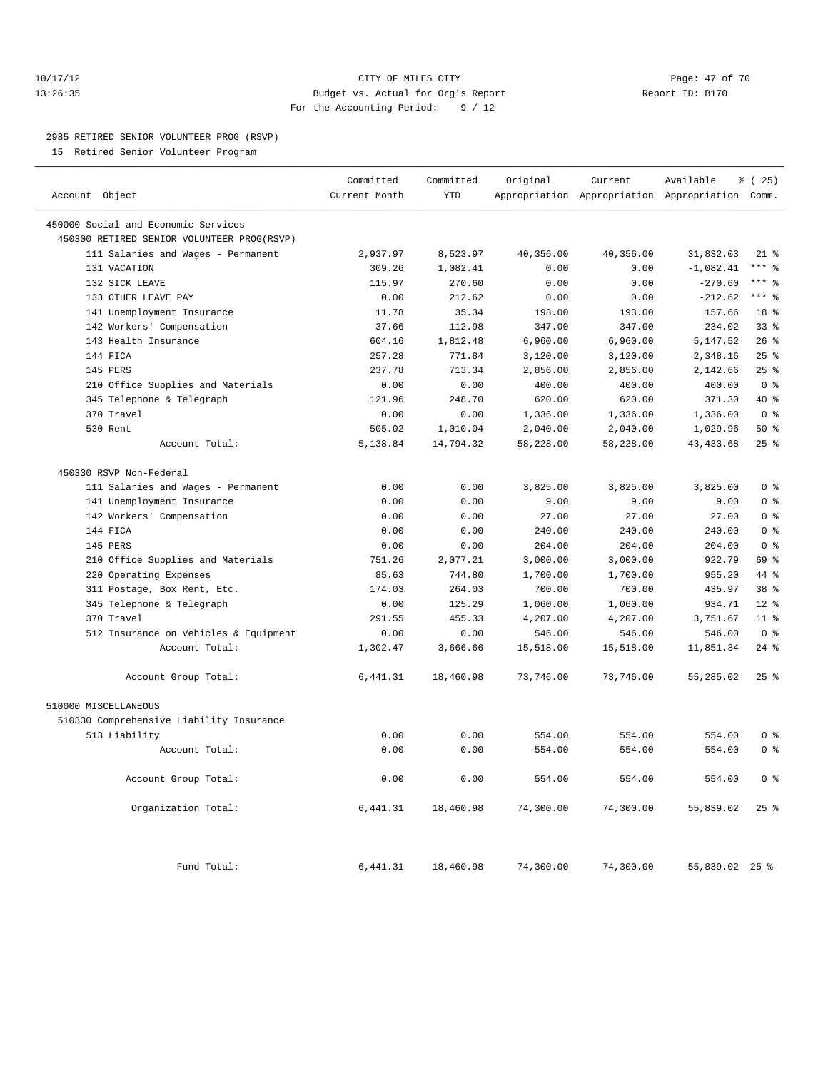CITY OF MILES CITY
Budget vs. Actual for Org's Report
For the Accounting Period: 9 / 12

10/17/12
13:26:35

Report ID: B170

2985 RETIRED SENIOR VOLUNTEER PROG (RSVP)

15 Retired Senior Volunteer Program

| Account Object | Committed Current Month | Committed YTD | Original Appropriation | Current Appropriation | Available Appropriation | % ( 25) Comm. |
|---|---|---|---|---|---|---|
| 450000 Social and Economic Services | | | | | | |
| 450300 RETIRED SENIOR VOLUNTEER PROG(RSVP) | | | | | | |
| 111 Salaries and Wages - Permanent | 2,937.97 | 8,523.97 | 40,356.00 | 40,356.00 | 31,832.03 | 21 % |
| 131 VACATION | 309.26 | 1,082.41 | 0.00 | 0.00 | -1,082.41 | *** % |
| 132 SICK LEAVE | 115.97 | 270.60 | 0.00 | 0.00 | -270.60 | *** % |
| 133 OTHER LEAVE PAY | 0.00 | 212.62 | 0.00 | 0.00 | -212.62 | *** % |
| 141 Unemployment Insurance | 11.78 | 35.34 | 193.00 | 193.00 | 157.66 | 18 % |
| 142 Workers' Compensation | 37.66 | 112.98 | 347.00 | 347.00 | 234.02 | 33 % |
| 143 Health Insurance | 604.16 | 1,812.48 | 6,960.00 | 6,960.00 | 5,147.52 | 26 % |
| 144 FICA | 257.28 | 771.84 | 3,120.00 | 3,120.00 | 2,348.16 | 25 % |
| 145 PERS | 237.78 | 713.34 | 2,856.00 | 2,856.00 | 2,142.66 | 25 % |
| 210 Office Supplies and Materials | 0.00 | 0.00 | 400.00 | 400.00 | 400.00 | 0 % |
| 345 Telephone & Telegraph | 121.96 | 248.70 | 620.00 | 620.00 | 371.30 | 40 % |
| 370 Travel | 0.00 | 0.00 | 1,336.00 | 1,336.00 | 1,336.00 | 0 % |
| 530 Rent | 505.02 | 1,010.04 | 2,040.00 | 2,040.00 | 1,029.96 | 50 % |
| Account Total: | 5,138.84 | 14,794.32 | 58,228.00 | 58,228.00 | 43,433.68 | 25 % |
| 450330 RSVP Non-Federal | | | | | | |
| 111 Salaries and Wages - Permanent | 0.00 | 0.00 | 3,825.00 | 3,825.00 | 3,825.00 | 0 % |
| 141 Unemployment Insurance | 0.00 | 0.00 | 9.00 | 9.00 | 9.00 | 0 % |
| 142 Workers' Compensation | 0.00 | 0.00 | 27.00 | 27.00 | 27.00 | 0 % |
| 144 FICA | 0.00 | 0.00 | 240.00 | 240.00 | 240.00 | 0 % |
| 145 PERS | 0.00 | 0.00 | 204.00 | 204.00 | 204.00 | 0 % |
| 210 Office Supplies and Materials | 751.26 | 2,077.21 | 3,000.00 | 3,000.00 | 922.79 | 69 % |
| 220 Operating Expenses | 85.63 | 744.80 | 1,700.00 | 1,700.00 | 955.20 | 44 % |
| 311 Postage, Box Rent, Etc. | 174.03 | 264.03 | 700.00 | 700.00 | 435.97 | 38 % |
| 345 Telephone & Telegraph | 0.00 | 125.29 | 1,060.00 | 1,060.00 | 934.71 | 12 % |
| 370 Travel | 291.55 | 455.33 | 4,207.00 | 4,207.00 | 3,751.67 | 11 % |
| 512 Insurance on Vehicles & Equipment | 0.00 | 0.00 | 546.00 | 546.00 | 546.00 | 0 % |
| Account Total: | 1,302.47 | 3,666.66 | 15,518.00 | 15,518.00 | 11,851.34 | 24 % |
| Account Group Total: | 6,441.31 | 18,460.98 | 73,746.00 | 73,746.00 | 55,285.02 | 25 % |
| 510000 MISCELLANEOUS | | | | | | |
| 510330 Comprehensive Liability Insurance | | | | | | |
| 513 Liability | 0.00 | 0.00 | 554.00 | 554.00 | 554.00 | 0 % |
| Account Total: | 0.00 | 0.00 | 554.00 | 554.00 | 554.00 | 0 % |
| Account Group Total: | 0.00 | 0.00 | 554.00 | 554.00 | 554.00 | 0 % |
| Organization Total: | 6,441.31 | 18,460.98 | 74,300.00 | 74,300.00 | 55,839.02 | 25 % |
| Fund Total: | 6,441.31 | 18,460.98 | 74,300.00 | 74,300.00 | 55,839.02 | 25 % |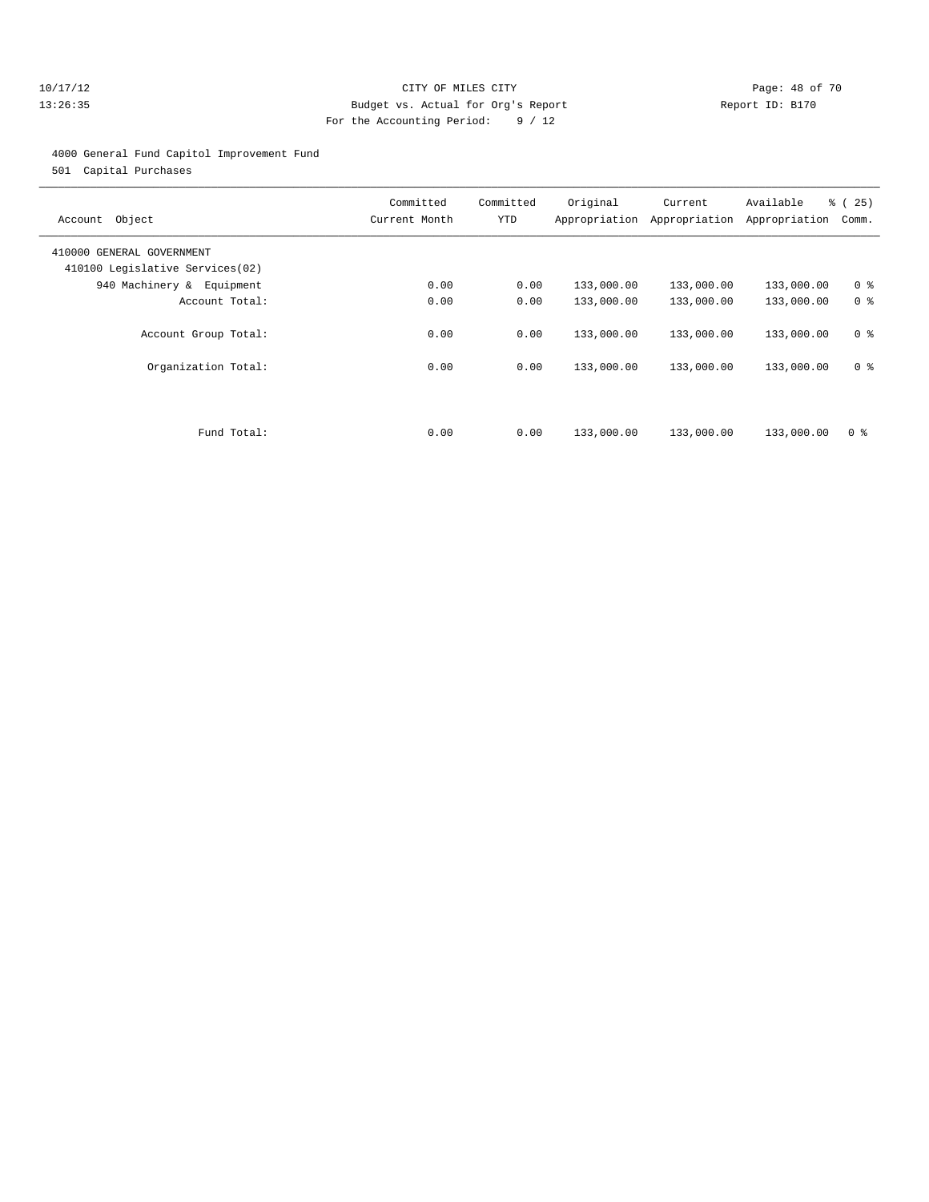CITY OF MILES CITY

Budget vs. Actual for Org's Report

For the Accounting Period: 9 / 12

10/17/12 13:26:35 — Report ID: B170

4000 General Fund Capitol Improvement Fund

501 Capital Purchases

| Account Object | Committed Current Month | Committed YTD | Original Appropriation | Current Appropriation | Available Appropriation | % ( 25) Comm. |
|---|---|---|---|---|---|---|
| 410000 GENERAL GOVERNMENT | | | | | | |
| 410100 Legislative Services(02) | | | | | | |
| 940 Machinery & Equipment | 0.00 | 0.00 | 133,000.00 | 133,000.00 | 133,000.00 | 0 % |
| Account Total: | 0.00 | 0.00 | 133,000.00 | 133,000.00 | 133,000.00 | 0 % |
| Account Group Total: | 0.00 | 0.00 | 133,000.00 | 133,000.00 | 133,000.00 | 0 % |
| Organization Total: | 0.00 | 0.00 | 133,000.00 | 133,000.00 | 133,000.00 | 0 % |
| Fund Total: | 0.00 | 0.00 | 133,000.00 | 133,000.00 | 133,000.00 | 0 % |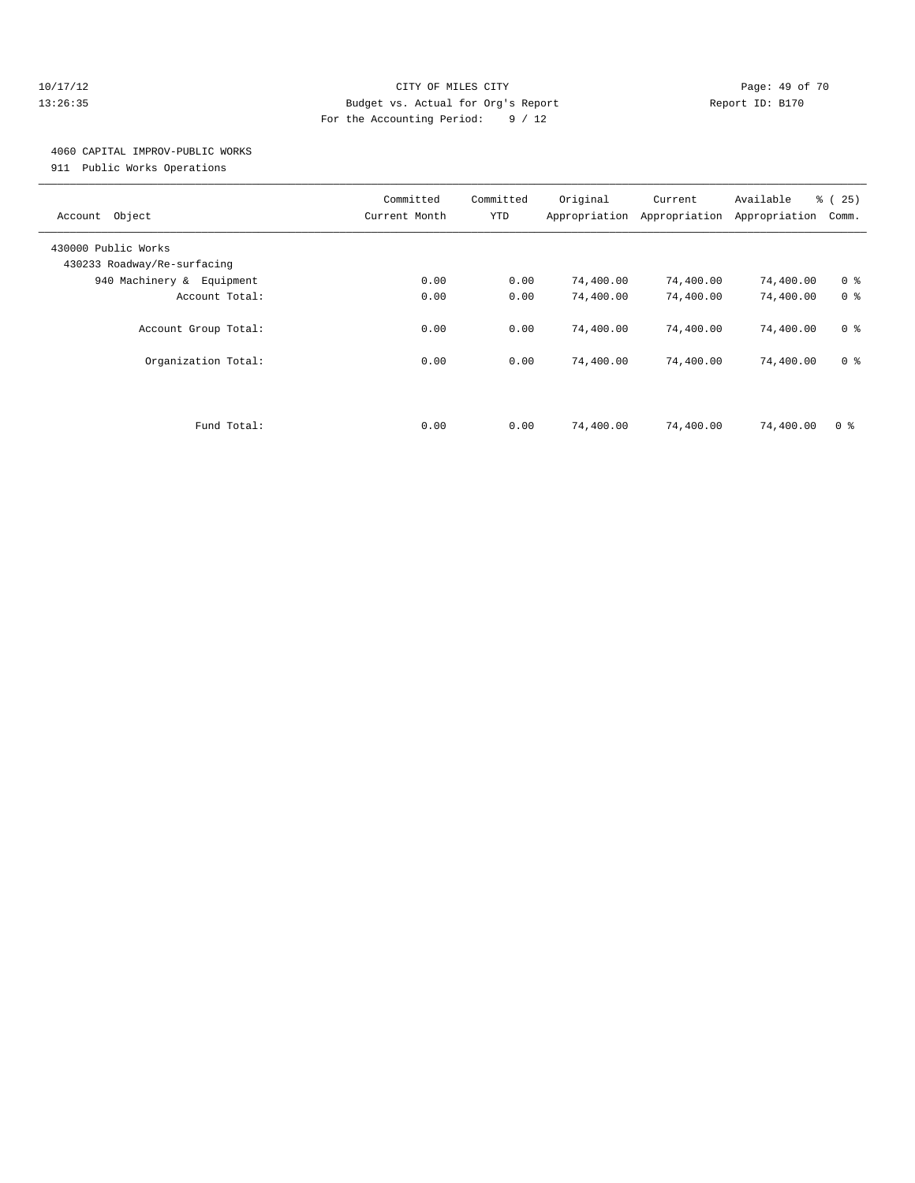CITY OF MILES CITY

Budget vs. Actual for Org's Report

For the Accounting Period: 9 / 12

10/17/12
13:26:35

Report ID: B170

## 4060 CAPITAL IMPROV-PUBLIC WORKS

911 Public Works Operations

| Account Object | Committed Current Month | Committed YTD | Original Appropriation | Current Appropriation | Available Appropriation | % ( 25) Comm. |
|---|---|---|---|---|---|---|
| 430000 Public Works | | | | | | |
| 430233 Roadway/Re-surfacing | | | | | | |
| 940 Machinery & Equipment | 0.00 | 0.00 | 74,400.00 | 74,400.00 | 74,400.00 | 0 % |
| Account Total: | 0.00 | 0.00 | 74,400.00 | 74,400.00 | 74,400.00 | 0 % |
| Account Group Total: | 0.00 | 0.00 | 74,400.00 | 74,400.00 | 74,400.00 | 0 % |
| Organization Total: | 0.00 | 0.00 | 74,400.00 | 74,400.00 | 74,400.00 | 0 % |
| Fund Total: | 0.00 | 0.00 | 74,400.00 | 74,400.00 | 74,400.00 | 0 % |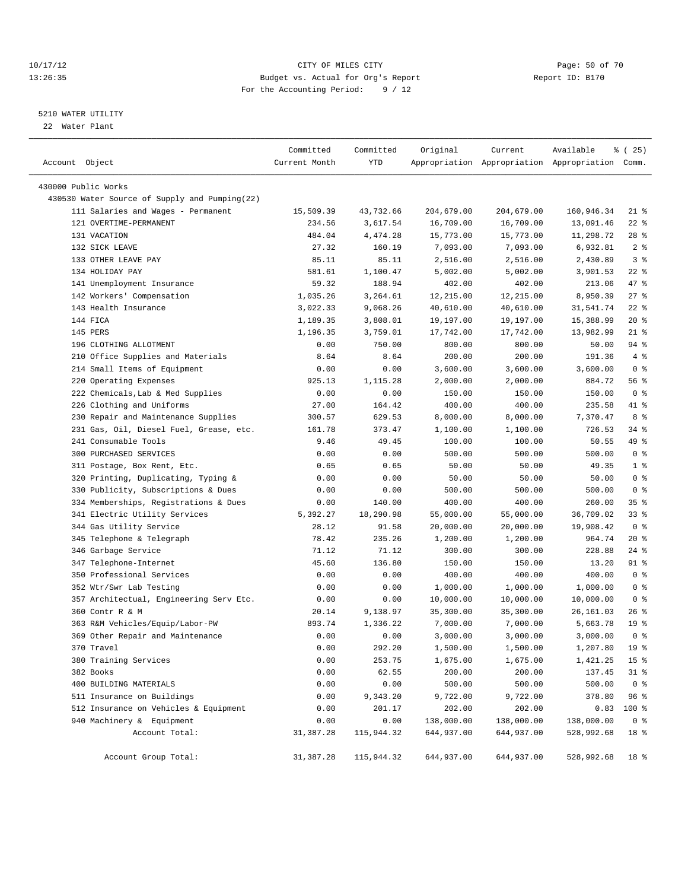CITY OF MILES CITY
Budget vs. Actual for Org's Report
For the Accounting Period: 9 / 12

10/17/12
13:26:35

Report ID: B170

5210 WATER UTILITY
22 Water Plant

| Account Object | Committed Current Month | Committed YTD | Original Appropriation | Current Appropriation | Available Appropriation | % ( 25) Comm. |
|---|---|---|---|---|---|---|
| 430000 Public Works | | | | | | |
| 430530 Water Source of Supply and Pumping(22) | | | | | | |
| 111 Salaries and Wages - Permanent | 15,509.39 | 43,732.66 | 204,679.00 | 204,679.00 | 160,946.34 | 21 % |
| 121 OVERTIME-PERMANENT | 234.56 | 3,617.54 | 16,709.00 | 16,709.00 | 13,091.46 | 22 % |
| 131 VACATION | 484.04 | 4,474.28 | 15,773.00 | 15,773.00 | 11,298.72 | 28 % |
| 132 SICK LEAVE | 27.32 | 160.19 | 7,093.00 | 7,093.00 | 6,932.81 | 2 % |
| 133 OTHER LEAVE PAY | 85.11 | 85.11 | 2,516.00 | 2,516.00 | 2,430.89 | 3 % |
| 134 HOLIDAY PAY | 581.61 | 1,100.47 | 5,002.00 | 5,002.00 | 3,901.53 | 22 % |
| 141 Unemployment Insurance | 59.32 | 188.94 | 402.00 | 402.00 | 213.06 | 47 % |
| 142 Workers' Compensation | 1,035.26 | 3,264.61 | 12,215.00 | 12,215.00 | 8,950.39 | 27 % |
| 143 Health Insurance | 3,022.33 | 9,068.26 | 40,610.00 | 40,610.00 | 31,541.74 | 22 % |
| 144 FICA | 1,189.35 | 3,808.01 | 19,197.00 | 19,197.00 | 15,388.99 | 20 % |
| 145 PERS | 1,196.35 | 3,759.01 | 17,742.00 | 17,742.00 | 13,982.99 | 21 % |
| 196 CLOTHING ALLOTMENT | 0.00 | 750.00 | 800.00 | 800.00 | 50.00 | 94 % |
| 210 Office Supplies and Materials | 8.64 | 8.64 | 200.00 | 200.00 | 191.36 | 4 % |
| 214 Small Items of Equipment | 0.00 | 0.00 | 3,600.00 | 3,600.00 | 3,600.00 | 0 % |
| 220 Operating Expenses | 925.13 | 1,115.28 | 2,000.00 | 2,000.00 | 884.72 | 56 % |
| 222 Chemicals,Lab & Med Supplies | 0.00 | 0.00 | 150.00 | 150.00 | 150.00 | 0 % |
| 226 Clothing and Uniforms | 27.00 | 164.42 | 400.00 | 400.00 | 235.58 | 41 % |
| 230 Repair and Maintenance Supplies | 300.57 | 629.53 | 8,000.00 | 8,000.00 | 7,370.47 | 8 % |
| 231 Gas, Oil, Diesel Fuel, Grease, etc. | 161.78 | 373.47 | 1,100.00 | 1,100.00 | 726.53 | 34 % |
| 241 Consumable Tools | 9.46 | 49.45 | 100.00 | 100.00 | 50.55 | 49 % |
| 300 PURCHASED SERVICES | 0.00 | 0.00 | 500.00 | 500.00 | 500.00 | 0 % |
| 311 Postage, Box Rent, Etc. | 0.65 | 0.65 | 50.00 | 50.00 | 49.35 | 1 % |
| 320 Printing, Duplicating, Typing & | 0.00 | 0.00 | 50.00 | 50.00 | 50.00 | 0 % |
| 330 Publicity, Subscriptions & Dues | 0.00 | 0.00 | 500.00 | 500.00 | 500.00 | 0 % |
| 334 Memberships, Registrations & Dues | 0.00 | 140.00 | 400.00 | 400.00 | 260.00 | 35 % |
| 341 Electric Utility Services | 5,392.27 | 18,290.98 | 55,000.00 | 55,000.00 | 36,709.02 | 33 % |
| 344 Gas Utility Service | 28.12 | 91.58 | 20,000.00 | 20,000.00 | 19,908.42 | 0 % |
| 345 Telephone & Telegraph | 78.42 | 235.26 | 1,200.00 | 1,200.00 | 964.74 | 20 % |
| 346 Garbage Service | 71.12 | 71.12 | 300.00 | 300.00 | 228.88 | 24 % |
| 347 Telephone-Internet | 45.60 | 136.80 | 150.00 | 150.00 | 13.20 | 91 % |
| 350 Professional Services | 0.00 | 0.00 | 400.00 | 400.00 | 400.00 | 0 % |
| 352 Wtr/Swr Lab Testing | 0.00 | 0.00 | 1,000.00 | 1,000.00 | 1,000.00 | 0 % |
| 357 Architectual, Engineering Serv Etc. | 0.00 | 0.00 | 10,000.00 | 10,000.00 | 10,000.00 | 0 % |
| 360 Contr R & M | 20.14 | 9,138.97 | 35,300.00 | 35,300.00 | 26,161.03 | 26 % |
| 363 R&M Vehicles/Equip/Labor-PW | 893.74 | 1,336.22 | 7,000.00 | 7,000.00 | 5,663.78 | 19 % |
| 369 Other Repair and Maintenance | 0.00 | 0.00 | 3,000.00 | 3,000.00 | 3,000.00 | 0 % |
| 370 Travel | 0.00 | 292.20 | 1,500.00 | 1,500.00 | 1,207.80 | 19 % |
| 380 Training Services | 0.00 | 253.75 | 1,675.00 | 1,675.00 | 1,421.25 | 15 % |
| 382 Books | 0.00 | 62.55 | 200.00 | 200.00 | 137.45 | 31 % |
| 400 BUILDING MATERIALS | 0.00 | 0.00 | 500.00 | 500.00 | 500.00 | 0 % |
| 511 Insurance on Buildings | 0.00 | 9,343.20 | 9,722.00 | 9,722.00 | 378.80 | 96 % |
| 512 Insurance on Vehicles & Equipment | 0.00 | 201.17 | 202.00 | 202.00 | 0.83 | 100 % |
| 940 Machinery & Equipment | 0.00 | 0.00 | 138,000.00 | 138,000.00 | 138,000.00 | 0 % |
| Account Total: | 31,387.28 | 115,944.32 | 644,937.00 | 644,937.00 | 528,992.68 | 18 % |
| Account Group Total: | 31,387.28 | 115,944.32 | 644,937.00 | 644,937.00 | 528,992.68 | 18 % |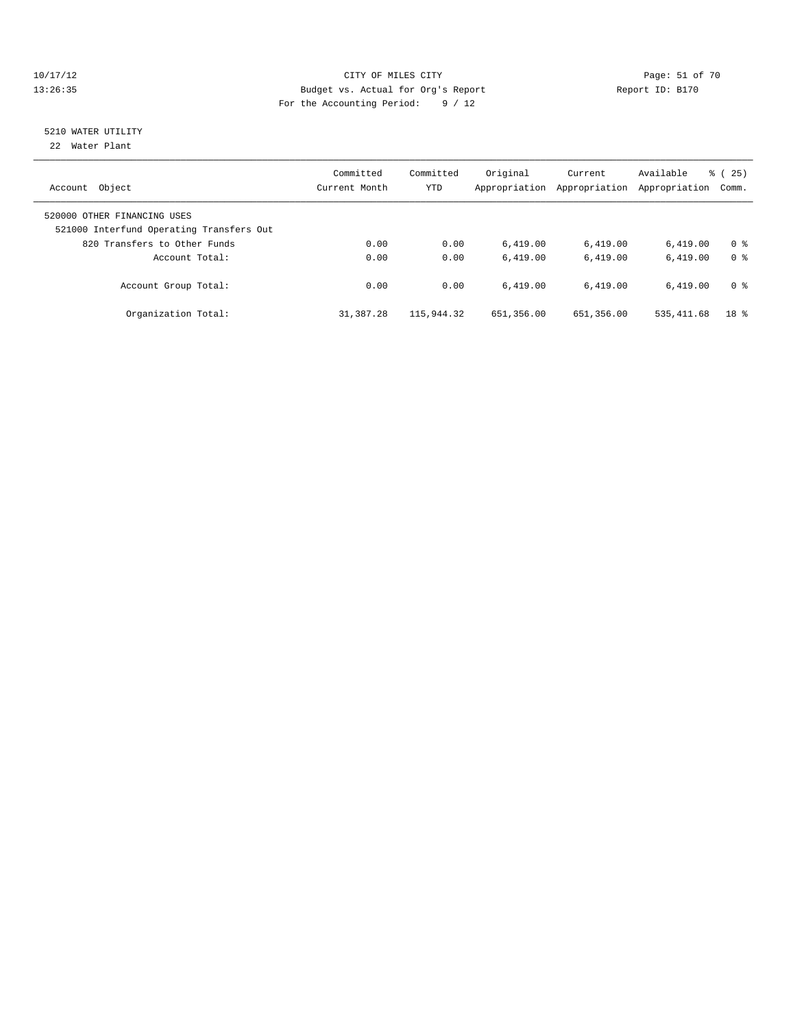## 5210 WATER UTILITY

22 Water Plant

| Account Object | Committed Current Month | Committed YTD | Original Appropriation | Current Appropriation | Available Appropriation | % ( 25) Comm. |
|---|---|---|---|---|---|---|
| 520000 OTHER FINANCING USES | | | | | | |
| 521000 Interfund Operating Transfers Out | | | | | | |
| 820 Transfers to Other Funds | 0.00 | 0.00 | 6,419.00 | 6,419.00 | 6,419.00 | 0 % |
| Account Total: | 0.00 | 0.00 | 6,419.00 | 6,419.00 | 6,419.00 | 0 % |
| Account Group Total: | 0.00 | 0.00 | 6,419.00 | 6,419.00 | 6,419.00 | 0 % |
| Organization Total: | 31,387.28 | 115,944.32 | 651,356.00 | 651,356.00 | 535,411.68 | 18 % |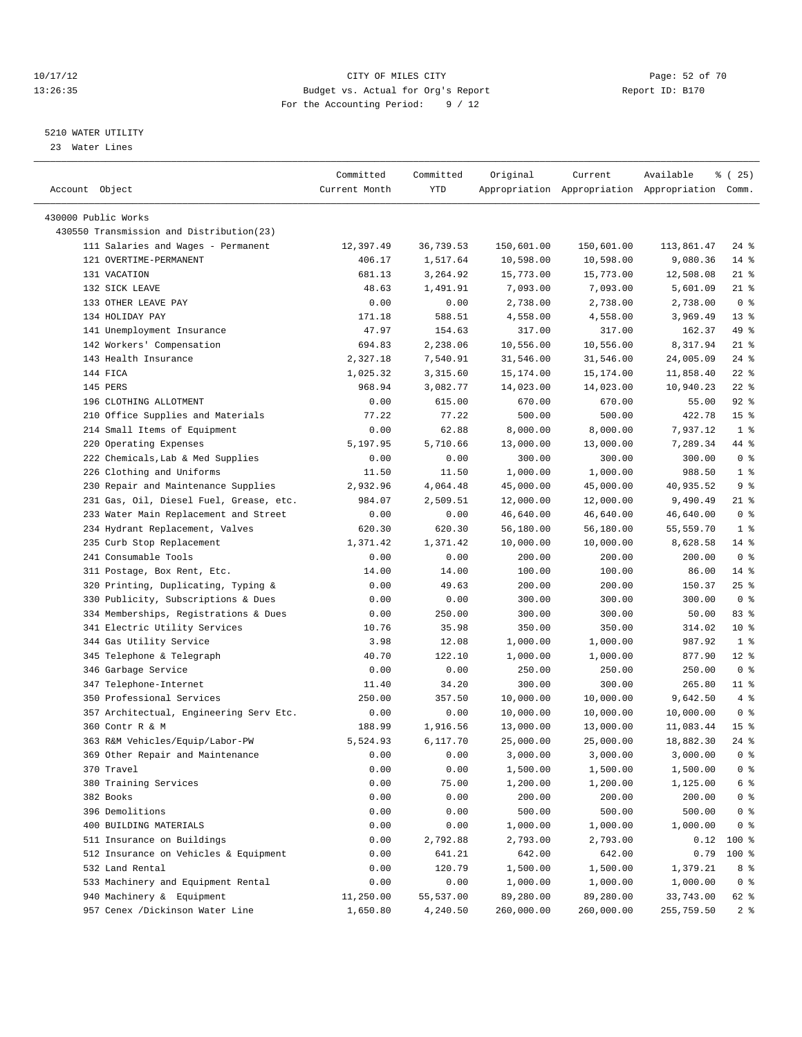10/17/12 CITY OF MILES CITY
13:26:35 Budget vs. Actual for Org's Report Report ID: B170
For the Accounting Period: 9 / 12

5210 WATER UTILITY
23 Water Lines

| Account Object | Committed Current Month | Committed YTD | Original Appropriation | Current Appropriation | Available Appropriation | % ( 25) Comm. |
|---|---|---|---|---|---|---|
| 430000 Public Works | | | | | | |
| 430550 Transmission and Distribution(23) | | | | | | |
| 111 Salaries and Wages - Permanent | 12,397.49 | 36,739.53 | 150,601.00 | 150,601.00 | 113,861.47 | 24 % |
| 121 OVERTIME-PERMANENT | 406.17 | 1,517.64 | 10,598.00 | 10,598.00 | 9,080.36 | 14 % |
| 131 VACATION | 681.13 | 3,264.92 | 15,773.00 | 15,773.00 | 12,508.08 | 21 % |
| 132 SICK LEAVE | 48.63 | 1,491.91 | 7,093.00 | 7,093.00 | 5,601.09 | 21 % |
| 133 OTHER LEAVE PAY | 0.00 | 0.00 | 2,738.00 | 2,738.00 | 2,738.00 | 0 % |
| 134 HOLIDAY PAY | 171.18 | 588.51 | 4,558.00 | 4,558.00 | 3,969.49 | 13 % |
| 141 Unemployment Insurance | 47.97 | 154.63 | 317.00 | 317.00 | 162.37 | 49 % |
| 142 Workers' Compensation | 694.83 | 2,238.06 | 10,556.00 | 10,556.00 | 8,317.94 | 21 % |
| 143 Health Insurance | 2,327.18 | 7,540.91 | 31,546.00 | 31,546.00 | 24,005.09 | 24 % |
| 144 FICA | 1,025.32 | 3,315.60 | 15,174.00 | 15,174.00 | 11,858.40 | 22 % |
| 145 PERS | 968.94 | 3,082.77 | 14,023.00 | 14,023.00 | 10,940.23 | 22 % |
| 196 CLOTHING ALLOTMENT | 0.00 | 615.00 | 670.00 | 670.00 | 55.00 | 92 % |
| 210 Office Supplies and Materials | 77.22 | 77.22 | 500.00 | 500.00 | 422.78 | 15 % |
| 214 Small Items of Equipment | 0.00 | 62.88 | 8,000.00 | 8,000.00 | 7,937.12 | 1 % |
| 220 Operating Expenses | 5,197.95 | 5,710.66 | 13,000.00 | 13,000.00 | 7,289.34 | 44 % |
| 222 Chemicals,Lab & Med Supplies | 0.00 | 0.00 | 300.00 | 300.00 | 300.00 | 0 % |
| 226 Clothing and Uniforms | 11.50 | 11.50 | 1,000.00 | 1,000.00 | 988.50 | 1 % |
| 230 Repair and Maintenance Supplies | 2,932.96 | 4,064.48 | 45,000.00 | 45,000.00 | 40,935.52 | 9 % |
| 231 Gas, Oil, Diesel Fuel, Grease, etc. | 984.07 | 2,509.51 | 12,000.00 | 12,000.00 | 9,490.49 | 21 % |
| 233 Water Main Replacement and Street | 0.00 | 0.00 | 46,640.00 | 46,640.00 | 46,640.00 | 0 % |
| 234 Hydrant Replacement, Valves | 620.30 | 620.30 | 56,180.00 | 56,180.00 | 55,559.70 | 1 % |
| 235 Curb Stop Replacement | 1,371.42 | 1,371.42 | 10,000.00 | 10,000.00 | 8,628.58 | 14 % |
| 241 Consumable Tools | 0.00 | 0.00 | 200.00 | 200.00 | 200.00 | 0 % |
| 311 Postage, Box Rent, Etc. | 14.00 | 14.00 | 100.00 | 100.00 | 86.00 | 14 % |
| 320 Printing, Duplicating, Typing & | 0.00 | 49.63 | 200.00 | 200.00 | 150.37 | 25 % |
| 330 Publicity, Subscriptions & Dues | 0.00 | 0.00 | 300.00 | 300.00 | 300.00 | 0 % |
| 334 Memberships, Registrations & Dues | 0.00 | 250.00 | 300.00 | 300.00 | 50.00 | 83 % |
| 341 Electric Utility Services | 10.76 | 35.98 | 350.00 | 350.00 | 314.02 | 10 % |
| 344 Gas Utility Service | 3.98 | 12.08 | 1,000.00 | 1,000.00 | 987.92 | 1 % |
| 345 Telephone & Telegraph | 40.70 | 122.10 | 1,000.00 | 1,000.00 | 877.90 | 12 % |
| 346 Garbage Service | 0.00 | 0.00 | 250.00 | 250.00 | 250.00 | 0 % |
| 347 Telephone-Internet | 11.40 | 34.20 | 300.00 | 300.00 | 265.80 | 11 % |
| 350 Professional Services | 250.00 | 357.50 | 10,000.00 | 10,000.00 | 9,642.50 | 4 % |
| 357 Architectual, Engineering Serv Etc. | 0.00 | 0.00 | 10,000.00 | 10,000.00 | 10,000.00 | 0 % |
| 360 Contr R & M | 188.99 | 1,916.56 | 13,000.00 | 13,000.00 | 11,083.44 | 15 % |
| 363 R&M Vehicles/Equip/Labor-PW | 5,524.93 | 6,117.70 | 25,000.00 | 25,000.00 | 18,882.30 | 24 % |
| 369 Other Repair and Maintenance | 0.00 | 0.00 | 3,000.00 | 3,000.00 | 3,000.00 | 0 % |
| 370 Travel | 0.00 | 0.00 | 1,500.00 | 1,500.00 | 1,500.00 | 0 % |
| 380 Training Services | 0.00 | 75.00 | 1,200.00 | 1,200.00 | 1,125.00 | 6 % |
| 382 Books | 0.00 | 0.00 | 200.00 | 200.00 | 200.00 | 0 % |
| 396 Demolitions | 0.00 | 0.00 | 500.00 | 500.00 | 500.00 | 0 % |
| 400 BUILDING MATERIALS | 0.00 | 0.00 | 1,000.00 | 1,000.00 | 1,000.00 | 0 % |
| 511 Insurance on Buildings | 0.00 | 2,792.88 | 2,793.00 | 2,793.00 | 0.12 | 100 % |
| 512 Insurance on Vehicles & Equipment | 0.00 | 641.21 | 642.00 | 642.00 | 0.79 | 100 % |
| 532 Land Rental | 0.00 | 120.79 | 1,500.00 | 1,500.00 | 1,379.21 | 8 % |
| 533 Machinery and Equipment Rental | 0.00 | 0.00 | 1,000.00 | 1,000.00 | 1,000.00 | 0 % |
| 940 Machinery & Equipment | 11,250.00 | 55,537.00 | 89,280.00 | 89,280.00 | 33,743.00 | 62 % |
| 957 Cenex /Dickinson Water Line | 1,650.80 | 4,240.50 | 260,000.00 | 260,000.00 | 255,759.50 | 2 % |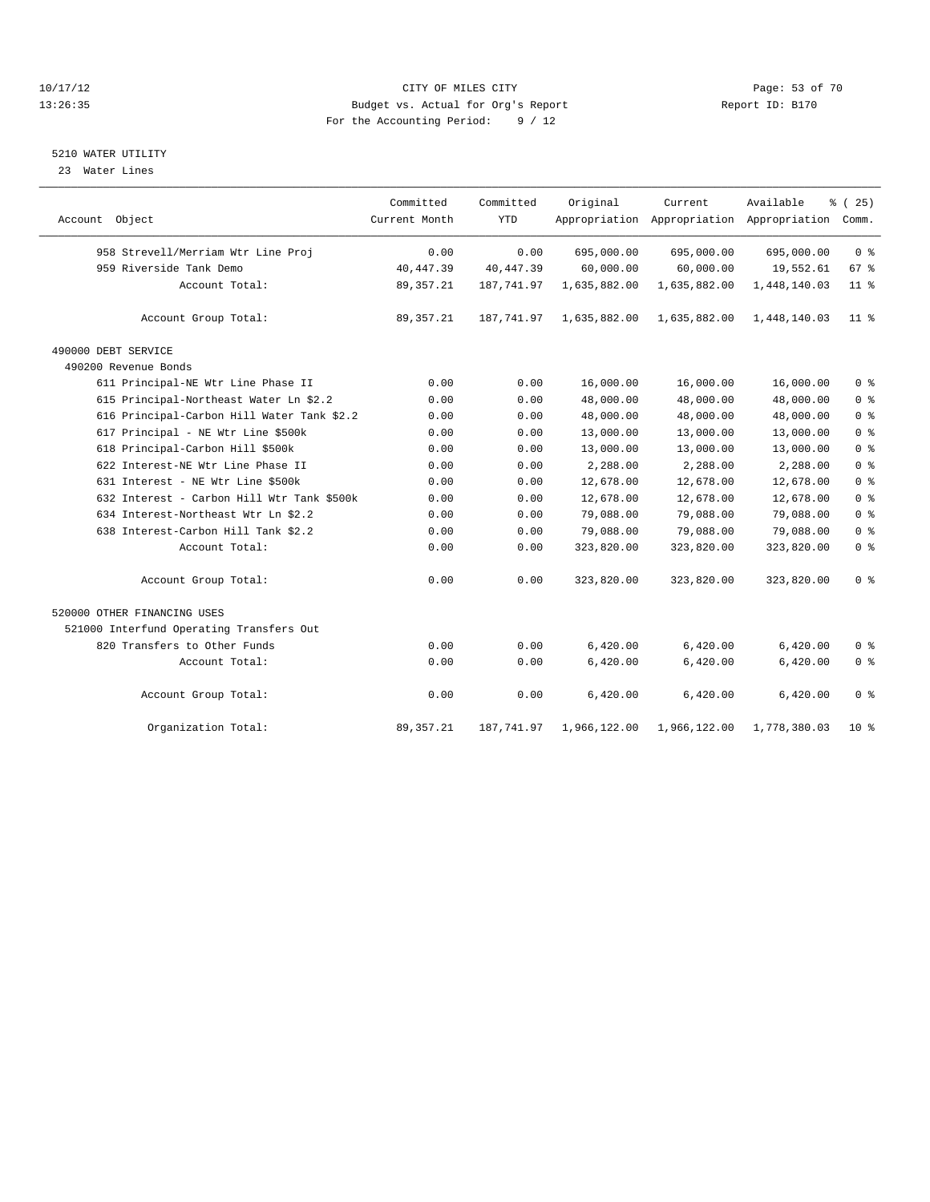CITY OF MILES CITY
Budget vs. Actual for Org's Report
For the Accounting Period: 9 / 12

Report ID: B170

5210 WATER UTILITY
23 Water Lines

| Account Object | Committed Current Month | Committed YTD | Original Appropriation | Current Appropriation | Available Appropriation | % ( 25) Comm. |
|---|---|---|---|---|---|---|
| 958 Strevell/Merriam Wtr Line Proj | 0.00 | 0.00 | 695,000.00 | 695,000.00 | 695,000.00 | 0 % |
| 959 Riverside Tank Demo | 40,447.39 | 40,447.39 | 60,000.00 | 60,000.00 | 19,552.61 | 67 % |
| Account Total: | 89,357.21 | 187,741.97 | 1,635,882.00 | 1,635,882.00 | 1,448,140.03 | 11 % |
| Account Group Total: | 89,357.21 | 187,741.97 | 1,635,882.00 | 1,635,882.00 | 1,448,140.03 | 11 % |
| 490000 DEBT SERVICE | | | | | | |
| 490200 Revenue Bonds | | | | | | |
| 611 Principal-NE Wtr Line Phase II | 0.00 | 0.00 | 16,000.00 | 16,000.00 | 16,000.00 | 0 % |
| 615 Principal-Northeast Water Ln $2.2 | 0.00 | 0.00 | 48,000.00 | 48,000.00 | 48,000.00 | 0 % |
| 616 Principal-Carbon Hill Water Tank $2.2 | 0.00 | 0.00 | 48,000.00 | 48,000.00 | 48,000.00 | 0 % |
| 617 Principal - NE Wtr Line $500k | 0.00 | 0.00 | 13,000.00 | 13,000.00 | 13,000.00 | 0 % |
| 618 Principal-Carbon Hill $500k | 0.00 | 0.00 | 13,000.00 | 13,000.00 | 13,000.00 | 0 % |
| 622 Interest-NE Wtr Line Phase II | 0.00 | 0.00 | 2,288.00 | 2,288.00 | 2,288.00 | 0 % |
| 631 Interest - NE Wtr Line $500k | 0.00 | 0.00 | 12,678.00 | 12,678.00 | 12,678.00 | 0 % |
| 632 Interest - Carbon Hill Wtr Tank $500k | 0.00 | 0.00 | 12,678.00 | 12,678.00 | 12,678.00 | 0 % |
| 634 Interest-Northeast Wtr Ln $2.2 | 0.00 | 0.00 | 79,088.00 | 79,088.00 | 79,088.00 | 0 % |
| 638 Interest-Carbon Hill Tank $2.2 | 0.00 | 0.00 | 79,088.00 | 79,088.00 | 79,088.00 | 0 % |
| Account Total: | 0.00 | 0.00 | 323,820.00 | 323,820.00 | 323,820.00 | 0 % |
| Account Group Total: | 0.00 | 0.00 | 323,820.00 | 323,820.00 | 323,820.00 | 0 % |
| 520000 OTHER FINANCING USES | | | | | | |
| 521000 Interfund Operating Transfers Out | | | | | | |
| 820 Transfers to Other Funds | 0.00 | 0.00 | 6,420.00 | 6,420.00 | 6,420.00 | 0 % |
| Account Total: | 0.00 | 0.00 | 6,420.00 | 6,420.00 | 6,420.00 | 0 % |
| Account Group Total: | 0.00 | 0.00 | 6,420.00 | 6,420.00 | 6,420.00 | 0 % |
| Organization Total: | 89,357.21 | 187,741.97 | 1,966,122.00 | 1,966,122.00 | 1,778,380.03 | 10 % |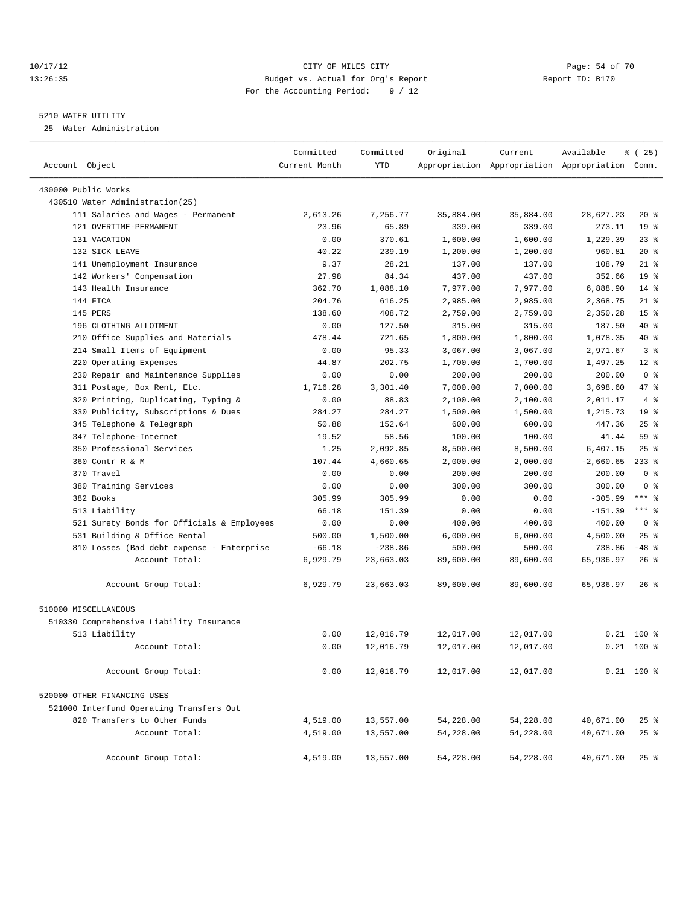10/17/12 CITY OF MILES CITY
13:26:35 Budget vs. Actual for Org's Report Report ID: B170
For the Accounting Period: 9 / 12

5210 WATER UTILITY

25 Water Administration

| Account Object | Committed Current Month | Committed YTD | Original Appropriation | Current Appropriation | Available Appropriation | % ( 25) Comm. |
|---|---|---|---|---|---|---|
| 430000 Public Works | | | | | | |
| 430510 Water Administration(25) | | | | | | |
| 111 Salaries and Wages - Permanent | 2,613.26 | 7,256.77 | 35,884.00 | 35,884.00 | 28,627.23 | 20 % |
| 121 OVERTIME-PERMANENT | 23.96 | 65.89 | 339.00 | 339.00 | 273.11 | 19 % |
| 131 VACATION | 0.00 | 370.61 | 1,600.00 | 1,600.00 | 1,229.39 | 23 % |
| 132 SICK LEAVE | 40.22 | 239.19 | 1,200.00 | 1,200.00 | 960.81 | 20 % |
| 141 Unemployment Insurance | 9.37 | 28.21 | 137.00 | 137.00 | 108.79 | 21 % |
| 142 Workers' Compensation | 27.98 | 84.34 | 437.00 | 437.00 | 352.66 | 19 % |
| 143 Health Insurance | 362.70 | 1,088.10 | 7,977.00 | 7,977.00 | 6,888.90 | 14 % |
| 144 FICA | 204.76 | 616.25 | 2,985.00 | 2,985.00 | 2,368.75 | 21 % |
| 145 PERS | 138.60 | 408.72 | 2,759.00 | 2,759.00 | 2,350.28 | 15 % |
| 196 CLOTHING ALLOTMENT | 0.00 | 127.50 | 315.00 | 315.00 | 187.50 | 40 % |
| 210 Office Supplies and Materials | 478.44 | 721.65 | 1,800.00 | 1,800.00 | 1,078.35 | 40 % |
| 214 Small Items of Equipment | 0.00 | 95.33 | 3,067.00 | 3,067.00 | 2,971.67 | 3 % |
| 220 Operating Expenses | 44.87 | 202.75 | 1,700.00 | 1,700.00 | 1,497.25 | 12 % |
| 230 Repair and Maintenance Supplies | 0.00 | 0.00 | 200.00 | 200.00 | 200.00 | 0 % |
| 311 Postage, Box Rent, Etc. | 1,716.28 | 3,301.40 | 7,000.00 | 7,000.00 | 3,698.60 | 47 % |
| 320 Printing, Duplicating, Typing & | 0.00 | 88.83 | 2,100.00 | 2,100.00 | 2,011.17 | 4 % |
| 330 Publicity, Subscriptions & Dues | 284.27 | 284.27 | 1,500.00 | 1,500.00 | 1,215.73 | 19 % |
| 345 Telephone & Telegraph | 50.88 | 152.64 | 600.00 | 600.00 | 447.36 | 25 % |
| 347 Telephone-Internet | 19.52 | 58.56 | 100.00 | 100.00 | 41.44 | 59 % |
| 350 Professional Services | 1.25 | 2,092.85 | 8,500.00 | 8,500.00 | 6,407.15 | 25 % |
| 360 Contr R & M | 107.44 | 4,660.65 | 2,000.00 | 2,000.00 | -2,660.65 | 233 % |
| 370 Travel | 0.00 | 0.00 | 200.00 | 200.00 | 200.00 | 0 % |
| 380 Training Services | 0.00 | 0.00 | 300.00 | 300.00 | 300.00 | 0 % |
| 382 Books | 305.99 | 305.99 | 0.00 | 0.00 | -305.99 | *** % |
| 513 Liability | 66.18 | 151.39 | 0.00 | 0.00 | -151.39 | *** % |
| 521 Surety Bonds for Officials & Employees | 0.00 | 0.00 | 400.00 | 400.00 | 400.00 | 0 % |
| 531 Building & Office Rental | 500.00 | 1,500.00 | 6,000.00 | 6,000.00 | 4,500.00 | 25 % |
| 810 Losses (Bad debt expense - Enterprise | -66.18 | -238.86 | 500.00 | 500.00 | 738.86 | -48 % |
| Account Total: | 6,929.79 | 23,663.03 | 89,600.00 | 89,600.00 | 65,936.97 | 26 % |
| Account Group Total: | 6,929.79 | 23,663.03 | 89,600.00 | 89,600.00 | 65,936.97 | 26 % |
| 510000 MISCELLANEOUS | | | | | | |
| 510330 Comprehensive Liability Insurance | | | | | | |
| 513 Liability | 0.00 | 12,016.79 | 12,017.00 | 12,017.00 | 0.21 | 100 % |
| Account Total: | 0.00 | 12,016.79 | 12,017.00 | 12,017.00 | 0.21 | 100 % |
| Account Group Total: | 0.00 | 12,016.79 | 12,017.00 | 12,017.00 | 0.21 | 100 % |
| 520000 OTHER FINANCING USES | | | | | | |
| 521000 Interfund Operating Transfers Out | | | | | | |
| 820 Transfers to Other Funds | 4,519.00 | 13,557.00 | 54,228.00 | 54,228.00 | 40,671.00 | 25 % |
| Account Total: | 4,519.00 | 13,557.00 | 54,228.00 | 54,228.00 | 40,671.00 | 25 % |
| Account Group Total: | 4,519.00 | 13,557.00 | 54,228.00 | 54,228.00 | 40,671.00 | 25 % |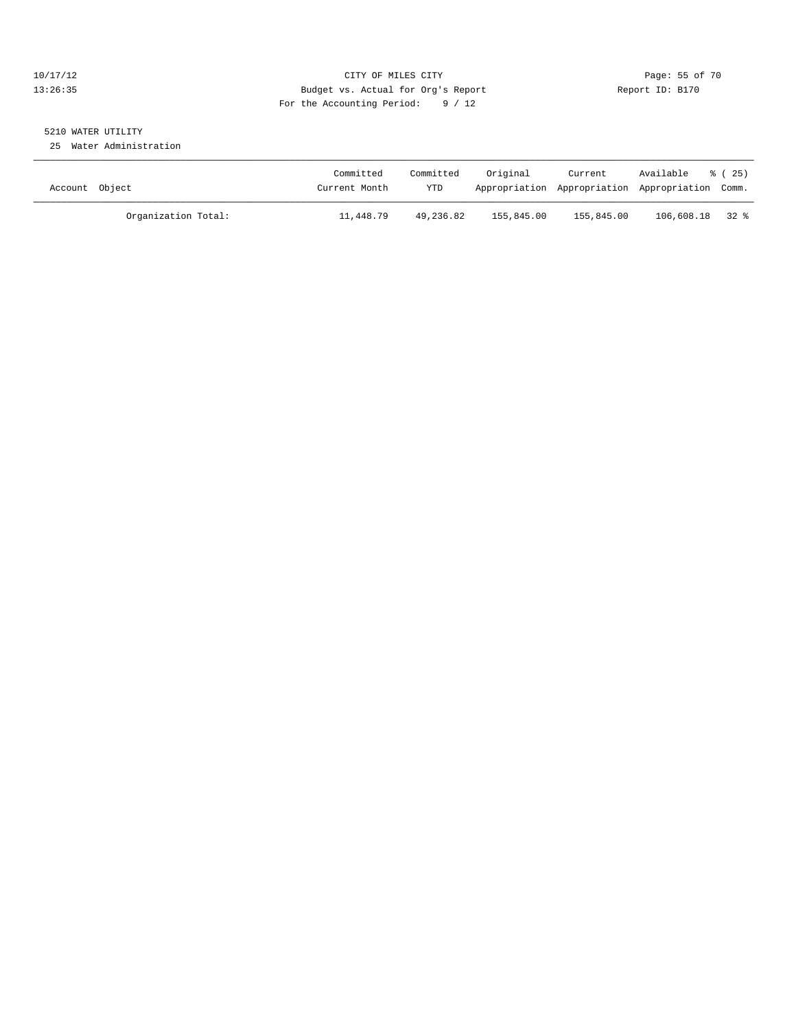10/17/12 CITY OF MILES CITY
13:26:35 Budget vs. Actual for Org's Report Report ID: B170
For the Accounting Period: 9 / 12

5210 WATER UTILITY
25 Water Administration

| Account Object | Committed Current Month | Committed YTD | Original Appropriation | Current Appropriation | Available Appropriation | % ( 25) Comm. |
|---|---|---|---|---|---|---|
| Organization Total: | 11,448.79 | 49,236.82 | 155,845.00 | 155,845.00 | 106,608.18 | 32 % |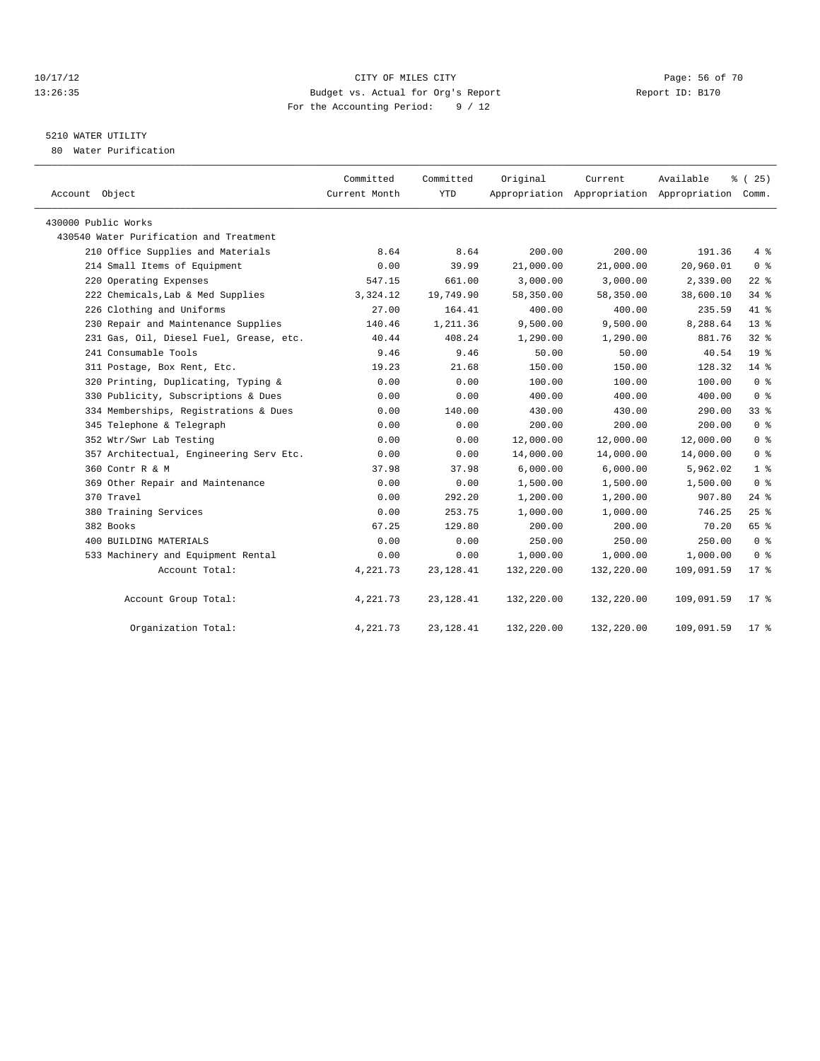CITY OF MILES CITY
Budget vs. Actual for Org's Report
For the Accounting Period: 9 / 12

10/17/12
13:26:35

Report ID: B170

## 5210 WATER UTILITY

80 Water Purification

| Account Object | Committed Current Month | Committed YTD | Original Appropriation | Current Appropriation | Available Appropriation | % ( 25) Comm. |
|---|---|---|---|---|---|---|
| 430000 Public Works | | | | | | |
| 430540 Water Purification and Treatment | | | | | | |
| 210 Office Supplies and Materials | 8.64 | 8.64 | 200.00 | 200.00 | 191.36 | 4 % |
| 214 Small Items of Equipment | 0.00 | 39.99 | 21,000.00 | 21,000.00 | 20,960.01 | 0 % |
| 220 Operating Expenses | 547.15 | 661.00 | 3,000.00 | 3,000.00 | 2,339.00 | 22 % |
| 222 Chemicals,Lab & Med Supplies | 3,324.12 | 19,749.90 | 58,350.00 | 58,350.00 | 38,600.10 | 34 % |
| 226 Clothing and Uniforms | 27.00 | 164.41 | 400.00 | 400.00 | 235.59 | 41 % |
| 230 Repair and Maintenance Supplies | 140.46 | 1,211.36 | 9,500.00 | 9,500.00 | 8,288.64 | 13 % |
| 231 Gas, Oil, Diesel Fuel, Grease, etc. | 40.44 | 408.24 | 1,290.00 | 1,290.00 | 881.76 | 32 % |
| 241 Consumable Tools | 9.46 | 9.46 | 50.00 | 50.00 | 40.54 | 19 % |
| 311 Postage, Box Rent, Etc. | 19.23 | 21.68 | 150.00 | 150.00 | 128.32 | 14 % |
| 320 Printing, Duplicating, Typing & | 0.00 | 0.00 | 100.00 | 100.00 | 100.00 | 0 % |
| 330 Publicity, Subscriptions & Dues | 0.00 | 0.00 | 400.00 | 400.00 | 400.00 | 0 % |
| 334 Memberships, Registrations & Dues | 0.00 | 140.00 | 430.00 | 430.00 | 290.00 | 33 % |
| 345 Telephone & Telegraph | 0.00 | 0.00 | 200.00 | 200.00 | 200.00 | 0 % |
| 352 Wtr/Swr Lab Testing | 0.00 | 0.00 | 12,000.00 | 12,000.00 | 12,000.00 | 0 % |
| 357 Architectual, Engineering Serv Etc. | 0.00 | 0.00 | 14,000.00 | 14,000.00 | 14,000.00 | 0 % |
| 360 Contr R & M | 37.98 | 37.98 | 6,000.00 | 6,000.00 | 5,962.02 | 1 % |
| 369 Other Repair and Maintenance | 0.00 | 0.00 | 1,500.00 | 1,500.00 | 1,500.00 | 0 % |
| 370 Travel | 0.00 | 292.20 | 1,200.00 | 1,200.00 | 907.80 | 24 % |
| 380 Training Services | 0.00 | 253.75 | 1,000.00 | 1,000.00 | 746.25 | 25 % |
| 382 Books | 67.25 | 129.80 | 200.00 | 200.00 | 70.20 | 65 % |
| 400 BUILDING MATERIALS | 0.00 | 0.00 | 250.00 | 250.00 | 250.00 | 0 % |
| 533 Machinery and Equipment Rental | 0.00 | 0.00 | 1,000.00 | 1,000.00 | 1,000.00 | 0 % |
| Account Total: | 4,221.73 | 23,128.41 | 132,220.00 | 132,220.00 | 109,091.59 | 17 % |
| Account Group Total: | 4,221.73 | 23,128.41 | 132,220.00 | 132,220.00 | 109,091.59 | 17 % |
| Organization Total: | 4,221.73 | 23,128.41 | 132,220.00 | 132,220.00 | 109,091.59 | 17 % |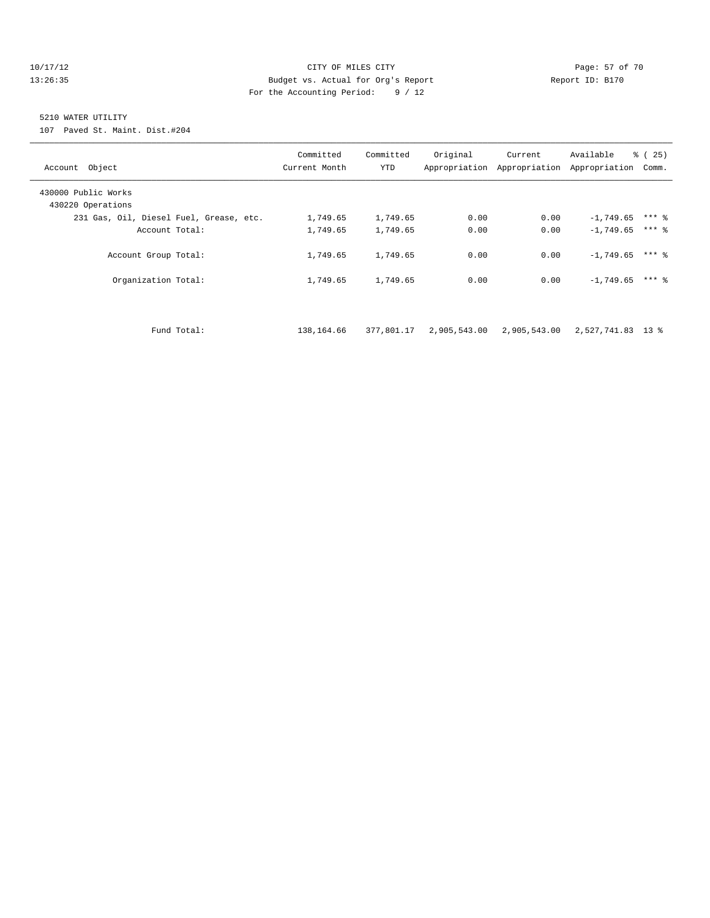CITY OF MILES CITY
Budget vs. Actual for Org's Report
For the Accounting Period: 9 / 12

10/17/12
13:26:35

Report ID: B170

5210 WATER UTILITY
107 Paved St. Maint. Dist.#204

| Account Object | Committed Current Month | Committed YTD | Original Appropriation | Current Appropriation | Available Appropriation | % ( 25) Comm. |
|---|---|---|---|---|---|---|
| 430000 Public Works | | | | | | |
| 430220 Operations | | | | | | |
| 231 Gas, Oil, Diesel Fuel, Grease, etc. | 1,749.65 | 1,749.65 | 0.00 | 0.00 | -1,749.65 | *** % |
| Account Total: | 1,749.65 | 1,749.65 | 0.00 | 0.00 | -1,749.65 | *** % |
| Account Group Total: | 1,749.65 | 1,749.65 | 0.00 | 0.00 | -1,749.65 | *** % |
| Organization Total: | 1,749.65 | 1,749.65 | 0.00 | 0.00 | -1,749.65 | *** % |
| Fund Total: | 138,164.66 | 377,801.17 | 2,905,543.00 | 2,905,543.00 | 2,527,741.83 | 13 % |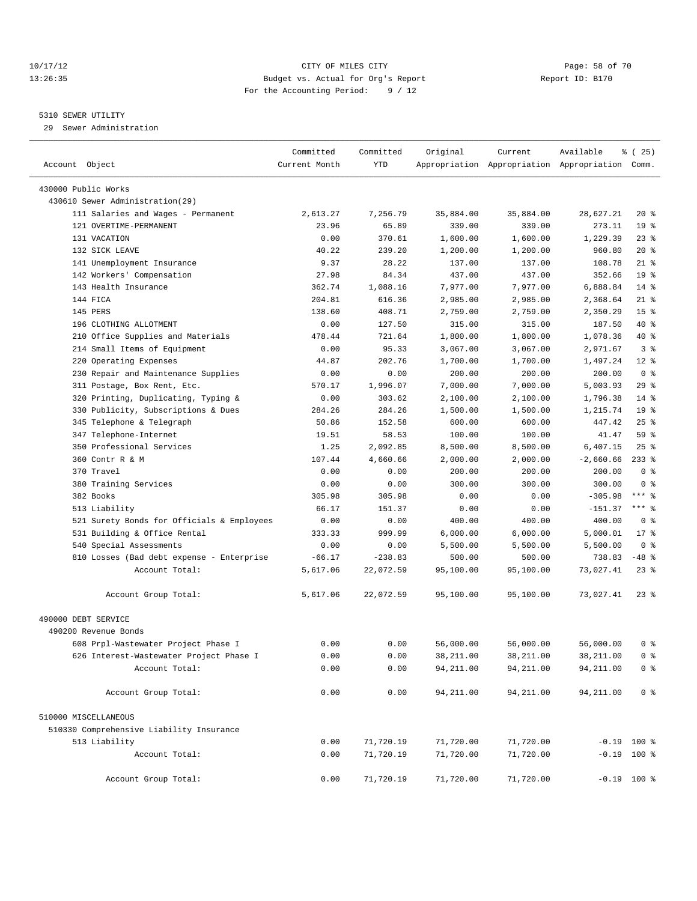CITY OF MILES CITY
Budget vs. Actual for Org's Report
For the Accounting Period: 9 / 12

10/17/12
13:26:35

Report ID: B170

5310 SEWER UTILITY
29 Sewer Administration

| Account Object | Committed Current Month | Committed YTD | Original Appropriation | Current Appropriation | Available Appropriation | % ( 25) Comm. |
|---|---|---|---|---|---|---|
| 430000 Public Works | | | | | | |
| 430610 Sewer Administration(29) | | | | | | |
| 111 Salaries and Wages - Permanent | 2,613.27 | 7,256.79 | 35,884.00 | 35,884.00 | 28,627.21 | 20 % |
| 121 OVERTIME-PERMANENT | 23.96 | 65.89 | 339.00 | 339.00 | 273.11 | 19 % |
| 131 VACATION | 0.00 | 370.61 | 1,600.00 | 1,600.00 | 1,229.39 | 23 % |
| 132 SICK LEAVE | 40.22 | 239.20 | 1,200.00 | 1,200.00 | 960.80 | 20 % |
| 141 Unemployment Insurance | 9.37 | 28.22 | 137.00 | 137.00 | 108.78 | 21 % |
| 142 Workers' Compensation | 27.98 | 84.34 | 437.00 | 437.00 | 352.66 | 19 % |
| 143 Health Insurance | 362.74 | 1,088.16 | 7,977.00 | 7,977.00 | 6,888.84 | 14 % |
| 144 FICA | 204.81 | 616.36 | 2,985.00 | 2,985.00 | 2,368.64 | 21 % |
| 145 PERS | 138.60 | 408.71 | 2,759.00 | 2,759.00 | 2,350.29 | 15 % |
| 196 CLOTHING ALLOTMENT | 0.00 | 127.50 | 315.00 | 315.00 | 187.50 | 40 % |
| 210 Office Supplies and Materials | 478.44 | 721.64 | 1,800.00 | 1,800.00 | 1,078.36 | 40 % |
| 214 Small Items of Equipment | 0.00 | 95.33 | 3,067.00 | 3,067.00 | 2,971.67 | 3 % |
| 220 Operating Expenses | 44.87 | 202.76 | 1,700.00 | 1,700.00 | 1,497.24 | 12 % |
| 230 Repair and Maintenance Supplies | 0.00 | 0.00 | 200.00 | 200.00 | 200.00 | 0 % |
| 311 Postage, Box Rent, Etc. | 570.17 | 1,996.07 | 7,000.00 | 7,000.00 | 5,003.93 | 29 % |
| 320 Printing, Duplicating, Typing & | 0.00 | 303.62 | 2,100.00 | 2,100.00 | 1,796.38 | 14 % |
| 330 Publicity, Subscriptions & Dues | 284.26 | 284.26 | 1,500.00 | 1,500.00 | 1,215.74 | 19 % |
| 345 Telephone & Telegraph | 50.86 | 152.58 | 600.00 | 600.00 | 447.42 | 25 % |
| 347 Telephone-Internet | 19.51 | 58.53 | 100.00 | 100.00 | 41.47 | 59 % |
| 350 Professional Services | 1.25 | 2,092.85 | 8,500.00 | 8,500.00 | 6,407.15 | 25 % |
| 360 Contr R & M | 107.44 | 4,660.66 | 2,000.00 | 2,000.00 | -2,660.66 | 233 % |
| 370 Travel | 0.00 | 0.00 | 200.00 | 200.00 | 200.00 | 0 % |
| 380 Training Services | 0.00 | 0.00 | 300.00 | 300.00 | 300.00 | 0 % |
| 382 Books | 305.98 | 305.98 | 0.00 | 0.00 | -305.98 | *** % |
| 513 Liability | 66.17 | 151.37 | 0.00 | 0.00 | -151.37 | *** % |
| 521 Surety Bonds for Officials & Employees | 0.00 | 0.00 | 400.00 | 400.00 | 400.00 | 0 % |
| 531 Building & Office Rental | 333.33 | 999.99 | 6,000.00 | 6,000.00 | 5,000.01 | 17 % |
| 540 Special Assessments | 0.00 | 0.00 | 5,500.00 | 5,500.00 | 5,500.00 | 0 % |
| 810 Losses (Bad debt expense - Enterprise | -66.17 | -238.83 | 500.00 | 500.00 | 738.83 | -48 % |
| Account Total: | 5,617.06 | 22,072.59 | 95,100.00 | 95,100.00 | 73,027.41 | 23 % |
| Account Group Total: | 5,617.06 | 22,072.59 | 95,100.00 | 95,100.00 | 73,027.41 | 23 % |
| 490000 DEBT SERVICE | | | | | | |
| 490200 Revenue Bonds | | | | | | |
| 608 Prpl-Wastewater Project Phase I | 0.00 | 0.00 | 56,000.00 | 56,000.00 | 56,000.00 | 0 % |
| 626 Interest-Wastewater Project Phase I | 0.00 | 0.00 | 38,211.00 | 38,211.00 | 38,211.00 | 0 % |
| Account Total: | 0.00 | 0.00 | 94,211.00 | 94,211.00 | 94,211.00 | 0 % |
| Account Group Total: | 0.00 | 0.00 | 94,211.00 | 94,211.00 | 94,211.00 | 0 % |
| 510000 MISCELLANEOUS | | | | | | |
| 510330 Comprehensive Liability Insurance | | | | | | |
| 513 Liability | 0.00 | 71,720.19 | 71,720.00 | 71,720.00 | -0.19 | 100 % |
| Account Total: | 0.00 | 71,720.19 | 71,720.00 | 71,720.00 | -0.19 | 100 % |
| Account Group Total: | 0.00 | 71,720.19 | 71,720.00 | 71,720.00 | -0.19 | 100 % |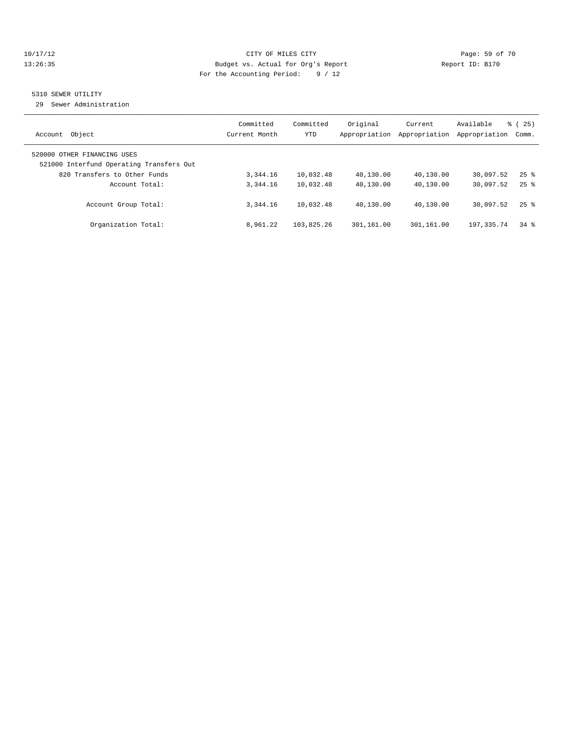CITY OF MILES CITY
Budget vs. Actual for Org's Report
For the Accounting Period: 9 / 12

10/17/12
13:26:35

Report ID: B170

## 5310 SEWER UTILITY

29 Sewer Administration

| Account Object | Committed Current Month | Committed YTD | Original Appropriation | Current Appropriation | Available Appropriation | % ( 25) Comm. |
|---|---|---|---|---|---|---|
| 520000 OTHER FINANCING USES | | | | | | |
| 521000 Interfund Operating Transfers Out | | | | | | |
| 820 Transfers to Other Funds | 3,344.16 | 10,032.48 | 40,130.00 | 40,130.00 | 30,097.52 | 25 % |
| Account Total: | 3,344.16 | 10,032.48 | 40,130.00 | 40,130.00 | 30,097.52 | 25 % |
| Account Group Total: | 3,344.16 | 10,032.48 | 40,130.00 | 40,130.00 | 30,097.52 | 25 % |
| Organization Total: | 8,961.22 | 103,825.26 | 301,161.00 | 301,161.00 | 197,335.74 | 34 % |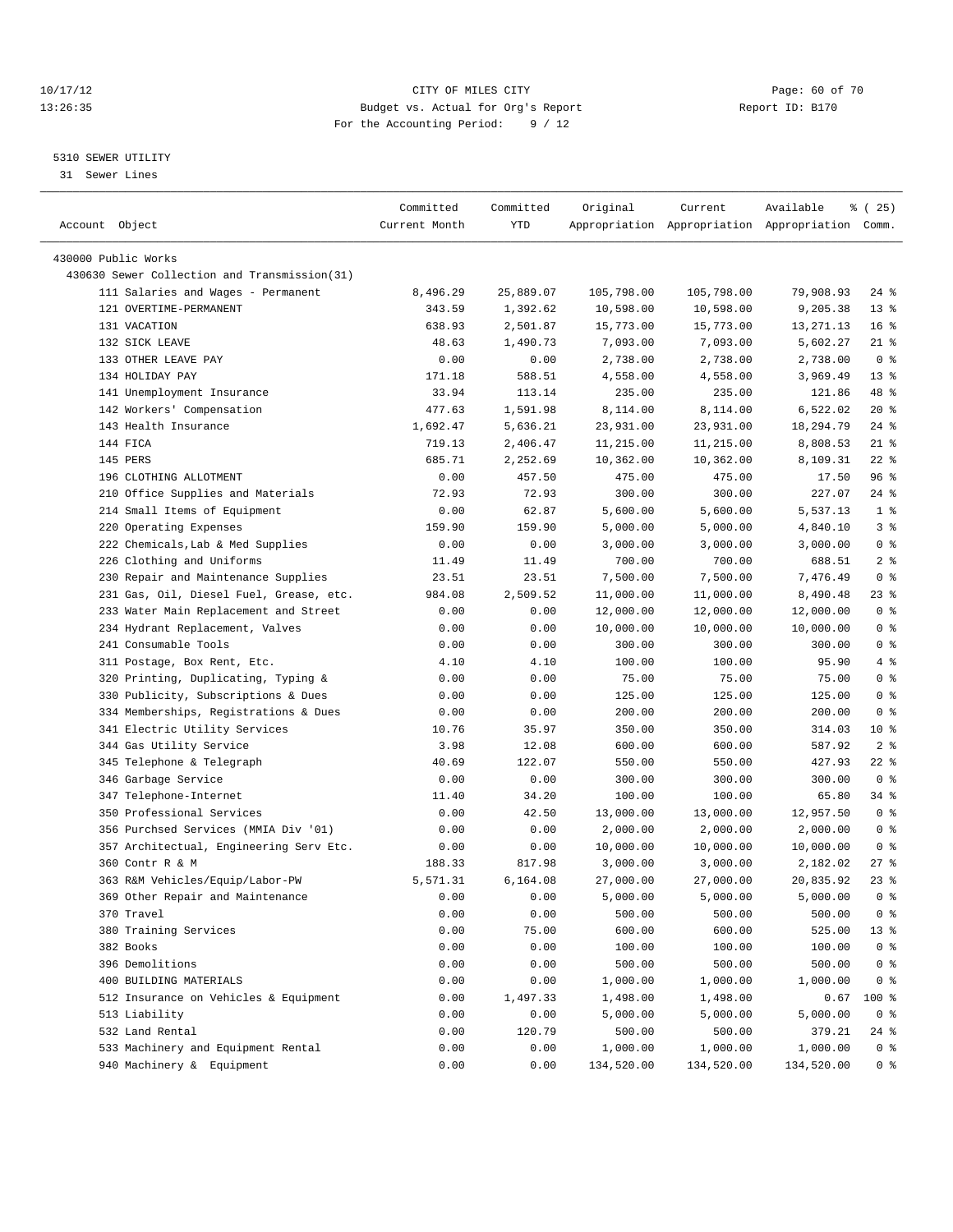10/17/12 CITY OF MILES CITY
13:26:35 Budget vs. Actual for Org's Report Report ID: B170
For the Accounting Period: 9 / 12

5310 SEWER UTILITY

31 Sewer Lines

| Account Object | Committed Current Month | Committed YTD | Original Appropriation | Current Appropriation | Available Appropriation | % ( 25) Comm. |
|---|---|---|---|---|---|---|
| 430000 Public Works | | | | | | |
| 430630 Sewer Collection and Transmission(31) | | | | | | |
| 111 Salaries and Wages - Permanent | 8,496.29 | 25,889.07 | 105,798.00 | 105,798.00 | 79,908.93 | 24 % |
| 121 OVERTIME-PERMANENT | 343.59 | 1,392.62 | 10,598.00 | 10,598.00 | 9,205.38 | 13 % |
| 131 VACATION | 638.93 | 2,501.87 | 15,773.00 | 15,773.00 | 13,271.13 | 16 % |
| 132 SICK LEAVE | 48.63 | 1,490.73 | 7,093.00 | 7,093.00 | 5,602.27 | 21 % |
| 133 OTHER LEAVE PAY | 0.00 | 0.00 | 2,738.00 | 2,738.00 | 2,738.00 | 0 % |
| 134 HOLIDAY PAY | 171.18 | 588.51 | 4,558.00 | 4,558.00 | 3,969.49 | 13 % |
| 141 Unemployment Insurance | 33.94 | 113.14 | 235.00 | 235.00 | 121.86 | 48 % |
| 142 Workers' Compensation | 477.63 | 1,591.98 | 8,114.00 | 8,114.00 | 6,522.02 | 20 % |
| 143 Health Insurance | 1,692.47 | 5,636.21 | 23,931.00 | 23,931.00 | 18,294.79 | 24 % |
| 144 FICA | 719.13 | 2,406.47 | 11,215.00 | 11,215.00 | 8,808.53 | 21 % |
| 145 PERS | 685.71 | 2,252.69 | 10,362.00 | 10,362.00 | 8,109.31 | 22 % |
| 196 CLOTHING ALLOTMENT | 0.00 | 457.50 | 475.00 | 475.00 | 17.50 | 96 % |
| 210 Office Supplies and Materials | 72.93 | 72.93 | 300.00 | 300.00 | 227.07 | 24 % |
| 214 Small Items of Equipment | 0.00 | 62.87 | 5,600.00 | 5,600.00 | 5,537.13 | 1 % |
| 220 Operating Expenses | 159.90 | 159.90 | 5,000.00 | 5,000.00 | 4,840.10 | 3 % |
| 222 Chemicals,Lab & Med Supplies | 0.00 | 0.00 | 3,000.00 | 3,000.00 | 3,000.00 | 0 % |
| 226 Clothing and Uniforms | 11.49 | 11.49 | 700.00 | 700.00 | 688.51 | 2 % |
| 230 Repair and Maintenance Supplies | 23.51 | 23.51 | 7,500.00 | 7,500.00 | 7,476.49 | 0 % |
| 231 Gas, Oil, Diesel Fuel, Grease, etc. | 984.08 | 2,509.52 | 11,000.00 | 11,000.00 | 8,490.48 | 23 % |
| 233 Water Main Replacement and Street | 0.00 | 0.00 | 12,000.00 | 12,000.00 | 12,000.00 | 0 % |
| 234 Hydrant Replacement, Valves | 0.00 | 0.00 | 10,000.00 | 10,000.00 | 10,000.00 | 0 % |
| 241 Consumable Tools | 0.00 | 0.00 | 300.00 | 300.00 | 300.00 | 0 % |
| 311 Postage, Box Rent, Etc. | 4.10 | 4.10 | 100.00 | 100.00 | 95.90 | 4 % |
| 320 Printing, Duplicating, Typing & | 0.00 | 0.00 | 75.00 | 75.00 | 75.00 | 0 % |
| 330 Publicity, Subscriptions & Dues | 0.00 | 0.00 | 125.00 | 125.00 | 125.00 | 0 % |
| 334 Memberships, Registrations & Dues | 0.00 | 0.00 | 200.00 | 200.00 | 200.00 | 0 % |
| 341 Electric Utility Services | 10.76 | 35.97 | 350.00 | 350.00 | 314.03 | 10 % |
| 344 Gas Utility Service | 3.98 | 12.08 | 600.00 | 600.00 | 587.92 | 2 % |
| 345 Telephone & Telegraph | 40.69 | 122.07 | 550.00 | 550.00 | 427.93 | 22 % |
| 346 Garbage Service | 0.00 | 0.00 | 300.00 | 300.00 | 300.00 | 0 % |
| 347 Telephone-Internet | 11.40 | 34.20 | 100.00 | 100.00 | 65.80 | 34 % |
| 350 Professional Services | 0.00 | 42.50 | 13,000.00 | 13,000.00 | 12,957.50 | 0 % |
| 356 Purchsed Services (MMIA Div '01) | 0.00 | 0.00 | 2,000.00 | 2,000.00 | 2,000.00 | 0 % |
| 357 Architectual, Engineering Serv Etc. | 0.00 | 0.00 | 10,000.00 | 10,000.00 | 10,000.00 | 0 % |
| 360 Contr R & M | 188.33 | 817.98 | 3,000.00 | 3,000.00 | 2,182.02 | 27 % |
| 363 R&M Vehicles/Equip/Labor-PW | 5,571.31 | 6,164.08 | 27,000.00 | 27,000.00 | 20,835.92 | 23 % |
| 369 Other Repair and Maintenance | 0.00 | 0.00 | 5,000.00 | 5,000.00 | 5,000.00 | 0 % |
| 370 Travel | 0.00 | 0.00 | 500.00 | 500.00 | 500.00 | 0 % |
| 380 Training Services | 0.00 | 75.00 | 600.00 | 600.00 | 525.00 | 13 % |
| 382 Books | 0.00 | 0.00 | 100.00 | 100.00 | 100.00 | 0 % |
| 396 Demolitions | 0.00 | 0.00 | 500.00 | 500.00 | 500.00 | 0 % |
| 400 BUILDING MATERIALS | 0.00 | 0.00 | 1,000.00 | 1,000.00 | 1,000.00 | 0 % |
| 512 Insurance on Vehicles & Equipment | 0.00 | 1,497.33 | 1,498.00 | 1,498.00 | 0.67 | 100 % |
| 513 Liability | 0.00 | 0.00 | 5,000.00 | 5,000.00 | 5,000.00 | 0 % |
| 532 Land Rental | 0.00 | 120.79 | 500.00 | 500.00 | 379.21 | 24 % |
| 533 Machinery and Equipment Rental | 0.00 | 0.00 | 1,000.00 | 1,000.00 | 1,000.00 | 0 % |
| 940 Machinery & Equipment | 0.00 | 0.00 | 134,520.00 | 134,520.00 | 134,520.00 | 0 % |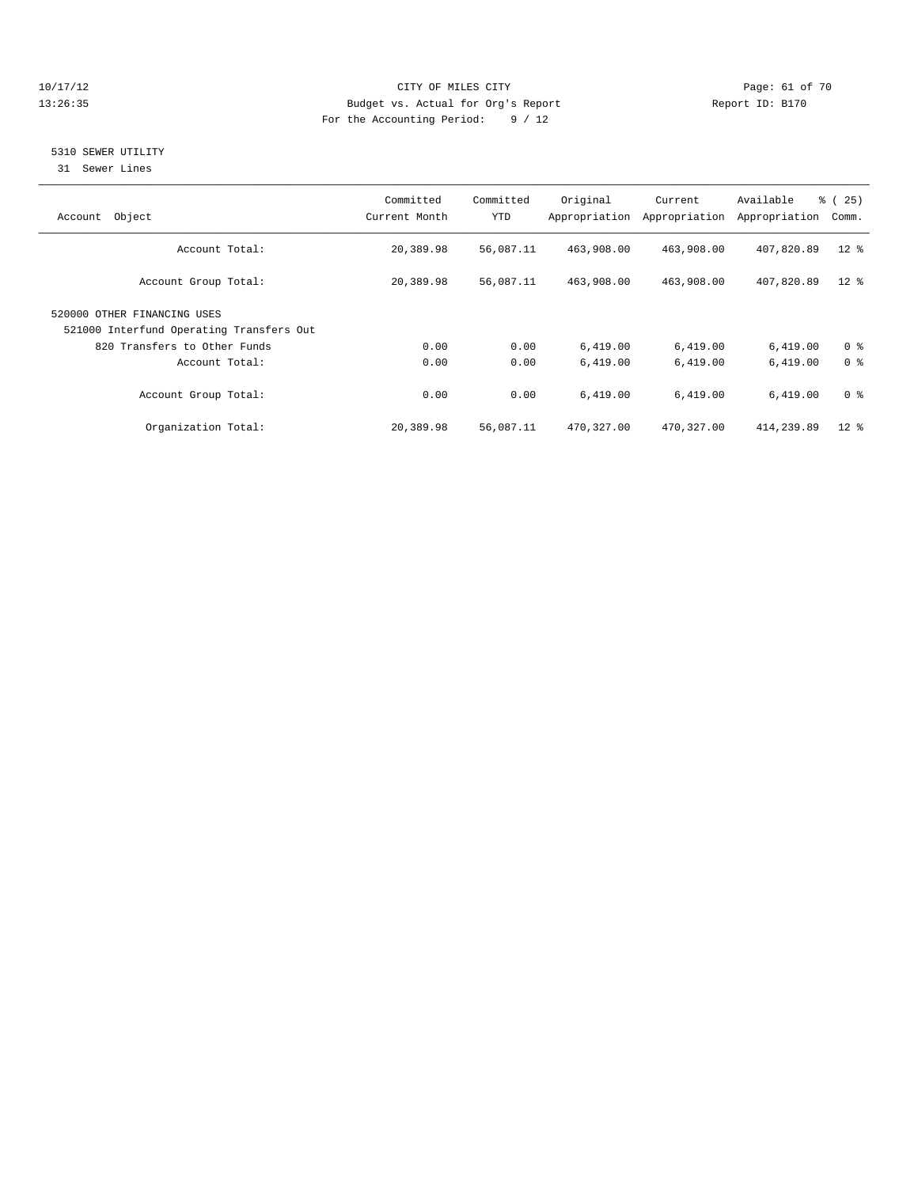CITY OF MILES CITY
Budget vs. Actual for Org's Report
For the Accounting Period: 9 / 12

10/17/12
13:26:35

Report ID: B170

## 5310 SEWER UTILITY

31 Sewer Lines

| Account Object | Committed Current Month | Committed YTD | Original Appropriation | Current Appropriation | Available Appropriation | % ( 25) Comm. |
|---|---|---|---|---|---|---|
| Account Total: | 20,389.98 | 56,087.11 | 463,908.00 | 463,908.00 | 407,820.89 | 12 % |
| Account Group Total: | 20,389.98 | 56,087.11 | 463,908.00 | 463,908.00 | 407,820.89 | 12 % |
| 520000 OTHER FINANCING USES | | | | | | |
| 521000 Interfund Operating Transfers Out | | | | | | |
| 820 Transfers to Other Funds | 0.00 | 0.00 | 6,419.00 | 6,419.00 | 6,419.00 | 0 % |
| Account Total: | 0.00 | 0.00 | 6,419.00 | 6,419.00 | 6,419.00 | 0 % |
| Account Group Total: | 0.00 | 0.00 | 6,419.00 | 6,419.00 | 6,419.00 | 0 % |
| Organization Total: | 20,389.98 | 56,087.11 | 470,327.00 | 470,327.00 | 414,239.89 | 12 % |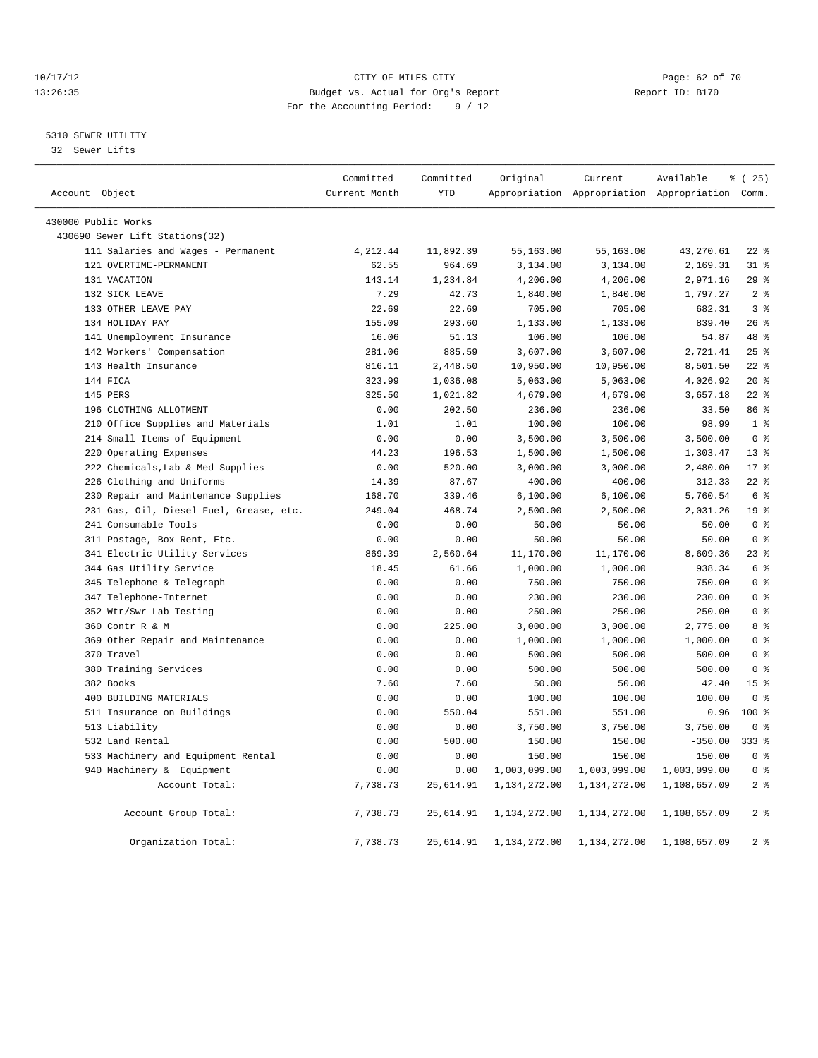CITY OF MILES CITY
Budget vs. Actual for Org's Report
For the Accounting Period: 9 / 12

10/17/12
13:26:35

Report ID: B170

5310 SEWER UTILITY
32 Sewer Lifts

| Account Object | Committed Current Month | Committed YTD | Original Appropriation | Current Appropriation | Available Appropriation | % ( 25) Comm. |
|---|---|---|---|---|---|---|
| 430000 Public Works | | | | | | |
| 430690 Sewer Lift Stations(32) | | | | | | |
| 111 Salaries and Wages - Permanent | 4,212.44 | 11,892.39 | 55,163.00 | 55,163.00 | 43,270.61 | 22 % |
| 121 OVERTIME-PERMANENT | 62.55 | 964.69 | 3,134.00 | 3,134.00 | 2,169.31 | 31 % |
| 131 VACATION | 143.14 | 1,234.84 | 4,206.00 | 4,206.00 | 2,971.16 | 29 % |
| 132 SICK LEAVE | 7.29 | 42.73 | 1,840.00 | 1,840.00 | 1,797.27 | 2 % |
| 133 OTHER LEAVE PAY | 22.69 | 22.69 | 705.00 | 705.00 | 682.31 | 3 % |
| 134 HOLIDAY PAY | 155.09 | 293.60 | 1,133.00 | 1,133.00 | 839.40 | 26 % |
| 141 Unemployment Insurance | 16.06 | 51.13 | 106.00 | 106.00 | 54.87 | 48 % |
| 142 Workers' Compensation | 281.06 | 885.59 | 3,607.00 | 3,607.00 | 2,721.41 | 25 % |
| 143 Health Insurance | 816.11 | 2,448.50 | 10,950.00 | 10,950.00 | 8,501.50 | 22 % |
| 144 FICA | 323.99 | 1,036.08 | 5,063.00 | 5,063.00 | 4,026.92 | 20 % |
| 145 PERS | 325.50 | 1,021.82 | 4,679.00 | 4,679.00 | 3,657.18 | 22 % |
| 196 CLOTHING ALLOTMENT | 0.00 | 202.50 | 236.00 | 236.00 | 33.50 | 86 % |
| 210 Office Supplies and Materials | 1.01 | 1.01 | 100.00 | 100.00 | 98.99 | 1 % |
| 214 Small Items of Equipment | 0.00 | 0.00 | 3,500.00 | 3,500.00 | 3,500.00 | 0 % |
| 220 Operating Expenses | 44.23 | 196.53 | 1,500.00 | 1,500.00 | 1,303.47 | 13 % |
| 222 Chemicals,Lab & Med Supplies | 0.00 | 520.00 | 3,000.00 | 3,000.00 | 2,480.00 | 17 % |
| 226 Clothing and Uniforms | 14.39 | 87.67 | 400.00 | 400.00 | 312.33 | 22 % |
| 230 Repair and Maintenance Supplies | 168.70 | 339.46 | 6,100.00 | 6,100.00 | 5,760.54 | 6 % |
| 231 Gas, Oil, Diesel Fuel, Grease, etc. | 249.04 | 468.74 | 2,500.00 | 2,500.00 | 2,031.26 | 19 % |
| 241 Consumable Tools | 0.00 | 0.00 | 50.00 | 50.00 | 50.00 | 0 % |
| 311 Postage, Box Rent, Etc. | 0.00 | 0.00 | 50.00 | 50.00 | 50.00 | 0 % |
| 341 Electric Utility Services | 869.39 | 2,560.64 | 11,170.00 | 11,170.00 | 8,609.36 | 23 % |
| 344 Gas Utility Service | 18.45 | 61.66 | 1,000.00 | 1,000.00 | 938.34 | 6 % |
| 345 Telephone & Telegraph | 0.00 | 0.00 | 750.00 | 750.00 | 750.00 | 0 % |
| 347 Telephone-Internet | 0.00 | 0.00 | 230.00 | 230.00 | 230.00 | 0 % |
| 352 Wtr/Swr Lab Testing | 0.00 | 0.00 | 250.00 | 250.00 | 250.00 | 0 % |
| 360 Contr R & M | 0.00 | 225.00 | 3,000.00 | 3,000.00 | 2,775.00 | 8 % |
| 369 Other Repair and Maintenance | 0.00 | 0.00 | 1,000.00 | 1,000.00 | 1,000.00 | 0 % |
| 370 Travel | 0.00 | 0.00 | 500.00 | 500.00 | 500.00 | 0 % |
| 380 Training Services | 0.00 | 0.00 | 500.00 | 500.00 | 500.00 | 0 % |
| 382 Books | 7.60 | 7.60 | 50.00 | 50.00 | 42.40 | 15 % |
| 400 BUILDING MATERIALS | 0.00 | 0.00 | 100.00 | 100.00 | 100.00 | 0 % |
| 511 Insurance on Buildings | 0.00 | 550.04 | 551.00 | 551.00 | 0.96 | 100 % |
| 513 Liability | 0.00 | 0.00 | 3,750.00 | 3,750.00 | 3,750.00 | 0 % |
| 532 Land Rental | 0.00 | 500.00 | 150.00 | 150.00 | -350.00 | 333 % |
| 533 Machinery and Equipment Rental | 0.00 | 0.00 | 150.00 | 150.00 | 150.00 | 0 % |
| 940 Machinery & Equipment | 0.00 | 0.00 | 1,003,099.00 | 1,003,099.00 | 1,003,099.00 | 0 % |
| Account Total: | 7,738.73 | 25,614.91 | 1,134,272.00 | 1,134,272.00 | 1,108,657.09 | 2 % |
| Account Group Total: | 7,738.73 | 25,614.91 | 1,134,272.00 | 1,134,272.00 | 1,108,657.09 | 2 % |
| Organization Total: | 7,738.73 | 25,614.91 | 1,134,272.00 | 1,134,272.00 | 1,108,657.09 | 2 % |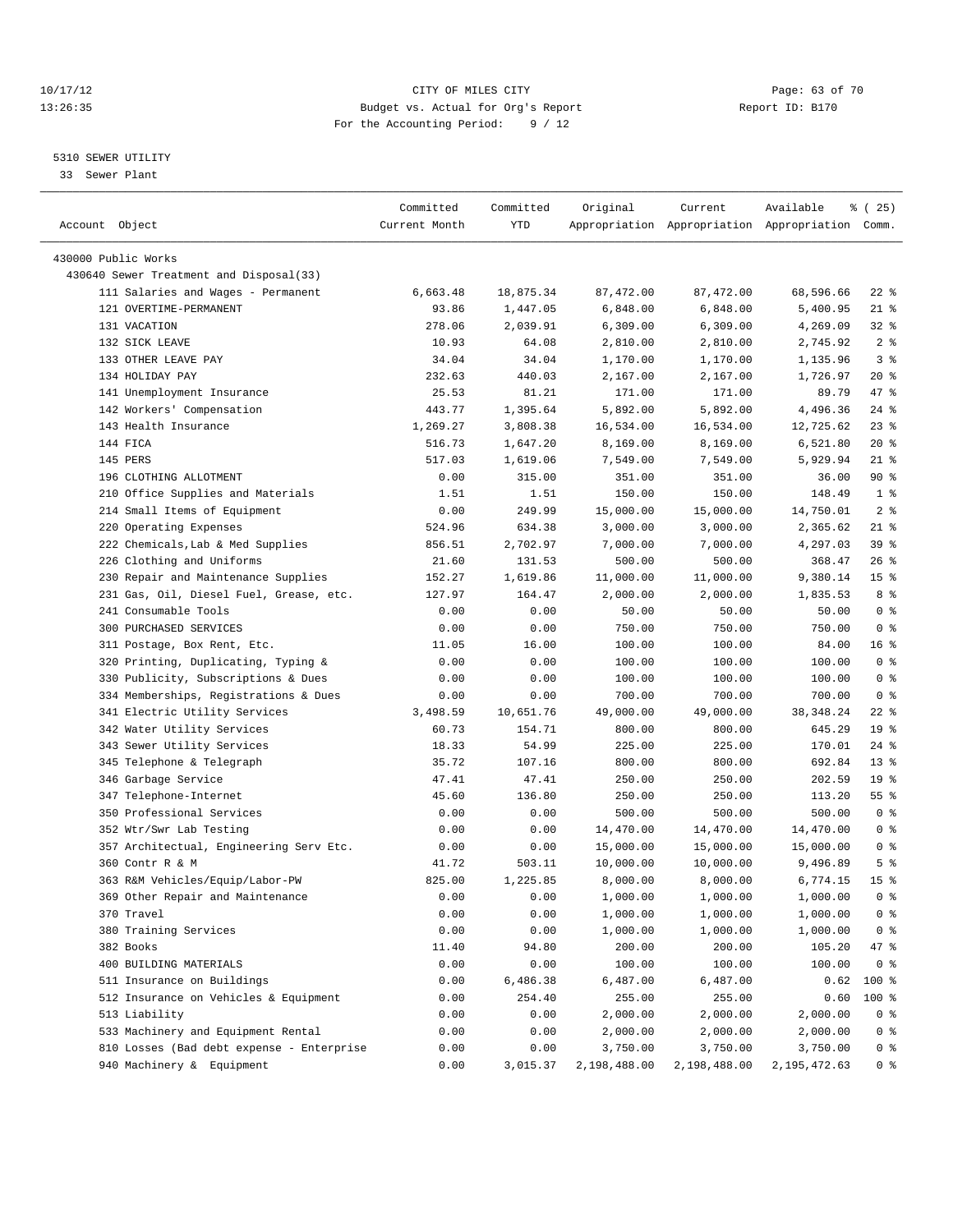CITY OF MILES CITY
Budget vs. Actual for Org's Report
For the Accounting Period: 9 / 12

10/17/12
13:26:35

Report ID: B170

5310 SEWER UTILITY
33 Sewer Plant

| Account Object | Committed Current Month | Committed YTD | Original Appropriation | Current Appropriation | Available Appropriation | % ( 25) Comm. |
|---|---|---|---|---|---|---|
| 430000 Public Works | | | | | | |
| 430640 Sewer Treatment and Disposal(33) | | | | | | |
| 111 Salaries and Wages - Permanent | 6,663.48 | 18,875.34 | 87,472.00 | 87,472.00 | 68,596.66 | 22 % |
| 121 OVERTIME-PERMANENT | 93.86 | 1,447.05 | 6,848.00 | 6,848.00 | 5,400.95 | 21 % |
| 131 VACATION | 278.06 | 2,039.91 | 6,309.00 | 6,309.00 | 4,269.09 | 32 % |
| 132 SICK LEAVE | 10.93 | 64.08 | 2,810.00 | 2,810.00 | 2,745.92 | 2 % |
| 133 OTHER LEAVE PAY | 34.04 | 34.04 | 1,170.00 | 1,170.00 | 1,135.96 | 3 % |
| 134 HOLIDAY PAY | 232.63 | 440.03 | 2,167.00 | 2,167.00 | 1,726.97 | 20 % |
| 141 Unemployment Insurance | 25.53 | 81.21 | 171.00 | 171.00 | 89.79 | 47 % |
| 142 Workers' Compensation | 443.77 | 1,395.64 | 5,892.00 | 5,892.00 | 4,496.36 | 24 % |
| 143 Health Insurance | 1,269.27 | 3,808.38 | 16,534.00 | 16,534.00 | 12,725.62 | 23 % |
| 144 FICA | 516.73 | 1,647.20 | 8,169.00 | 8,169.00 | 6,521.80 | 20 % |
| 145 PERS | 517.03 | 1,619.06 | 7,549.00 | 7,549.00 | 5,929.94 | 21 % |
| 196 CLOTHING ALLOTMENT | 0.00 | 315.00 | 351.00 | 351.00 | 36.00 | 90 % |
| 210 Office Supplies and Materials | 1.51 | 1.51 | 150.00 | 150.00 | 148.49 | 1 % |
| 214 Small Items of Equipment | 0.00 | 249.99 | 15,000.00 | 15,000.00 | 14,750.01 | 2 % |
| 220 Operating Expenses | 524.96 | 634.38 | 3,000.00 | 3,000.00 | 2,365.62 | 21 % |
| 222 Chemicals,Lab & Med Supplies | 856.51 | 2,702.97 | 7,000.00 | 7,000.00 | 4,297.03 | 39 % |
| 226 Clothing and Uniforms | 21.60 | 131.53 | 500.00 | 500.00 | 368.47 | 26 % |
| 230 Repair and Maintenance Supplies | 152.27 | 1,619.86 | 11,000.00 | 11,000.00 | 9,380.14 | 15 % |
| 231 Gas, Oil, Diesel Fuel, Grease, etc. | 127.97 | 164.47 | 2,000.00 | 2,000.00 | 1,835.53 | 8 % |
| 241 Consumable Tools | 0.00 | 0.00 | 50.00 | 50.00 | 50.00 | 0 % |
| 300 PURCHASED SERVICES | 0.00 | 0.00 | 750.00 | 750.00 | 750.00 | 0 % |
| 311 Postage, Box Rent, Etc. | 11.05 | 16.00 | 100.00 | 100.00 | 84.00 | 16 % |
| 320 Printing, Duplicating, Typing & | 0.00 | 0.00 | 100.00 | 100.00 | 100.00 | 0 % |
| 330 Publicity, Subscriptions & Dues | 0.00 | 0.00 | 100.00 | 100.00 | 100.00 | 0 % |
| 334 Memberships, Registrations & Dues | 0.00 | 0.00 | 700.00 | 700.00 | 700.00 | 0 % |
| 341 Electric Utility Services | 3,498.59 | 10,651.76 | 49,000.00 | 49,000.00 | 38,348.24 | 22 % |
| 342 Water Utility Services | 60.73 | 154.71 | 800.00 | 800.00 | 645.29 | 19 % |
| 343 Sewer Utility Services | 18.33 | 54.99 | 225.00 | 225.00 | 170.01 | 24 % |
| 345 Telephone & Telegraph | 35.72 | 107.16 | 800.00 | 800.00 | 692.84 | 13 % |
| 346 Garbage Service | 47.41 | 47.41 | 250.00 | 250.00 | 202.59 | 19 % |
| 347 Telephone-Internet | 45.60 | 136.80 | 250.00 | 250.00 | 113.20 | 55 % |
| 350 Professional Services | 0.00 | 0.00 | 500.00 | 500.00 | 500.00 | 0 % |
| 352 Wtr/Swr Lab Testing | 0.00 | 0.00 | 14,470.00 | 14,470.00 | 14,470.00 | 0 % |
| 357 Architectual, Engineering Serv Etc. | 0.00 | 0.00 | 15,000.00 | 15,000.00 | 15,000.00 | 0 % |
| 360 Contr R & M | 41.72 | 503.11 | 10,000.00 | 10,000.00 | 9,496.89 | 5 % |
| 363 R&M Vehicles/Equip/Labor-PW | 825.00 | 1,225.85 | 8,000.00 | 8,000.00 | 6,774.15 | 15 % |
| 369 Other Repair and Maintenance | 0.00 | 0.00 | 1,000.00 | 1,000.00 | 1,000.00 | 0 % |
| 370 Travel | 0.00 | 0.00 | 1,000.00 | 1,000.00 | 1,000.00 | 0 % |
| 380 Training Services | 0.00 | 0.00 | 1,000.00 | 1,000.00 | 1,000.00 | 0 % |
| 382 Books | 11.40 | 94.80 | 200.00 | 200.00 | 105.20 | 47 % |
| 400 BUILDING MATERIALS | 0.00 | 0.00 | 100.00 | 100.00 | 100.00 | 0 % |
| 511 Insurance on Buildings | 0.00 | 6,486.38 | 6,487.00 | 6,487.00 | 0.62 | 100 % |
| 512 Insurance on Vehicles & Equipment | 0.00 | 254.40 | 255.00 | 255.00 | 0.60 | 100 % |
| 513 Liability | 0.00 | 0.00 | 2,000.00 | 2,000.00 | 2,000.00 | 0 % |
| 533 Machinery and Equipment Rental | 0.00 | 0.00 | 2,000.00 | 2,000.00 | 2,000.00 | 0 % |
| 810 Losses (Bad debt expense - Enterprise | 0.00 | 0.00 | 3,750.00 | 3,750.00 | 3,750.00 | 0 % |
| 940 Machinery & Equipment | 0.00 | 3,015.37 | 2,198,488.00 | 2,198,488.00 | 2,195,472.63 | 0 % |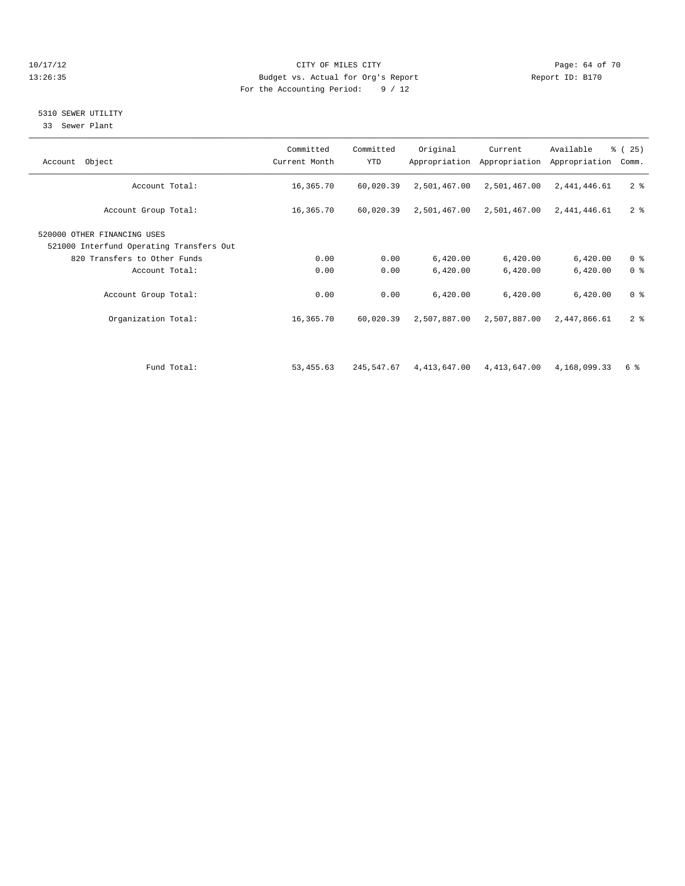CITY OF MILES CITY
Budget vs. Actual for Org's Report
For the Accounting Period: 9 / 12

10/17/12
13:26:35

Report ID: B170

## 5310 SEWER UTILITY

33 Sewer Plant

| Account Object | Committed Current Month | Committed YTD | Original Appropriation | Current Appropriation | Available Appropriation | % ( 25) Comm. |
|---|---|---|---|---|---|---|
| Account Total: | 16,365.70 | 60,020.39 | 2,501,467.00 | 2,501,467.00 | 2,441,446.61 | 2 % |
| Account Group Total: | 16,365.70 | 60,020.39 | 2,501,467.00 | 2,501,467.00 | 2,441,446.61 | 2 % |
| 520000 OTHER FINANCING USES | | | | | | |
| 521000 Interfund Operating Transfers Out | | | | | | |
| 820 Transfers to Other Funds | 0.00 | 0.00 | 6,420.00 | 6,420.00 | 6,420.00 | 0 % |
| Account Total: | 0.00 | 0.00 | 6,420.00 | 6,420.00 | 6,420.00 | 0 % |
| Account Group Total: | 0.00 | 0.00 | 6,420.00 | 6,420.00 | 6,420.00 | 0 % |
| Organization Total: | 16,365.70 | 60,020.39 | 2,507,887.00 | 2,507,887.00 | 2,447,866.61 | 2 % |
| Fund Total: | 53,455.63 | 245,547.67 | 4,413,647.00 | 4,413,647.00 | 4,168,099.33 | 6 % |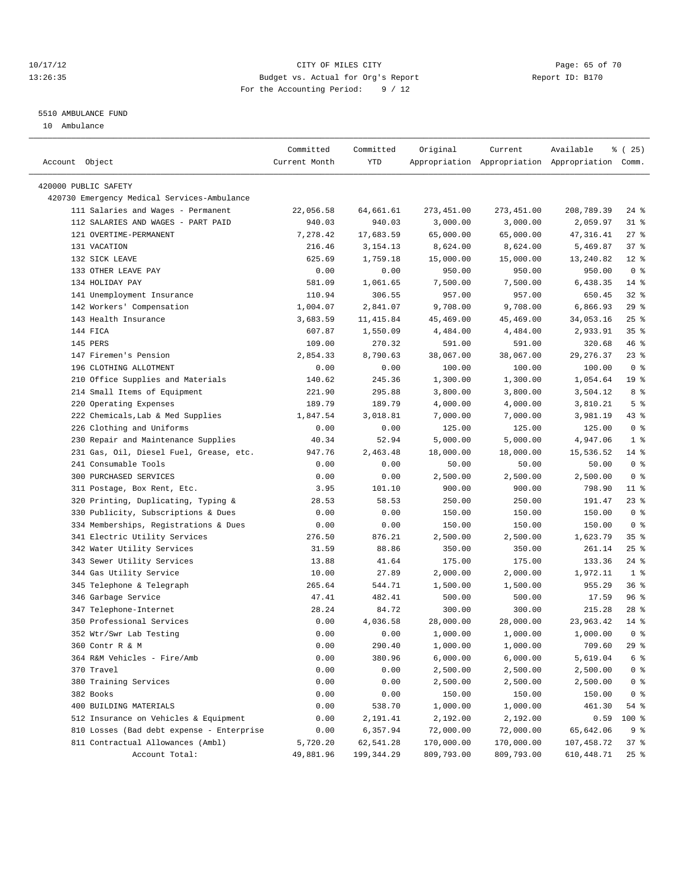CITY OF MILES CITY
Budget vs. Actual for Org's Report
For the Accounting Period: 9 / 12

10/17/12
13:26:35

Report ID: B170

5510 AMBULANCE FUND
10 Ambulance

| Account Object | Committed Current Month | Committed YTD | Original Appropriation | Current Appropriation | Available Appropriation | % ( 25) Comm. |
|---|---|---|---|---|---|---|
| 420000 PUBLIC SAFETY | | | | | | |
| 420730 Emergency Medical Services-Ambulance | | | | | | |
| 111 Salaries and Wages - Permanent | 22,056.58 | 64,661.61 | 273,451.00 | 273,451.00 | 208,789.39 | 24 % |
| 112 SALARIES AND WAGES - PART PAID | 940.03 | 940.03 | 3,000.00 | 3,000.00 | 2,059.97 | 31 % |
| 121 OVERTIME-PERMANENT | 7,278.42 | 17,683.59 | 65,000.00 | 65,000.00 | 47,316.41 | 27 % |
| 131 VACATION | 216.46 | 3,154.13 | 8,624.00 | 8,624.00 | 5,469.87 | 37 % |
| 132 SICK LEAVE | 625.69 | 1,759.18 | 15,000.00 | 15,000.00 | 13,240.82 | 12 % |
| 133 OTHER LEAVE PAY | 0.00 | 0.00 | 950.00 | 950.00 | 950.00 | 0 % |
| 134 HOLIDAY PAY | 581.09 | 1,061.65 | 7,500.00 | 7,500.00 | 6,438.35 | 14 % |
| 141 Unemployment Insurance | 110.94 | 306.55 | 957.00 | 957.00 | 650.45 | 32 % |
| 142 Workers' Compensation | 1,004.07 | 2,841.07 | 9,708.00 | 9,708.00 | 6,866.93 | 29 % |
| 143 Health Insurance | 3,683.59 | 11,415.84 | 45,469.00 | 45,469.00 | 34,053.16 | 25 % |
| 144 FICA | 607.87 | 1,550.09 | 4,484.00 | 4,484.00 | 2,933.91 | 35 % |
| 145 PERS | 109.00 | 270.32 | 591.00 | 591.00 | 320.68 | 46 % |
| 147 Firemen's Pension | 2,854.33 | 8,790.63 | 38,067.00 | 38,067.00 | 29,276.37 | 23 % |
| 196 CLOTHING ALLOTMENT | 0.00 | 0.00 | 100.00 | 100.00 | 100.00 | 0 % |
| 210 Office Supplies and Materials | 140.62 | 245.36 | 1,300.00 | 1,300.00 | 1,054.64 | 19 % |
| 214 Small Items of Equipment | 221.90 | 295.88 | 3,800.00 | 3,800.00 | 3,504.12 | 8 % |
| 220 Operating Expenses | 189.79 | 189.79 | 4,000.00 | 4,000.00 | 3,810.21 | 5 % |
| 222 Chemicals,Lab & Med Supplies | 1,847.54 | 3,018.81 | 7,000.00 | 7,000.00 | 3,981.19 | 43 % |
| 226 Clothing and Uniforms | 0.00 | 0.00 | 125.00 | 125.00 | 125.00 | 0 % |
| 230 Repair and Maintenance Supplies | 40.34 | 52.94 | 5,000.00 | 5,000.00 | 4,947.06 | 1 % |
| 231 Gas, Oil, Diesel Fuel, Grease, etc. | 947.76 | 2,463.48 | 18,000.00 | 18,000.00 | 15,536.52 | 14 % |
| 241 Consumable Tools | 0.00 | 0.00 | 50.00 | 50.00 | 50.00 | 0 % |
| 300 PURCHASED SERVICES | 0.00 | 0.00 | 2,500.00 | 2,500.00 | 2,500.00 | 0 % |
| 311 Postage, Box Rent, Etc. | 3.95 | 101.10 | 900.00 | 900.00 | 798.90 | 11 % |
| 320 Printing, Duplicating, Typing & | 28.53 | 58.53 | 250.00 | 250.00 | 191.47 | 23 % |
| 330 Publicity, Subscriptions & Dues | 0.00 | 0.00 | 150.00 | 150.00 | 150.00 | 0 % |
| 334 Memberships, Registrations & Dues | 0.00 | 0.00 | 150.00 | 150.00 | 150.00 | 0 % |
| 341 Electric Utility Services | 276.50 | 876.21 | 2,500.00 | 2,500.00 | 1,623.79 | 35 % |
| 342 Water Utility Services | 31.59 | 88.86 | 350.00 | 350.00 | 261.14 | 25 % |
| 343 Sewer Utility Services | 13.88 | 41.64 | 175.00 | 175.00 | 133.36 | 24 % |
| 344 Gas Utility Service | 10.00 | 27.89 | 2,000.00 | 2,000.00 | 1,972.11 | 1 % |
| 345 Telephone & Telegraph | 265.64 | 544.71 | 1,500.00 | 1,500.00 | 955.29 | 36 % |
| 346 Garbage Service | 47.41 | 482.41 | 500.00 | 500.00 | 17.59 | 96 % |
| 347 Telephone-Internet | 28.24 | 84.72 | 300.00 | 300.00 | 215.28 | 28 % |
| 350 Professional Services | 0.00 | 4,036.58 | 28,000.00 | 28,000.00 | 23,963.42 | 14 % |
| 352 Wtr/Swr Lab Testing | 0.00 | 0.00 | 1,000.00 | 1,000.00 | 1,000.00 | 0 % |
| 360 Contr R & M | 0.00 | 290.40 | 1,000.00 | 1,000.00 | 709.60 | 29 % |
| 364 R&M Vehicles - Fire/Amb | 0.00 | 380.96 | 6,000.00 | 6,000.00 | 5,619.04 | 6 % |
| 370 Travel | 0.00 | 0.00 | 2,500.00 | 2,500.00 | 2,500.00 | 0 % |
| 380 Training Services | 0.00 | 0.00 | 2,500.00 | 2,500.00 | 2,500.00 | 0 % |
| 382 Books | 0.00 | 0.00 | 150.00 | 150.00 | 150.00 | 0 % |
| 400 BUILDING MATERIALS | 0.00 | 538.70 | 1,000.00 | 1,000.00 | 461.30 | 54 % |
| 512 Insurance on Vehicles & Equipment | 0.00 | 2,191.41 | 2,192.00 | 2,192.00 | 0.59 | 100 % |
| 810 Losses (Bad debt expense - Enterprise | 0.00 | 6,357.94 | 72,000.00 | 72,000.00 | 65,642.06 | 9 % |
| 811 Contractual Allowances (Ambl) | 5,720.20 | 62,541.28 | 170,000.00 | 170,000.00 | 107,458.72 | 37 % |
| Account Total: | 49,881.96 | 199,344.29 | 809,793.00 | 809,793.00 | 610,448.71 | 25 % |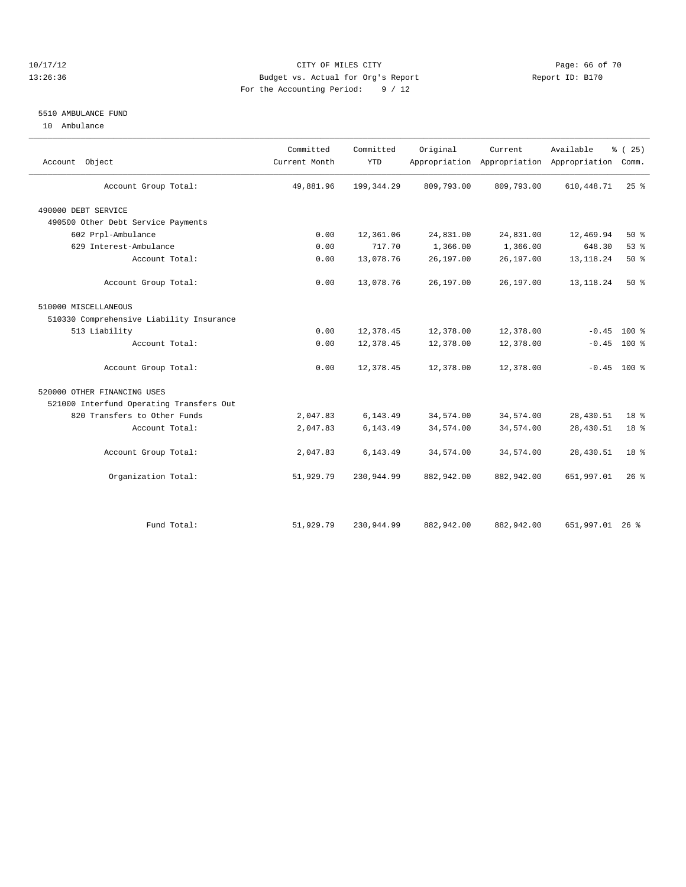CITY OF MILES CITY
Budget vs. Actual for Org's Report
For the Accounting Period: 9 / 12

## 5510 AMBULANCE FUND

10 Ambulance

| Account Object | Committed Current Month | Committed YTD | Original Appropriation | Current Appropriation | Available Appropriation | % ( 25) Comm. |
|---|---|---|---|---|---|---|
| Account Group Total: | 49,881.96 | 199,344.29 | 809,793.00 | 809,793.00 | 610,448.71 | 25 % |
| 490000 DEBT SERVICE | | | | | | |
| 490500 Other Debt Service Payments | | | | | | |
| 602 Prpl-Ambulance | 0.00 | 12,361.06 | 24,831.00 | 24,831.00 | 12,469.94 | 50 % |
| 629 Interest-Ambulance | 0.00 | 717.70 | 1,366.00 | 1,366.00 | 648.30 | 53 % |
| Account Total: | 0.00 | 13,078.76 | 26,197.00 | 26,197.00 | 13,118.24 | 50 % |
| Account Group Total: | 0.00 | 13,078.76 | 26,197.00 | 26,197.00 | 13,118.24 | 50 % |
| 510000 MISCELLANEOUS | | | | | | |
| 510330 Comprehensive Liability Insurance | | | | | | |
| 513 Liability | 0.00 | 12,378.45 | 12,378.00 | 12,378.00 | -0.45 | 100 % |
| Account Total: | 0.00 | 12,378.45 | 12,378.00 | 12,378.00 | -0.45 | 100 % |
| Account Group Total: | 0.00 | 12,378.45 | 12,378.00 | 12,378.00 | -0.45 | 100 % |
| 520000 OTHER FINANCING USES | | | | | | |
| 521000 Interfund Operating Transfers Out | | | | | | |
| 820 Transfers to Other Funds | 2,047.83 | 6,143.49 | 34,574.00 | 34,574.00 | 28,430.51 | 18 % |
| Account Total: | 2,047.83 | 6,143.49 | 34,574.00 | 34,574.00 | 28,430.51 | 18 % |
| Account Group Total: | 2,047.83 | 6,143.49 | 34,574.00 | 34,574.00 | 28,430.51 | 18 % |
| Organization Total: | 51,929.79 | 230,944.99 | 882,942.00 | 882,942.00 | 651,997.01 | 26 % |
| Fund Total: | 51,929.79 | 230,944.99 | 882,942.00 | 882,942.00 | 651,997.01 | 26 % |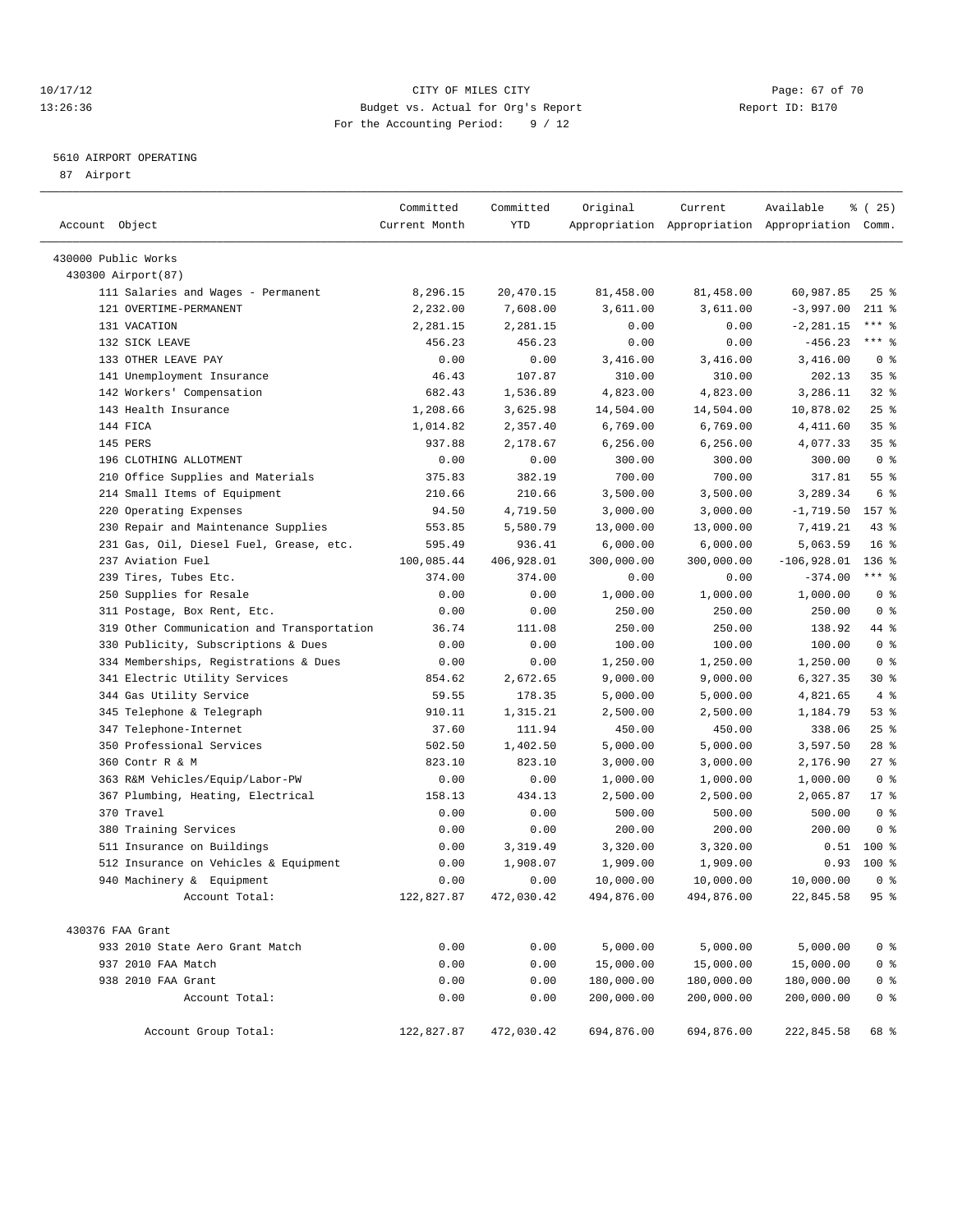CITY OF MILES CITY
Budget vs. Actual for Org's Report
For the Accounting Period: 9 / 12

10/17/12
13:26:36

Report ID: B170

5610 AIRPORT OPERATING
87 Airport

| Account Object | Committed Current Month | Committed YTD | Original Appropriation | Current Appropriation | Available Appropriation | % ( 25) Comm. |
|---|---|---|---|---|---|---|
| 430000 Public Works | | | | | | |
| 430300 Airport(87) | | | | | | |
| 111 Salaries and Wages - Permanent | 8,296.15 | 20,470.15 | 81,458.00 | 81,458.00 | 60,987.85 | 25 % |
| 121 OVERTIME-PERMANENT | 2,232.00 | 7,608.00 | 3,611.00 | 3,611.00 | -3,997.00 | 211 % |
| 131 VACATION | 2,281.15 | 2,281.15 | 0.00 | 0.00 | -2,281.15 | *** % |
| 132 SICK LEAVE | 456.23 | 456.23 | 0.00 | 0.00 | -456.23 | *** % |
| 133 OTHER LEAVE PAY | 0.00 | 0.00 | 3,416.00 | 3,416.00 | 3,416.00 | 0 % |
| 141 Unemployment Insurance | 46.43 | 107.87 | 310.00 | 310.00 | 202.13 | 35 % |
| 142 Workers' Compensation | 682.43 | 1,536.89 | 4,823.00 | 4,823.00 | 3,286.11 | 32 % |
| 143 Health Insurance | 1,208.66 | 3,625.98 | 14,504.00 | 14,504.00 | 10,878.02 | 25 % |
| 144 FICA | 1,014.82 | 2,357.40 | 6,769.00 | 6,769.00 | 4,411.60 | 35 % |
| 145 PERS | 937.88 | 2,178.67 | 6,256.00 | 6,256.00 | 4,077.33 | 35 % |
| 196 CLOTHING ALLOTMENT | 0.00 | 0.00 | 300.00 | 300.00 | 300.00 | 0 % |
| 210 Office Supplies and Materials | 375.83 | 382.19 | 700.00 | 700.00 | 317.81 | 55 % |
| 214 Small Items of Equipment | 210.66 | 210.66 | 3,500.00 | 3,500.00 | 3,289.34 | 6 % |
| 220 Operating Expenses | 94.50 | 4,719.50 | 3,000.00 | 3,000.00 | -1,719.50 | 157 % |
| 230 Repair and Maintenance Supplies | 553.85 | 5,580.79 | 13,000.00 | 13,000.00 | 7,419.21 | 43 % |
| 231 Gas, Oil, Diesel Fuel, Grease, etc. | 595.49 | 936.41 | 6,000.00 | 6,000.00 | 5,063.59 | 16 % |
| 237 Aviation Fuel | 100,085.44 | 406,928.01 | 300,000.00 | 300,000.00 | -106,928.01 | 136 % |
| 239 Tires, Tubes Etc. | 374.00 | 374.00 | 0.00 | 0.00 | -374.00 | *** % |
| 250 Supplies for Resale | 0.00 | 0.00 | 1,000.00 | 1,000.00 | 1,000.00 | 0 % |
| 311 Postage, Box Rent, Etc. | 0.00 | 0.00 | 250.00 | 250.00 | 250.00 | 0 % |
| 319 Other Communication and Transportation | 36.74 | 111.08 | 250.00 | 250.00 | 138.92 | 44 % |
| 330 Publicity, Subscriptions & Dues | 0.00 | 0.00 | 100.00 | 100.00 | 100.00 | 0 % |
| 334 Memberships, Registrations & Dues | 0.00 | 0.00 | 1,250.00 | 1,250.00 | 1,250.00 | 0 % |
| 341 Electric Utility Services | 854.62 | 2,672.65 | 9,000.00 | 9,000.00 | 6,327.35 | 30 % |
| 344 Gas Utility Service | 59.55 | 178.35 | 5,000.00 | 5,000.00 | 4,821.65 | 4 % |
| 345 Telephone & Telegraph | 910.11 | 1,315.21 | 2,500.00 | 2,500.00 | 1,184.79 | 53 % |
| 347 Telephone-Internet | 37.60 | 111.94 | 450.00 | 450.00 | 338.06 | 25 % |
| 350 Professional Services | 502.50 | 1,402.50 | 5,000.00 | 5,000.00 | 3,597.50 | 28 % |
| 360 Contr R & M | 823.10 | 823.10 | 3,000.00 | 3,000.00 | 2,176.90 | 27 % |
| 363 R&M Vehicles/Equip/Labor-PW | 0.00 | 0.00 | 1,000.00 | 1,000.00 | 1,000.00 | 0 % |
| 367 Plumbing, Heating, Electrical | 158.13 | 434.13 | 2,500.00 | 2,500.00 | 2,065.87 | 17 % |
| 370 Travel | 0.00 | 0.00 | 500.00 | 500.00 | 500.00 | 0 % |
| 380 Training Services | 0.00 | 0.00 | 200.00 | 200.00 | 200.00 | 0 % |
| 511 Insurance on Buildings | 0.00 | 3,319.49 | 3,320.00 | 3,320.00 | 0.51 | 100 % |
| 512 Insurance on Vehicles & Equipment | 0.00 | 1,908.07 | 1,909.00 | 1,909.00 | 0.93 | 100 % |
| 940 Machinery & Equipment | 0.00 | 0.00 | 10,000.00 | 10,000.00 | 10,000.00 | 0 % |
| Account Total: | 122,827.87 | 472,030.42 | 494,876.00 | 494,876.00 | 22,845.58 | 95 % |
| 430376 FAA Grant | | | | | | |
| 933 2010 State Aero Grant Match | 0.00 | 0.00 | 5,000.00 | 5,000.00 | 5,000.00 | 0 % |
| 937 2010 FAA Match | 0.00 | 0.00 | 15,000.00 | 15,000.00 | 15,000.00 | 0 % |
| 938 2010 FAA Grant | 0.00 | 0.00 | 180,000.00 | 180,000.00 | 180,000.00 | 0 % |
| Account Total: | 0.00 | 0.00 | 200,000.00 | 200,000.00 | 200,000.00 | 0 % |
| Account Group Total: | 122,827.87 | 472,030.42 | 694,876.00 | 694,876.00 | 222,845.58 | 68 % |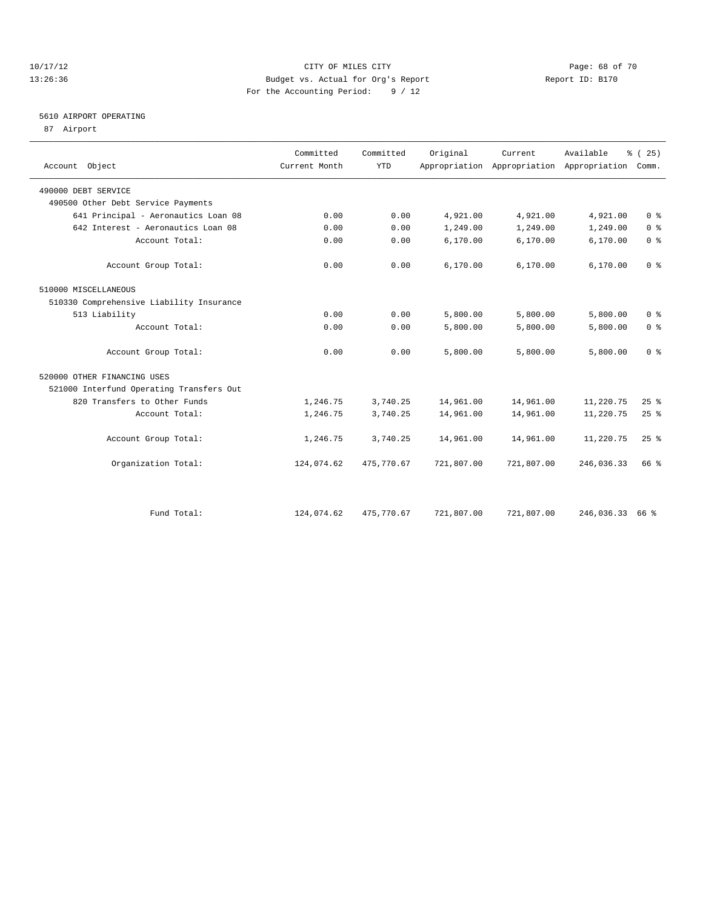CITY OF MILES CITY
Budget vs. Actual for Org's Report
For the Accounting Period: 9 / 12

10/17/12
13:26:36

Report ID: B170

## 5610 AIRPORT OPERATING

87 Airport

| Account Object | Committed Current Month | Committed YTD | Original Appropriation | Current Appropriation | Available Appropriation | % ( 25) Comm. |
|---|---|---|---|---|---|---|
| 490000 DEBT SERVICE | | | | | | |
| 490500 Other Debt Service Payments | | | | | | |
| 641 Principal - Aeronautics Loan 08 | 0.00 | 0.00 | 4,921.00 | 4,921.00 | 4,921.00 | 0 % |
| 642 Interest - Aeronautics Loan 08 | 0.00 | 0.00 | 1,249.00 | 1,249.00 | 1,249.00 | 0 % |
| Account Total: | 0.00 | 0.00 | 6,170.00 | 6,170.00 | 6,170.00 | 0 % |
| Account Group Total: | 0.00 | 0.00 | 6,170.00 | 6,170.00 | 6,170.00 | 0 % |
| 510000 MISCELLANEOUS | | | | | | |
| 510330 Comprehensive Liability Insurance | | | | | | |
| 513 Liability | 0.00 | 0.00 | 5,800.00 | 5,800.00 | 5,800.00 | 0 % |
| Account Total: | 0.00 | 0.00 | 5,800.00 | 5,800.00 | 5,800.00 | 0 % |
| Account Group Total: | 0.00 | 0.00 | 5,800.00 | 5,800.00 | 5,800.00 | 0 % |
| 520000 OTHER FINANCING USES | | | | | | |
| 521000 Interfund Operating Transfers Out | | | | | | |
| 820 Transfers to Other Funds | 1,246.75 | 3,740.25 | 14,961.00 | 14,961.00 | 11,220.75 | 25 % |
| Account Total: | 1,246.75 | 3,740.25 | 14,961.00 | 14,961.00 | 11,220.75 | 25 % |
| Account Group Total: | 1,246.75 | 3,740.25 | 14,961.00 | 14,961.00 | 11,220.75 | 25 % |
| Organization Total: | 124,074.62 | 475,770.67 | 721,807.00 | 721,807.00 | 246,036.33 | 66 % |
| Fund Total: | 124,074.62 | 475,770.67 | 721,807.00 | 721,807.00 | 246,036.33 | 66 % |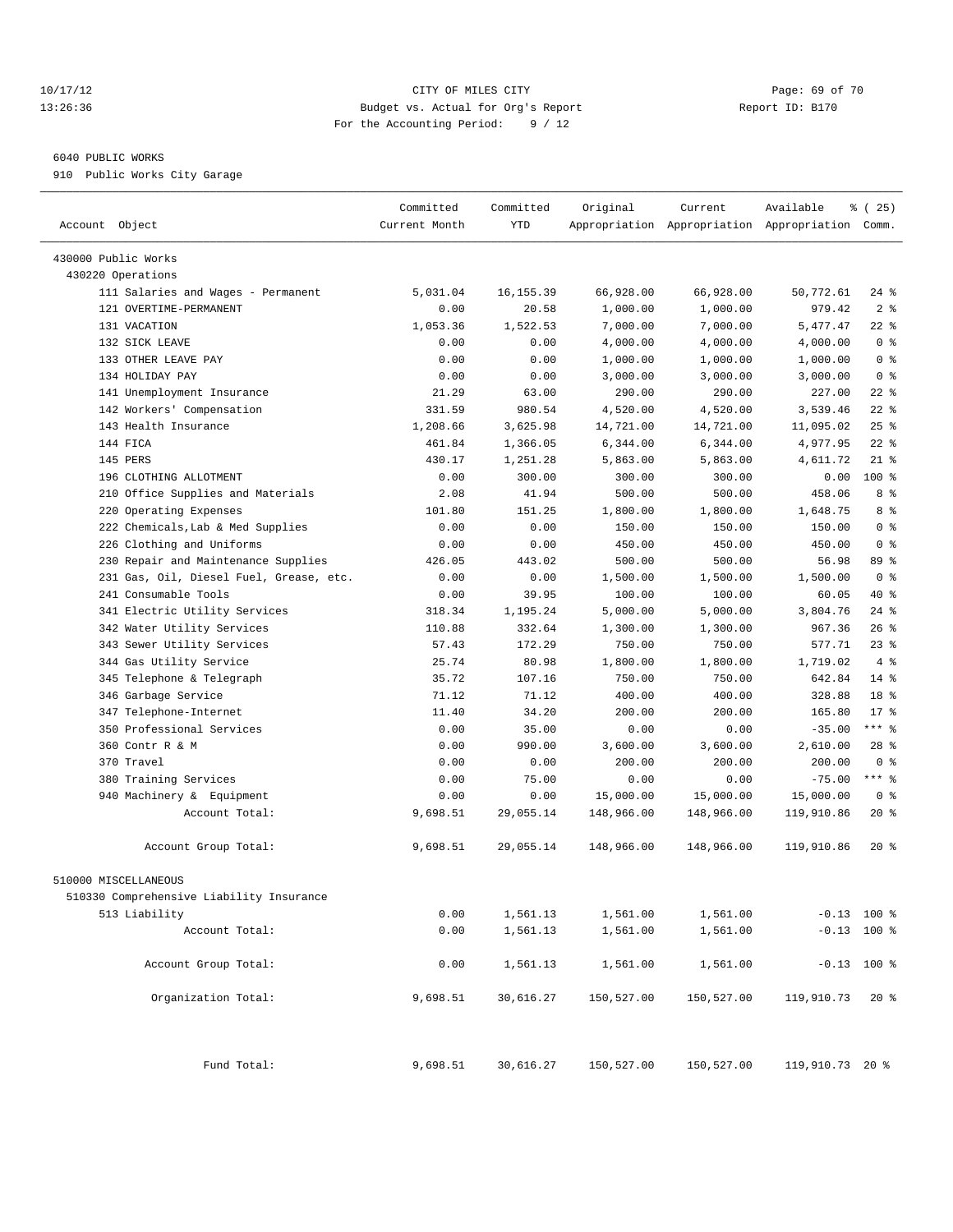10/17/12 CITY OF MILES CITY
13:26:36 Budget vs. Actual for Org's Report Report ID: B170
For the Accounting Period: 9 / 12

6040 PUBLIC WORKS
910 Public Works City Garage

| Account Object | Committed Current Month | Committed YTD | Original Appropriation | Current Appropriation | Available Appropriation | % ( 25) Comm. |
|---|---|---|---|---|---|---|
| 430000 Public Works | | | | | | |
| 430220 Operations | | | | | | |
| 111 Salaries and Wages - Permanent | 5,031.04 | 16,155.39 | 66,928.00 | 66,928.00 | 50,772.61 | 24 % |
| 121 OVERTIME-PERMANENT | 0.00 | 20.58 | 1,000.00 | 1,000.00 | 979.42 | 2 % |
| 131 VACATION | 1,053.36 | 1,522.53 | 7,000.00 | 7,000.00 | 5,477.47 | 22 % |
| 132 SICK LEAVE | 0.00 | 0.00 | 4,000.00 | 4,000.00 | 4,000.00 | 0 % |
| 133 OTHER LEAVE PAY | 0.00 | 0.00 | 1,000.00 | 1,000.00 | 1,000.00 | 0 % |
| 134 HOLIDAY PAY | 0.00 | 0.00 | 3,000.00 | 3,000.00 | 3,000.00 | 0 % |
| 141 Unemployment Insurance | 21.29 | 63.00 | 290.00 | 290.00 | 227.00 | 22 % |
| 142 Workers' Compensation | 331.59 | 980.54 | 4,520.00 | 4,520.00 | 3,539.46 | 22 % |
| 143 Health Insurance | 1,208.66 | 3,625.98 | 14,721.00 | 14,721.00 | 11,095.02 | 25 % |
| 144 FICA | 461.84 | 1,366.05 | 6,344.00 | 6,344.00 | 4,977.95 | 22 % |
| 145 PERS | 430.17 | 1,251.28 | 5,863.00 | 5,863.00 | 4,611.72 | 21 % |
| 196 CLOTHING ALLOTMENT | 0.00 | 300.00 | 300.00 | 300.00 | 0.00 | 100 % |
| 210 Office Supplies and Materials | 2.08 | 41.94 | 500.00 | 500.00 | 458.06 | 8 % |
| 220 Operating Expenses | 101.80 | 151.25 | 1,800.00 | 1,800.00 | 1,648.75 | 8 % |
| 222 Chemicals,Lab & Med Supplies | 0.00 | 0.00 | 150.00 | 150.00 | 150.00 | 0 % |
| 226 Clothing and Uniforms | 0.00 | 0.00 | 450.00 | 450.00 | 450.00 | 0 % |
| 230 Repair and Maintenance Supplies | 426.05 | 443.02 | 500.00 | 500.00 | 56.98 | 89 % |
| 231 Gas, Oil, Diesel Fuel, Grease, etc. | 0.00 | 0.00 | 1,500.00 | 1,500.00 | 1,500.00 | 0 % |
| 241 Consumable Tools | 0.00 | 39.95 | 100.00 | 100.00 | 60.05 | 40 % |
| 341 Electric Utility Services | 318.34 | 1,195.24 | 5,000.00 | 5,000.00 | 3,804.76 | 24 % |
| 342 Water Utility Services | 110.88 | 332.64 | 1,300.00 | 1,300.00 | 967.36 | 26 % |
| 343 Sewer Utility Services | 57.43 | 172.29 | 750.00 | 750.00 | 577.71 | 23 % |
| 344 Gas Utility Service | 25.74 | 80.98 | 1,800.00 | 1,800.00 | 1,719.02 | 4 % |
| 345 Telephone & Telegraph | 35.72 | 107.16 | 750.00 | 750.00 | 642.84 | 14 % |
| 346 Garbage Service | 71.12 | 71.12 | 400.00 | 400.00 | 328.88 | 18 % |
| 347 Telephone-Internet | 11.40 | 34.20 | 200.00 | 200.00 | 165.80 | 17 % |
| 350 Professional Services | 0.00 | 35.00 | 0.00 | 0.00 | -35.00 | *** % |
| 360 Contr R & M | 0.00 | 990.00 | 3,600.00 | 3,600.00 | 2,610.00 | 28 % |
| 370 Travel | 0.00 | 0.00 | 200.00 | 200.00 | 200.00 | 0 % |
| 380 Training Services | 0.00 | 75.00 | 0.00 | 0.00 | -75.00 | *** % |
| 940 Machinery & Equipment | 0.00 | 0.00 | 15,000.00 | 15,000.00 | 15,000.00 | 0 % |
| Account Total: | 9,698.51 | 29,055.14 | 148,966.00 | 148,966.00 | 119,910.86 | 20 % |
| Account Group Total: | 9,698.51 | 29,055.14 | 148,966.00 | 148,966.00 | 119,910.86 | 20 % |
| 510000 MISCELLANEOUS | | | | | | |
| 510330 Comprehensive Liability Insurance | | | | | | |
| 513 Liability | 0.00 | 1,561.13 | 1,561.00 | 1,561.00 | -0.13 | 100 % |
| Account Total: | 0.00 | 1,561.13 | 1,561.00 | 1,561.00 | -0.13 | 100 % |
| Account Group Total: | 0.00 | 1,561.13 | 1,561.00 | 1,561.00 | -0.13 | 100 % |
| Organization Total: | 9,698.51 | 30,616.27 | 150,527.00 | 150,527.00 | 119,910.73 | 20 % |
| Fund Total: | 9,698.51 | 30,616.27 | 150,527.00 | 150,527.00 | 119,910.73 | 20 % |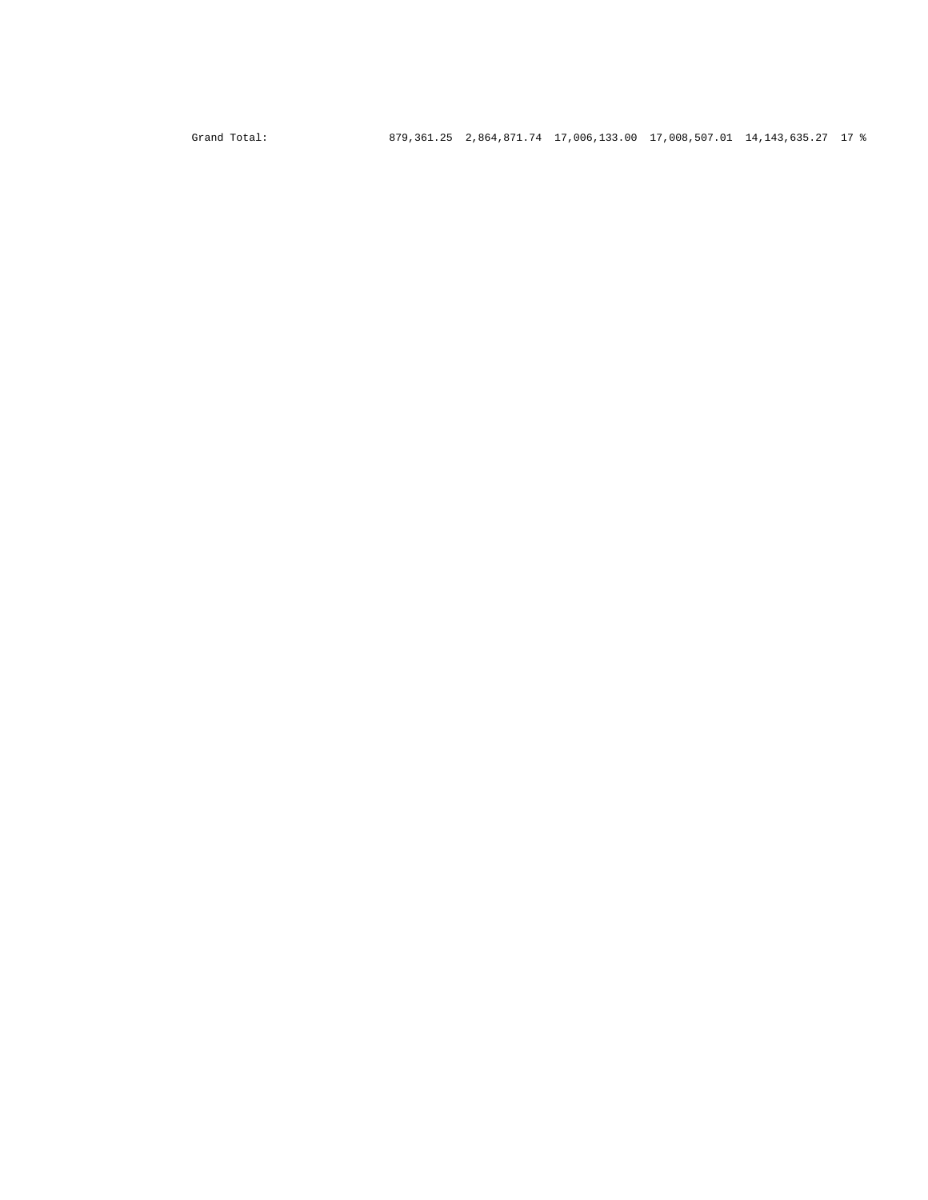| | | | | | | |
|---|---|---|---|---|---|---|
| Grand Total: | 879,361.25 | 2,864,871.74 | 17,006,133.00 | 17,008,507.01 | 14,143,635.27 | 17 % |